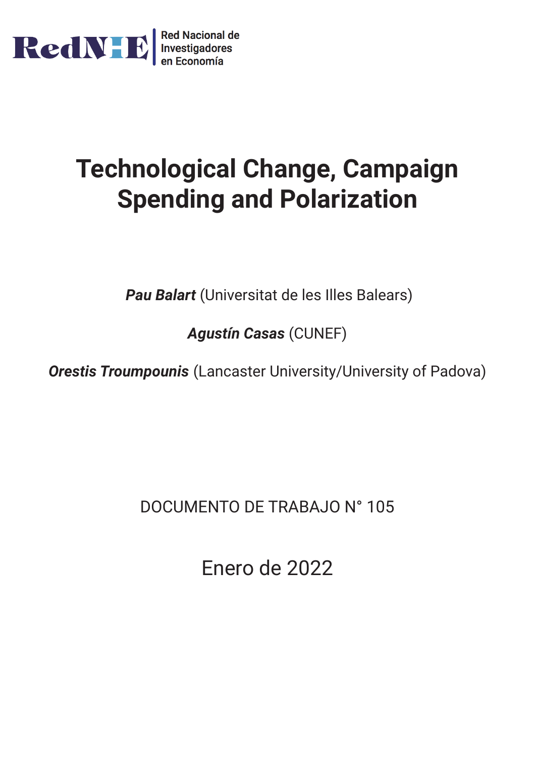RedNIE

Red Nacional de Investigadores en Economía

# Technological Change, Campaign Spending and Polarization

***Pau Balart*** (Universitat de les Illes Balears)

***Agustín Casas*** (CUNEF)

***Orestis Troumpounis*** (Lancaster University/University of Padova)

DOCUMENTO DE TRABAJO N° 105

Enero de 2022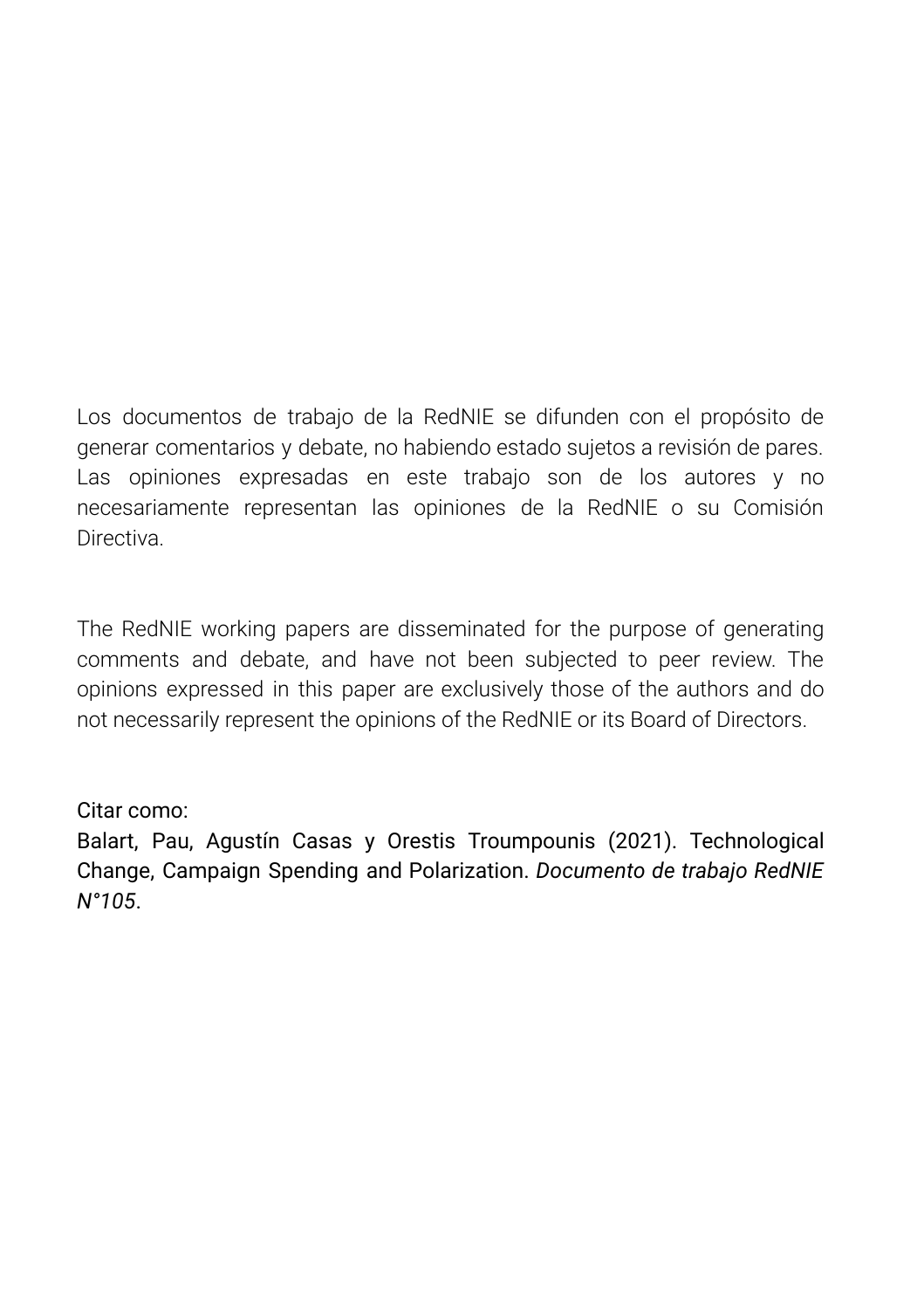Los documentos de trabajo de la RedNIE se difunden con el propósito de generar comentarios y debate, no habiendo estado sujetos a revisión de pares. Las opiniones expresadas en este trabajo son de los autores y no necesariamente representan las opiniones de la RedNIE o su Comisión Directiva.

The RedNIE working papers are disseminated for the purpose of generating comments and debate, and have not been subjected to peer review. The opinions expressed in this paper are exclusively those of the authors and do not necessarily represent the opinions of the RedNIE or its Board of Directors.

Citar como:

Balart, Pau, Agustín Casas y Orestis Troumpounis (2021). Technological Change, Campaign Spending and Polarization. *Documento de trabajo RedNIE N°105*.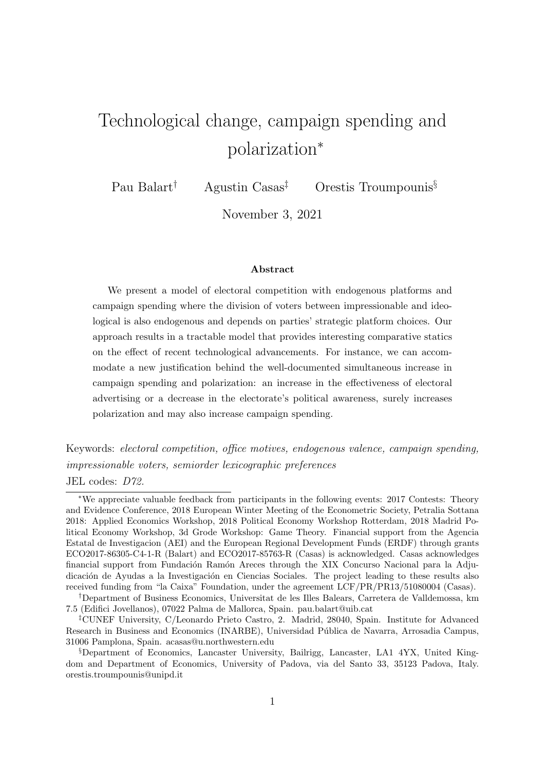# Technological change, campaign spending and polarization*

Pau Balart[†] Agustin Casas[‡] Orestis Troumpounis[§]

November 3, 2021

**Abstract**

We present a model of electoral competition with endogenous platforms and campaign spending where the division of voters between impressionable and ideological is also endogenous and depends on parties' strategic platform choices. Our approach results in a tractable model that provides interesting comparative statics on the effect of recent technological advancements. For instance, we can accommodate a new justification behind the well-documented simultaneous increase in campaign spending and polarization: an increase in the effectiveness of electoral advertising or a decrease in the electorate's political awareness, surely increases polarization and may also increase campaign spending.

Keywords: *electoral competition, office motives, endogenous valence, campaign spending, impressionable voters, semiorder lexicographic preferences*

JEL codes: *D72.*

---

*We appreciate valuable feedback from participants in the following events: 2017 Contests: Theory and Evidence Conference, 2018 European Winter Meeting of the Econometric Society, Petralia Sottana 2018: Applied Economics Workshop, 2018 Political Economy Workshop Rotterdam, 2018 Madrid Political Economy Workshop, 3d Grode Workshop: Game Theory. Financial support from the Agencia Estatal de Investigacion (AEI) and the European Regional Development Funds (ERDF) through grants ECO2017-86305-C4-1-R (Balart) and ECO2017-85763-R (Casas) is acknowledged. Casas acknowledges financial support from Fundación Ramón Areces through the XIX Concurso Nacional para la Adjudicación de Ayudas a la Investigación en Ciencias Sociales. The project leading to these results also received funding from "la Caixa" Foundation, under the agreement LCF/PR/PR13/51080004 (Casas).

[†]Department of Business Economics, Universitat de les Illes Balears, Carretera de Valldemossa, km 7.5 (Edifici Jovellanos), 07022 Palma de Mallorca, Spain. pau.balart@uib.cat

[‡]CUNEF University, C/Leonardo Prieto Castro, 2. Madrid, 28040, Spain. Institute for Advanced Research in Business and Economics (INARBE), Universidad Pública de Navarra, Arrosadia Campus, 31006 Pamplona, Spain. acasas@u.northwestern.edu

[§]Department of Economics, Lancaster University, Bailrigg, Lancaster, LA1 4YX, United Kingdom and Department of Economics, University of Padova, via del Santo 33, 35123 Padova, Italy. orestis.troumpounis@unipd.it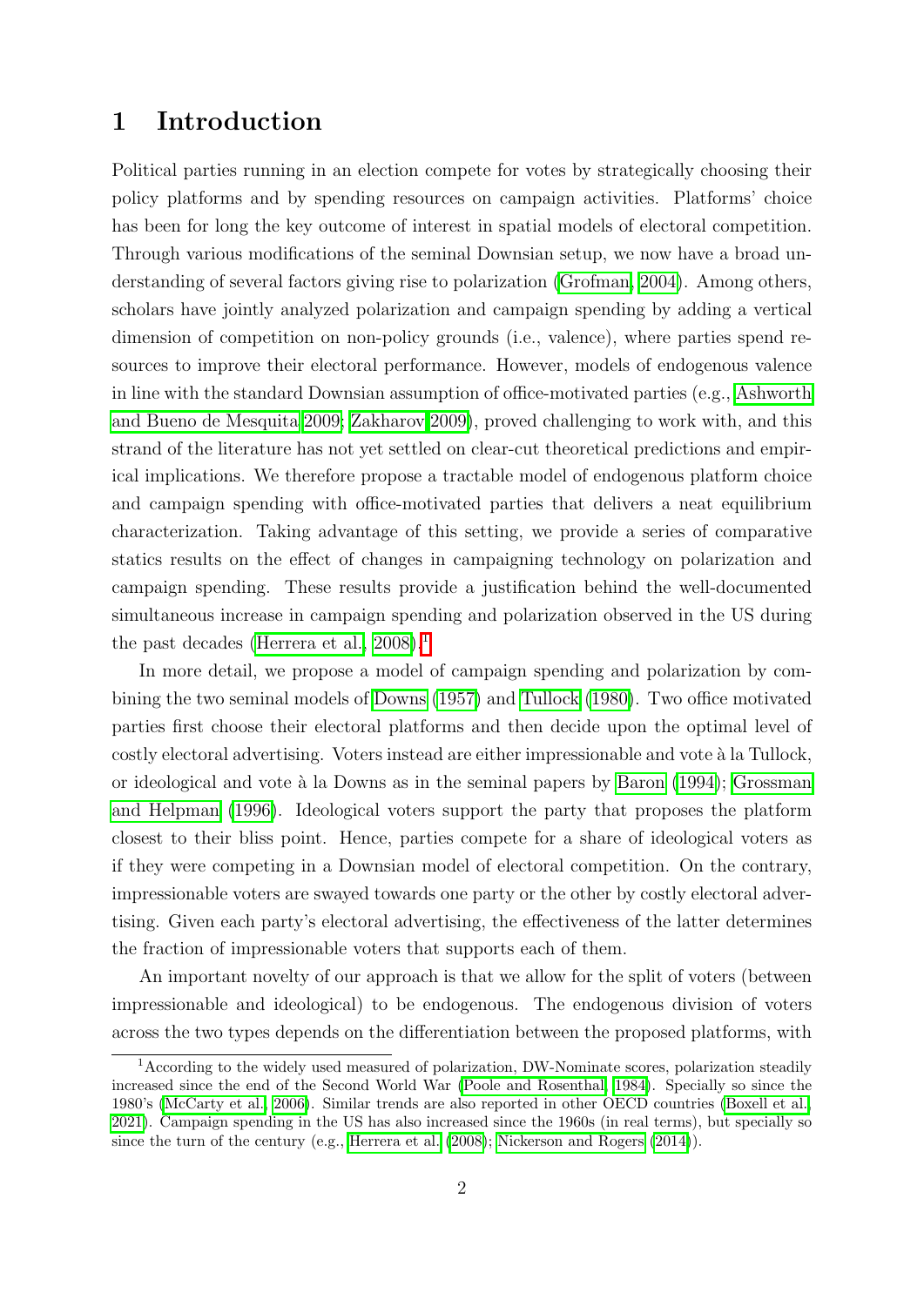# 1 Introduction

Political parties running in an election compete for votes by strategically choosing their policy platforms and by spending resources on campaign activities. Platforms' choice has been for long the key outcome of interest in spatial models of electoral competition. Through various modifications of the seminal Downsian setup, we now have a broad understanding of several factors giving rise to polarization (Grofman, 2004). Among others, scholars have jointly analyzed polarization and campaign spending by adding a vertical dimension of competition on non-policy grounds (i.e., valence), where parties spend resources to improve their electoral performance. However, models of endogenous valence in line with the standard Downsian assumption of office-motivated parties (e.g., Ashworth and Bueno de Mesquita 2009; Zakharov 2009), proved challenging to work with, and this strand of the literature has not yet settled on clear-cut theoretical predictions and empirical implications. We therefore propose a tractable model of endogenous platform choice and campaign spending with office-motivated parties that delivers a neat equilibrium characterization. Taking advantage of this setting, we provide a series of comparative statics results on the effect of changes in campaigning technology on polarization and campaign spending. These results provide a justification behind the well-documented simultaneous increase in campaign spending and polarization observed in the US during the past decades (Herrera et al., 2008).[1]

In more detail, we propose a model of campaign spending and polarization by combining the two seminal models of Downs (1957) and Tullock (1980). Two office motivated parties first choose their electoral platforms and then decide upon the optimal level of costly electoral advertising. Voters instead are either impressionable and vote à la Tullock, or ideological and vote à la Downs as in the seminal papers by Baron (1994); Grossman and Helpman (1996). Ideological voters support the party that proposes the platform closest to their bliss point. Hence, parties compete for a share of ideological voters as if they were competing in a Downsian model of electoral competition. On the contrary, impressionable voters are swayed towards one party or the other by costly electoral advertising. Given each party's electoral advertising, the effectiveness of the latter determines the fraction of impressionable voters that supports each of them.

An important novelty of our approach is that we allow for the split of voters (between impressionable and ideological) to be endogenous. The endogenous division of voters across the two types depends on the differentiation between the proposed platforms, with

[1] According to the widely used measured of polarization, DW-Nominate scores, polarization steadily increased since the end of the Second World War (Poole and Rosenthal, 1984). Specially so since the 1980's (McCarty et al., 2006). Similar trends are also reported in other OECD countries (Boxell et al., 2021). Campaign spending in the US has also increased since the 1960s (in real terms), but specially so since the turn of the century (e.g., Herrera et al. (2008); Nickerson and Rogers (2014)).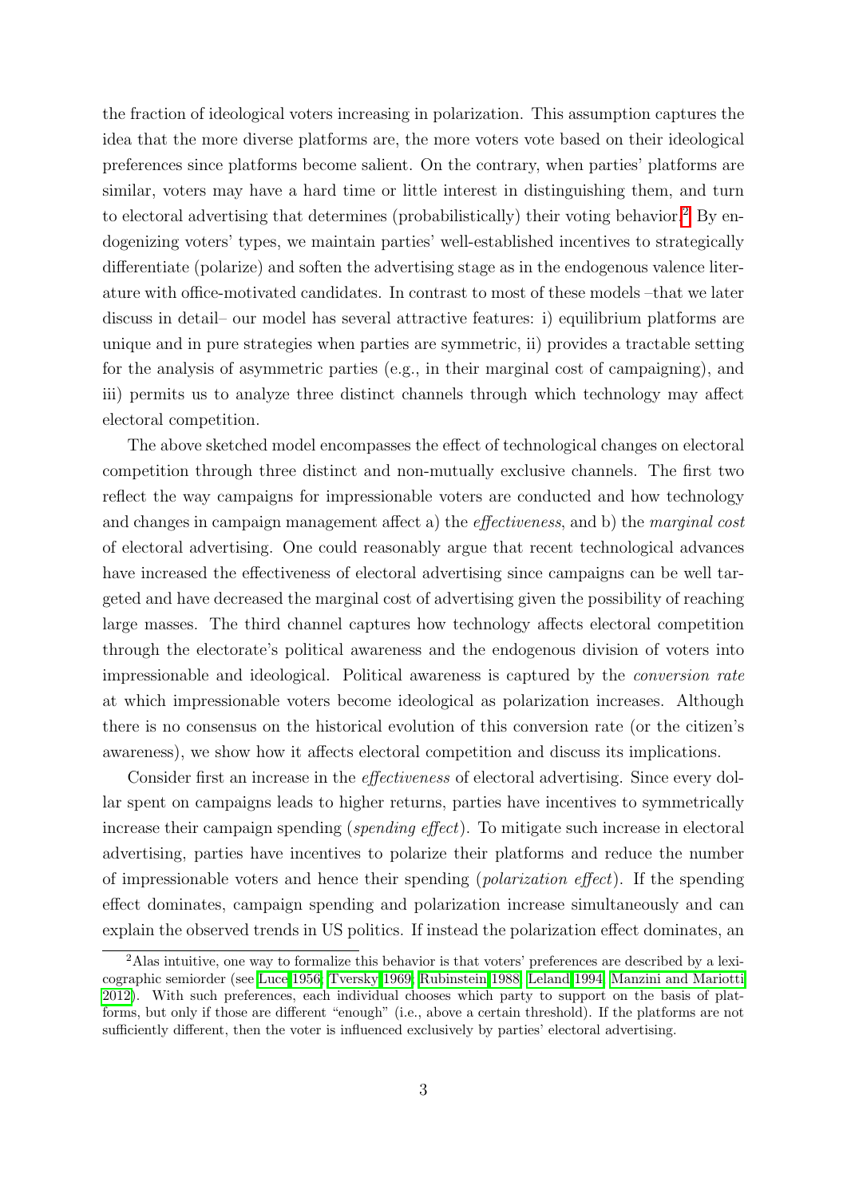the fraction of ideological voters increasing in polarization. This assumption captures the idea that the more diverse platforms are, the more voters vote based on their ideological preferences since platforms become salient. On the contrary, when parties' platforms are similar, voters may have a hard time or little interest in distinguishing them, and turn to electoral advertising that determines (probabilistically) their voting behavior.[2] By endogenizing voters' types, we maintain parties' well-established incentives to strategically differentiate (polarize) and soften the advertising stage as in the endogenous valence literature with office-motivated candidates. In contrast to most of these models –that we later discuss in detail– our model has several attractive features: i) equilibrium platforms are unique and in pure strategies when parties are symmetric, ii) provides a tractable setting for the analysis of asymmetric parties (e.g., in their marginal cost of campaigning), and iii) permits us to analyze three distinct channels through which technology may affect electoral competition.

The above sketched model encompasses the effect of technological changes on electoral competition through three distinct and non-mutually exclusive channels. The first two reflect the way campaigns for impressionable voters are conducted and how technology and changes in campaign management affect a) the *effectiveness*, and b) the *marginal cost* of electoral advertising. One could reasonably argue that recent technological advances have increased the effectiveness of electoral advertising since campaigns can be well targeted and have decreased the marginal cost of advertising given the possibility of reaching large masses. The third channel captures how technology affects electoral competition through the electorate's political awareness and the endogenous division of voters into impressionable and ideological. Political awareness is captured by the *conversion rate* at which impressionable voters become ideological as polarization increases. Although there is no consensus on the historical evolution of this conversion rate (or the citizen's awareness), we show how it affects electoral competition and discuss its implications.

Consider first an increase in the *effectiveness* of electoral advertising. Since every dollar spent on campaigns leads to higher returns, parties have incentives to symmetrically increase their campaign spending (*spending effect*). To mitigate such increase in electoral advertising, parties have incentives to polarize their platforms and reduce the number of impressionable voters and hence their spending (*polarization effect*). If the spending effect dominates, campaign spending and polarization increase simultaneously and can explain the observed trends in US politics. If instead the polarization effect dominates, an

[2] Alas intuitive, one way to formalize this behavior is that voters' preferences are described by a lexicographic semiorder (see Luce 1956; Tversky 1969; Rubinstein 1988; Leland 1994; Manzini and Mariotti 2012). With such preferences, each individual chooses which party to support on the basis of platforms, but only if those are different "enough" (i.e., above a certain threshold). If the platforms are not sufficiently different, then the voter is influenced exclusively by parties' electoral advertising.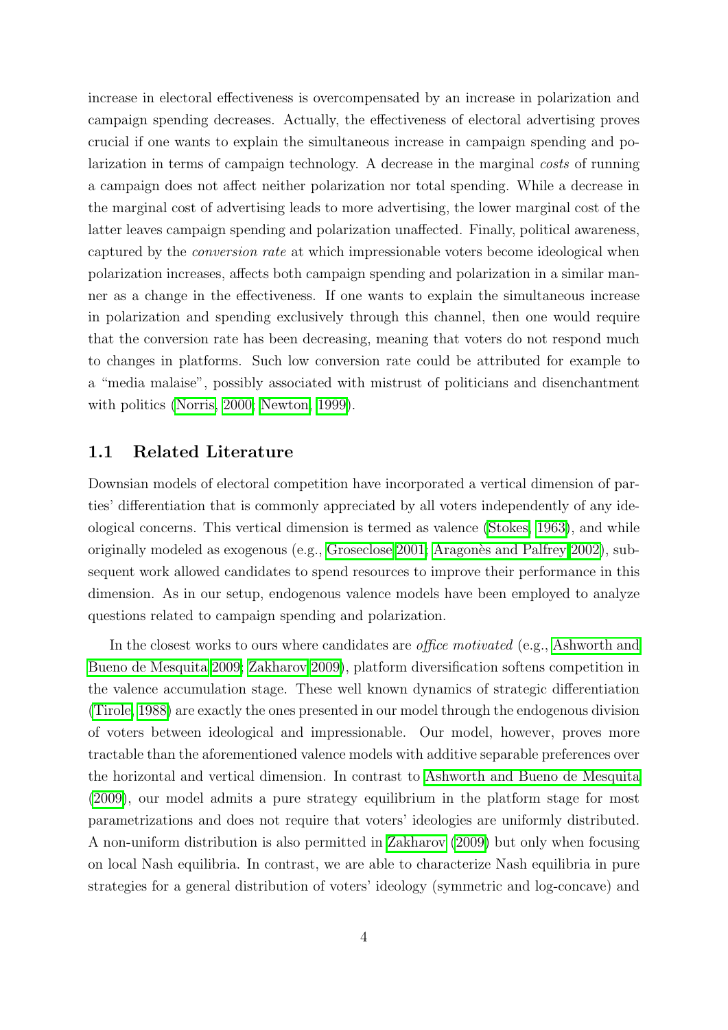increase in electoral effectiveness is overcompensated by an increase in polarization and campaign spending decreases. Actually, the effectiveness of electoral advertising proves crucial if one wants to explain the simultaneous increase in campaign spending and polarization in terms of campaign technology. A decrease in the marginal *costs* of running a campaign does not affect neither polarization nor total spending. While a decrease in the marginal cost of advertising leads to more advertising, the lower marginal cost of the latter leaves campaign spending and polarization unaffected. Finally, political awareness, captured by the *conversion rate* at which impressionable voters become ideological when polarization increases, affects both campaign spending and polarization in a similar manner as a change in the effectiveness. If one wants to explain the simultaneous increase in polarization and spending exclusively through this channel, then one would require that the conversion rate has been decreasing, meaning that voters do not respond much to changes in platforms. Such low conversion rate could be attributed for example to a "media malaise", possibly associated with mistrust of politicians and disenchantment with politics (Norris, 2000; Newton, 1999).

## 1.1 Related Literature

Downsian models of electoral competition have incorporated a vertical dimension of parties' differentiation that is commonly appreciated by all voters independently of any ideological concerns. This vertical dimension is termed as valence (Stokes, 1963), and while originally modeled as exogenous (e.g., Groseclose 2001; Aragonès and Palfrey 2002), subsequent work allowed candidates to spend resources to improve their performance in this dimension. As in our setup, endogenous valence models have been employed to analyze questions related to campaign spending and polarization.

In the closest works to ours where candidates are *office motivated* (e.g., Ashworth and Bueno de Mesquita 2009; Zakharov 2009), platform diversification softens competition in the valence accumulation stage. These well known dynamics of strategic differentiation (Tirole, 1988) are exactly the ones presented in our model through the endogenous division of voters between ideological and impressionable. Our model, however, proves more tractable than the aforementioned valence models with additive separable preferences over the horizontal and vertical dimension. In contrast to Ashworth and Bueno de Mesquita (2009), our model admits a pure strategy equilibrium in the platform stage for most parametrizations and does not require that voters' ideologies are uniformly distributed. A non-uniform distribution is also permitted in Zakharov (2009) but only when focusing on local Nash equilibria. In contrast, we are able to characterize Nash equilibria in pure strategies for a general distribution of voters' ideology (symmetric and log-concave) and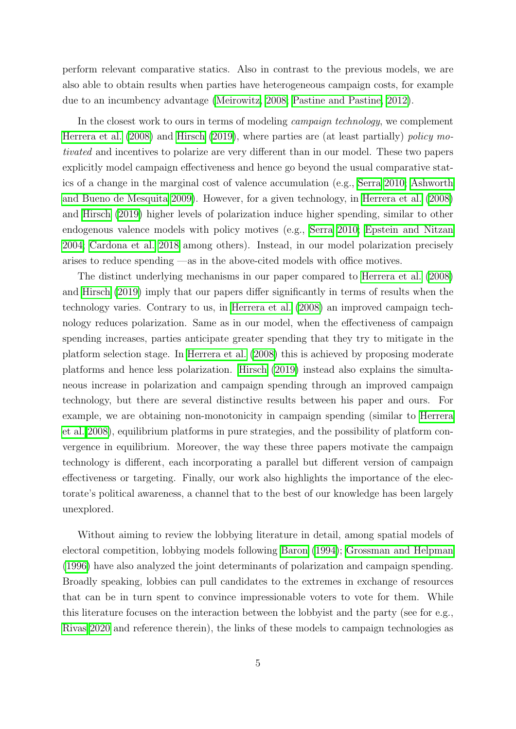perform relevant comparative statics. Also in contrast to the previous models, we are also able to obtain results when parties have heterogeneous campaign costs, for example due to an incumbency advantage (Meirowitz, 2008; Pastine and Pastine, 2012).

In the closest work to ours in terms of modeling *campaign technology*, we complement Herrera et al. (2008) and Hirsch (2019), where parties are (at least partially) *policy motivated* and incentives to polarize are very different than in our model. These two papers explicitly model campaign effectiveness and hence go beyond the usual comparative statics of a change in the marginal cost of valence accumulation (e.g., Serra 2010; Ashworth and Bueno de Mesquita 2009). However, for a given technology, in Herrera et al. (2008) and Hirsch (2019) higher levels of polarization induce higher spending, similar to other endogenous valence models with policy motives (e.g., Serra 2010; Epstein and Nitzan 2004; Cardona et al. 2018 among others). Instead, in our model polarization precisely arises to reduce spending —as in the above-cited models with office motives.

The distinct underlying mechanisms in our paper compared to Herrera et al. (2008) and Hirsch (2019) imply that our papers differ significantly in terms of results when the technology varies. Contrary to us, in Herrera et al. (2008) an improved campaign technology reduces polarization. Same as in our model, when the effectiveness of campaign spending increases, parties anticipate greater spending that they try to mitigate in the platform selection stage. In Herrera et al. (2008) this is achieved by proposing moderate platforms and hence less polarization. Hirsch (2019) instead also explains the simultaneous increase in polarization and campaign spending through an improved campaign technology, but there are several distinctive results between his paper and ours. For example, we are obtaining non-monotonicity in campaign spending (similar to Herrera et al. 2008), equilibrium platforms in pure strategies, and the possibility of platform convergence in equilibrium. Moreover, the way these three papers motivate the campaign technology is different, each incorporating a parallel but different version of campaign effectiveness or targeting. Finally, our work also highlights the importance of the electorate's political awareness, a channel that to the best of our knowledge has been largely unexplored.

Without aiming to review the lobbying literature in detail, among spatial models of electoral competition, lobbying models following Baron (1994); Grossman and Helpman (1996) have also analyzed the joint determinants of polarization and campaign spending. Broadly speaking, lobbies can pull candidates to the extremes in exchange of resources that can be in turn spent to convince impressionable voters to vote for them. While this literature focuses on the interaction between the lobbyist and the party (see for e.g., Rivas 2020 and reference therein), the links of these models to campaign technologies as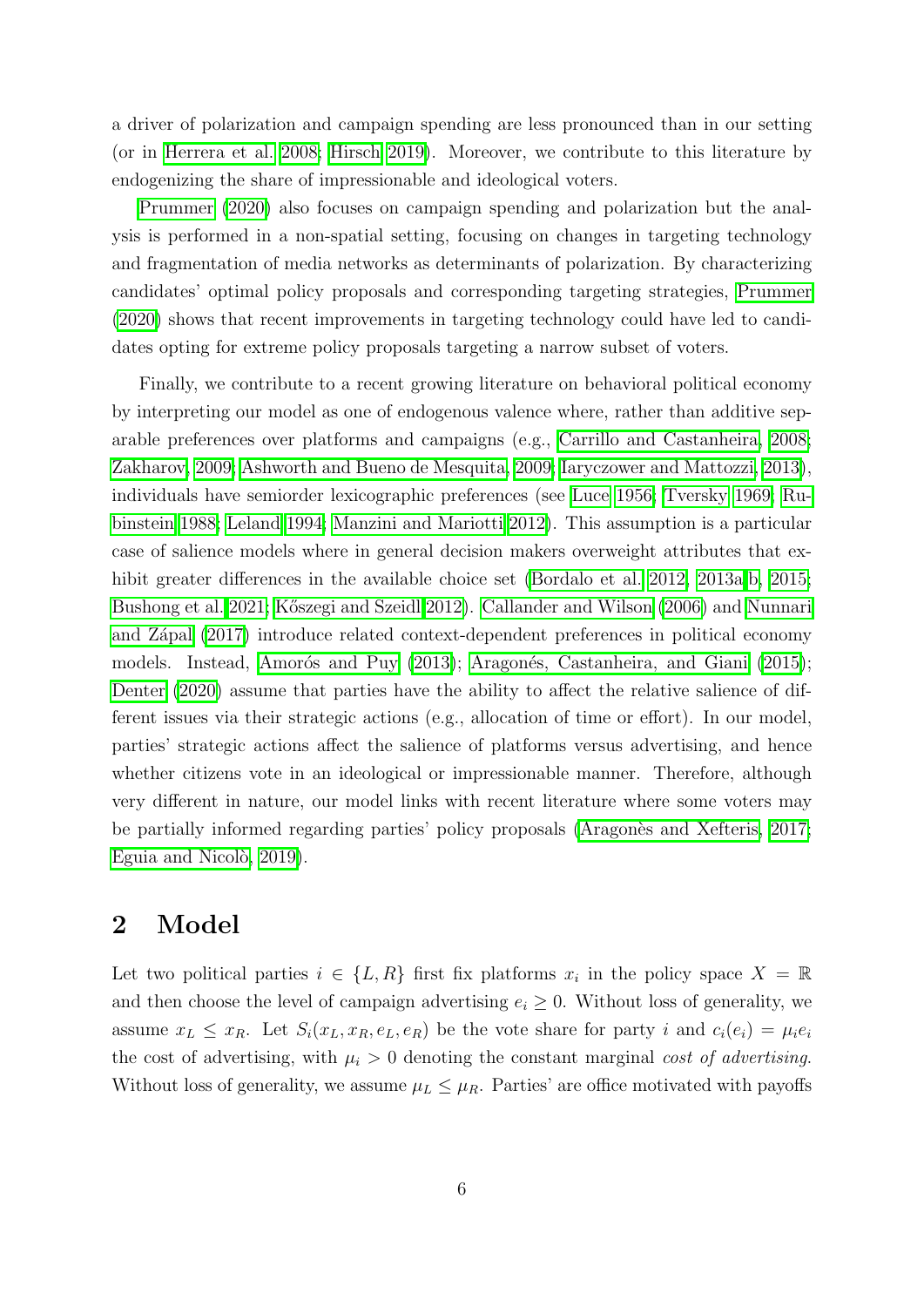a driver of polarization and campaign spending are less pronounced than in our setting (or in Herrera et al. 2008; Hirsch 2019). Moreover, we contribute to this literature by endogenizing the share of impressionable and ideological voters.

Prummer (2020) also focuses on campaign spending and polarization but the analysis is performed in a non-spatial setting, focusing on changes in targeting technology and fragmentation of media networks as determinants of polarization. By characterizing candidates' optimal policy proposals and corresponding targeting strategies, Prummer (2020) shows that recent improvements in targeting technology could have led to candidates opting for extreme policy proposals targeting a narrow subset of voters.

Finally, we contribute to a recent growing literature on behavioral political economy by interpreting our model as one of endogenous valence where, rather than additive separable preferences over platforms and campaigns (e.g., Carrillo and Castanheira, 2008; Zakharov, 2009; Ashworth and Bueno de Mesquita, 2009; Iaryczower and Mattozzi, 2013), individuals have semiorder lexicographic preferences (see Luce 1956; Tversky 1969; Rubinstein 1988; Leland 1994; Manzini and Mariotti 2012). This assumption is a particular case of salience models where in general decision makers overweight attributes that exhibit greater differences in the available choice set (Bordalo et al. 2012, 2013a,b, 2015; Bushong et al. 2021; Kőszegi and Szeidl 2012). Callander and Wilson (2006) and Nunnari and Zápal (2017) introduce related context-dependent preferences in political economy models. Instead, Amorós and Puy (2013); Aragonés, Castanheira, and Giani (2015); Denter (2020) assume that parties have the ability to affect the relative salience of different issues via their strategic actions (e.g., allocation of time or effort). In our model, parties' strategic actions affect the salience of platforms versus advertising, and hence whether citizens vote in an ideological or impressionable manner. Therefore, although very different in nature, our model links with recent literature where some voters may be partially informed regarding parties' policy proposals (Aragonès and Xefteris, 2017; Eguia and Nicolò, 2019).

## 2 Model

Let two political parties $i \in \{L, R\}$ first fix platforms $x_i$ in the policy space $X = \mathbb{R}$ and then choose the level of campaign advertising $e_i \geq 0$. Without loss of generality, we assume $x_L \leq x_R$. Let $S_i(x_L, x_R, e_L, e_R)$ be the vote share for party $i$ and $c_i(e_i) = \mu_i e_i$ the cost of advertising, with $\mu_i > 0$ denoting the constant marginal *cost of advertising*. Without loss of generality, we assume $\mu_L \leq \mu_R$. Parties' are office motivated with payoffs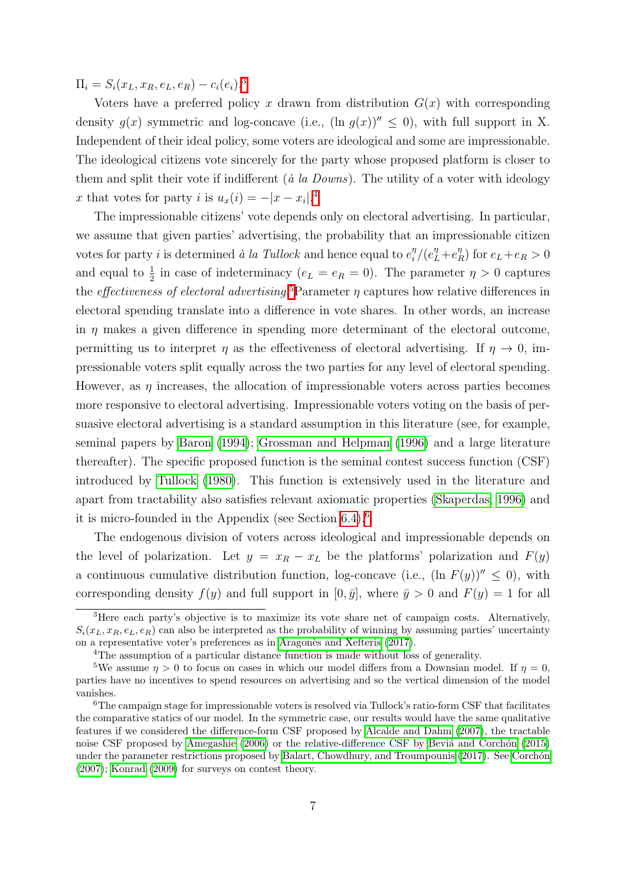$\Pi_i = S_i(x_L, x_R, e_L, e_R) - c_i(e_i)$.[3]

Voters have a preferred policy $x$ drawn from distribution $G(x)$ with corresponding density $g(x)$ symmetric and log-concave (i.e., $(\ln g(x))'' \leq 0$), with full support in X. Independent of their ideal policy, some voters are ideological and some are impressionable. The ideological citizens vote sincerely for the party whose proposed platform is closer to them and split their vote if indifferent (*à la Downs*). The utility of a voter with ideology $x$ that votes for party $i$ is $u_x(i) = -|x - x_i|$.[4]

The impressionable citizens' vote depends only on electoral advertising. In particular, we assume that given parties' advertising, the probability that an impressionable citizen votes for party $i$ is determined *à la Tullock* and hence equal to $e_i^\eta/(e_L^\eta + e_R^\eta)$ for $e_L + e_R > 0$ and equal to $\frac{1}{2}$ in case of indeterminacy ($e_L = e_R = 0$). The parameter $\eta > 0$ captures the *effectiveness of electoral advertising*.[5] Parameter $\eta$ captures how relative differences in electoral spending translate into a difference in vote shares. In other words, an increase in $\eta$ makes a given difference in spending more determinant of the electoral outcome, permitting us to interpret $\eta$ as the effectiveness of electoral advertising. If $\eta \to 0$, impressionable voters split equally across the two parties for any level of electoral spending. However, as $\eta$ increases, the allocation of impressionable voters across parties becomes more responsive to electoral advertising. Impressionable voters voting on the basis of persuasive electoral advertising is a standard assumption in this literature (see, for example, seminal papers by Baron (1994); Grossman and Helpman (1996) and a large literature thereafter). The specific proposed function is the seminal contest success function (CSF) introduced by Tullock (1980). This function is extensively used in the literature and apart from tractability also satisfies relevant axiomatic properties (Skaperdas, 1996) and it is micro-founded in the Appendix (see Section 6.4).[6]

The endogenous division of voters across ideological and impressionable depends on the level of polarization. Let $y = x_R - x_L$ be the platforms' polarization and $F(y)$ a continuous cumulative distribution function, log-concave (i.e., $(\ln F(y))'' \leq 0$), with corresponding density $f(y)$ and full support in $[0, \bar{y}]$, where $\bar{y} > 0$ and $F(y) = 1$ for all

---

[3] Here each party's objective is to maximize its vote share net of campaign costs. Alternatively, $S_i(x_L, x_R, e_L, e_R)$ can also be interpreted as the probability of winning by assuming parties' uncertainty on a representative voter's preferences as in Aragonès and Xefteris (2017).

[4] The assumption of a particular distance function is made without loss of generality.

[5] We assume $\eta > 0$ to focus on cases in which our model differs from a Downsian model. If $\eta = 0$, parties have no incentives to spend resources on advertising and so the vertical dimension of the model vanishes.

[6] The campaign stage for impressionable voters is resolved via Tullock's ratio-form CSF that facilitates the comparative statics of our model. In the symmetric case, our results would have the same qualitative features if we considered the difference-form CSF proposed by Alcalde and Dahm (2007), the tractable noise CSF proposed by Amegashie (2006) or the relative-difference CSF by Beviá and Corchón (2015) under the parameter restrictions proposed by Balart, Chowdhury, and Troumpounis (2017). See Corchón (2007); Konrad (2009) for surveys on contest theory.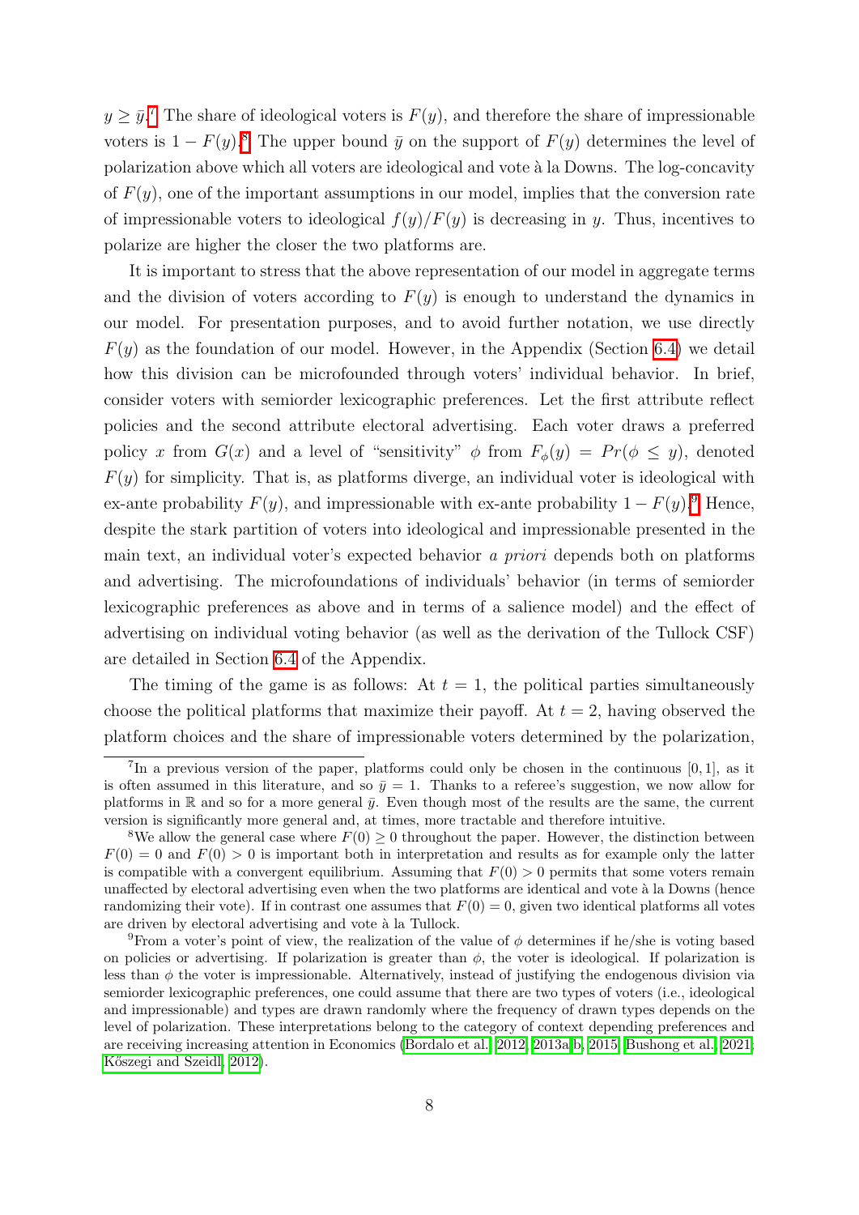$y \geq \bar{y}$.[7] The share of ideological voters is $F(y)$, and therefore the share of impressionable voters is $1 - F(y)$.[8] The upper bound $\bar{y}$ on the support of $F(y)$ determines the level of polarization above which all voters are ideological and vote à la Downs. The log-concavity of $F(y)$, one of the important assumptions in our model, implies that the conversion rate of impressionable voters to ideological $f(y)/F(y)$ is decreasing in $y$. Thus, incentives to polarize are higher the closer the two platforms are.

It is important to stress that the above representation of our model in aggregate terms and the division of voters according to $F(y)$ is enough to understand the dynamics in our model. For presentation purposes, and to avoid further notation, we use directly $F(y)$ as the foundation of our model. However, in the Appendix (Section 6.4) we detail how this division can be microfounded through voters' individual behavior. In brief, consider voters with semiorder lexicographic preferences. Let the first attribute reflect policies and the second attribute electoral advertising. Each voter draws a preferred policy $x$ from $G(x)$ and a level of "sensitivity" $\phi$ from $F_\phi(y) = Pr(\phi \leq y)$, denoted $F(y)$ for simplicity. That is, as platforms diverge, an individual voter is ideological with ex-ante probability $F(y)$, and impressionable with ex-ante probability $1 - F(y)$.[9] Hence, despite the stark partition of voters into ideological and impressionable presented in the main text, an individual voter's expected behavior *a priori* depends both on platforms and advertising. The microfoundations of individuals' behavior (in terms of semiorder lexicographic preferences as above and in terms of a salience model) and the effect of advertising on individual voting behavior (as well as the derivation of the Tullock CSF) are detailed in Section 6.4 of the Appendix.

The timing of the game is as follows: At $t = 1$, the political parties simultaneously choose the political platforms that maximize their payoff. At $t = 2$, having observed the platform choices and the share of impressionable voters determined by the polarization,

---

[7] In a previous version of the paper, platforms could only be chosen in the continuous $[0, 1]$, as it is often assumed in this literature, and so $\bar{y} = 1$. Thanks to a referee's suggestion, we now allow for platforms in $\mathbb{R}$ and so for a more general $\bar{y}$. Even though most of the results are the same, the current version is significantly more general and, at times, more tractable and therefore intuitive.

[8] We allow the general case where $F(0) \geq 0$ throughout the paper. However, the distinction between $F(0) = 0$ and $F(0) > 0$ is important both in interpretation and results as for example only the latter is compatible with a convergent equilibrium. Assuming that $F(0) > 0$ permits that some voters remain unaffected by electoral advertising even when the two platforms are identical and vote à la Downs (hence randomizing their vote). If in contrast one assumes that $F(0) = 0$, given two identical platforms all votes are driven by electoral advertising and vote à la Tullock.

[9] From a voter's point of view, the realization of the value of $\phi$ determines if he/she is voting based on policies or advertising. If polarization is greater than $\phi$, the voter is ideological. If polarization is less than $\phi$ the voter is impressionable. Alternatively, instead of justifying the endogenous division via semiorder lexicographic preferences, one could assume that there are two types of voters (i.e., ideological and impressionable) and types are drawn randomly where the frequency of drawn types depends on the level of polarization. These interpretations belong to the category of context depending preferences and are receiving increasing attention in Economics (Bordalo et al., 2012, 2013a,b, 2015; Bushong et al., 2021; Kőszegi and Szeidl, 2012).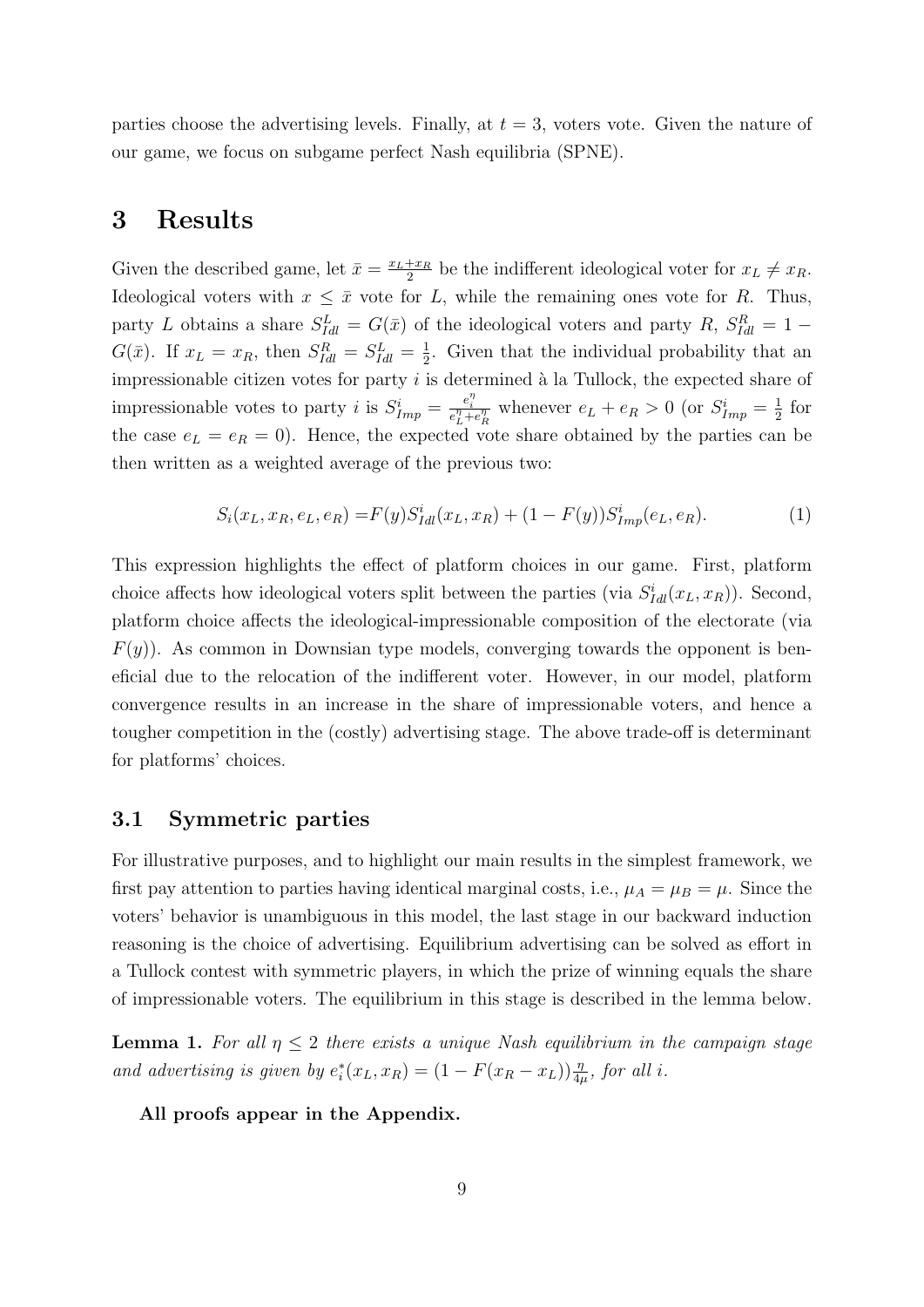parties choose the advertising levels. Finally, at $t = 3$, voters vote. Given the nature of our game, we focus on subgame perfect Nash equilibria (SPNE).

# 3 Results

Given the described game, let $\bar{x} = \frac{x_L + x_R}{2}$ be the indifferent ideological voter for $x_L \neq x_R$. Ideological voters with $x \leq \bar{x}$ vote for $L$, while the remaining ones vote for $R$. Thus, party $L$ obtains a share $S^L_{Idl} = G(\bar{x})$ of the ideological voters and party $R$, $S^R_{Idl} = 1 - G(\bar{x})$. If $x_L = x_R$, then $S^R_{Idl} = S^L_{Idl} = \frac{1}{2}$. Given that the individual probability that an impressionable citizen votes for party $i$ is determined à la Tullock, the expected share of impressionable votes to party $i$ is $S^i_{Imp} = \frac{e_i^\eta}{e_L^\eta + e_R^\eta}$ whenever $e_L + e_R > 0$ (or $S^i_{Imp} = \frac{1}{2}$ for the case $e_L = e_R = 0$). Hence, the expected vote share obtained by the parties can be then written as a weighted average of the previous two:

$$S_i(x_L, x_R, e_L, e_R) = F(y) S^i_{Idl}(x_L, x_R) + (1 - F(y)) S^i_{Imp}(e_L, e_R). \tag{1}$$

This expression highlights the effect of platform choices in our game. First, platform choice affects how ideological voters split between the parties (via $S^i_{Idl}(x_L, x_R)$). Second, platform choice affects the ideological-impressionable composition of the electorate (via $F(y)$). As common in Downsian type models, converging towards the opponent is beneficial due to the relocation of the indifferent voter. However, in our model, platform convergence results in an increase in the share of impressionable voters, and hence a tougher competition in the (costly) advertising stage. The above trade-off is determinant for platforms' choices.

## 3.1 Symmetric parties

For illustrative purposes, and to highlight our main results in the simplest framework, we first pay attention to parties having identical marginal costs, i.e., $\mu_A = \mu_B = \mu$. Since the voters' behavior is unambiguous in this model, the last stage in our backward induction reasoning is the choice of advertising. Equilibrium advertising can be solved as effort in a Tullock contest with symmetric players, in which the prize of winning equals the share of impressionable voters. The equilibrium in this stage is described in the lemma below.

**Lemma 1.** *For all $\eta \leq 2$ there exists a unique Nash equilibrium in the campaign stage and advertising is given by $e_i^*(x_L, x_R) = (1 - F(x_R - x_L))\frac{\eta}{4\mu}$, for all $i$.*

**All proofs appear in the Appendix.**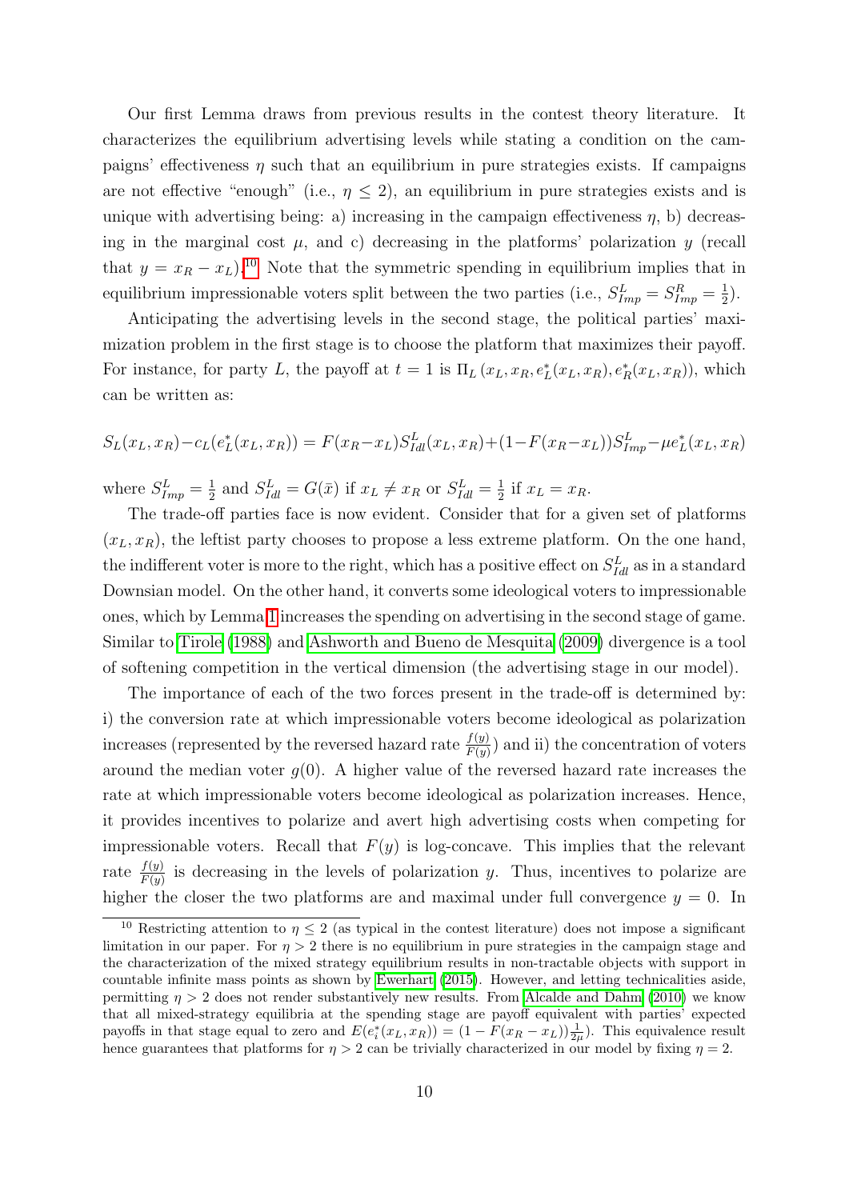Our first Lemma draws from previous results in the contest theory literature. It characterizes the equilibrium advertising levels while stating a condition on the campaigns' effectiveness $\eta$ such that an equilibrium in pure strategies exists. If campaigns are not effective "enough" (i.e., $\eta \leq 2$), an equilibrium in pure strategies exists and is unique with advertising being: a) increasing in the campaign effectiveness $\eta$, b) decreasing in the marginal cost $\mu$, and c) decreasing in the platforms' polarization $y$ (recall that $y = x_R - x_L$).[10] Note that the symmetric spending in equilibrium implies that in equilibrium impressionable voters split between the two parties (i.e., $S^L_{Imp} = S^R_{Imp} = \frac{1}{2}$).

Anticipating the advertising levels in the second stage, the political parties' maximization problem in the first stage is to choose the platform that maximizes their payoff. For instance, for party $L$, the payoff at $t = 1$ is $\Pi_L(x_L, x_R, e^*_L(x_L, x_R), e^*_R(x_L, x_R))$, which can be written as:

$$S_L(x_L, x_R) - c_L(e^*_L(x_L, x_R)) = F(x_R - x_L)S^L_{Idl}(x_L, x_R) + (1 - F(x_R - x_L))S^L_{Imp} - \mu e^*_L(x_L, x_R)$$

where $S^L_{Imp} = \frac{1}{2}$ and $S^L_{Idl} = G(\bar{x})$ if $x_L \neq x_R$ or $S^L_{Idl} = \frac{1}{2}$ if $x_L = x_R$.

The trade-off parties face is now evident. Consider that for a given set of platforms $(x_L, x_R)$, the leftist party chooses to propose a less extreme platform. On the one hand, the indifferent voter is more to the right, which has a positive effect on $S^L_{Idl}$ as in a standard Downsian model. On the other hand, it converts some ideological voters to impressionable ones, which by Lemma 1 increases the spending on advertising in the second stage of game. Similar to Tirole (1988) and Ashworth and Bueno de Mesquita (2009) divergence is a tool of softening competition in the vertical dimension (the advertising stage in our model).

The importance of each of the two forces present in the trade-off is determined by: i) the conversion rate at which impressionable voters become ideological as polarization increases (represented by the reversed hazard rate $\frac{f(y)}{F(y)}$) and ii) the concentration of voters around the median voter $g(0)$. A higher value of the reversed hazard rate increases the rate at which impressionable voters become ideological as polarization increases. Hence, it provides incentives to polarize and avert high advertising costs when competing for impressionable voters. Recall that $F(y)$ is log-concave. This implies that the relevant rate $\frac{f(y)}{F(y)}$ is decreasing in the levels of polarization $y$. Thus, incentives to polarize are higher the closer the two platforms are and maximal under full convergence $y = 0$. In

[10] Restricting attention to $\eta \leq 2$ (as typical in the contest literature) does not impose a significant limitation in our paper. For $\eta > 2$ there is no equilibrium in pure strategies in the campaign stage and the characterization of the mixed strategy equilibrium results in non-tractable objects with support in countable infinite mass points as shown by Ewerhart (2015). However, and letting technicalities aside, permitting $\eta > 2$ does not render substantively new results. From Alcalde and Dahm (2010) we know that all mixed-strategy equilibria at the spending stage are payoff equivalent with parties' expected payoffs in that stage equal to zero and $E(e^*_i(x_L, x_R)) = (1 - F(x_R - x_L))\frac{1}{2\mu})$. This equivalence result hence guarantees that platforms for $\eta > 2$ can be trivially characterized in our model by fixing $\eta = 2$.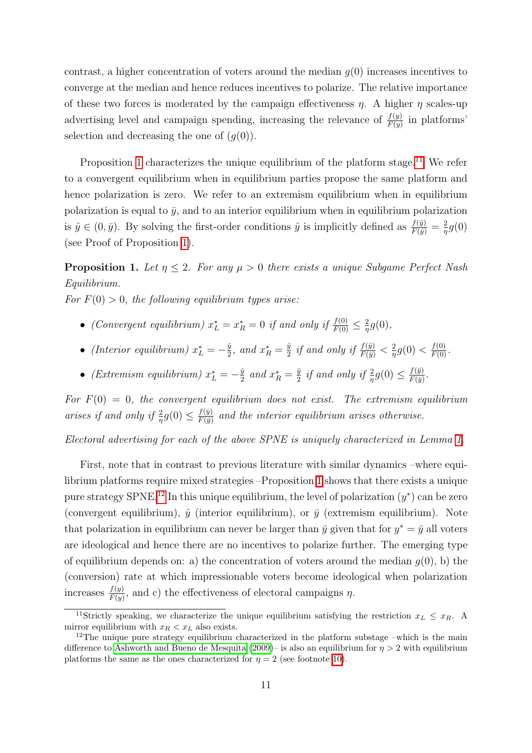contrast, a higher concentration of voters around the median $g(0)$ increases incentives to converge at the median and hence reduces incentives to polarize. The relative importance of these two forces is moderated by the campaign effectiveness $\eta$. A higher $\eta$ scales-up advertising level and campaign spending, increasing the relevance of $\frac{f(y)}{F(y)}$ in platforms' selection and decreasing the one of $(g(0))$.

Proposition 1 characterizes the unique equilibrium of the platform stage.[11] We refer to a convergent equilibrium when in equilibrium parties propose the same platform and hence polarization is zero. We refer to an extremism equilibrium when in equilibrium polarization is equal to $\bar{y}$, and to an interior equilibrium when in equilibrium polarization is $\hat{y} \in (0, \bar{y})$. By solving the first-order conditions $\hat{y}$ is implicitly defined as $\frac{f(\hat{y})}{F(\hat{y})} = \frac{2}{\eta} g(0)$ (see Proof of Proposition 1).

**Proposition 1.** *Let $\eta \leq 2$. For any $\mu > 0$ there exists a unique Subgame Perfect Nash Equilibrium.*

*For $F(0) > 0$, the following equilibrium types arise:*

- *(Convergent equilibrium) $x_L^* = x_R^* = 0$ if and only if $\frac{f(0)}{F(0)} \leq \frac{2}{\eta} g(0)$,*
- *(Interior equilibrium) $x_L^* = -\frac{\hat{y}}{2}$, and $x_R^* = \frac{\hat{y}}{2}$ if and only if $\frac{f(\bar{y})}{F(\bar{y})} < \frac{2}{\eta} g(0) < \frac{f(0)}{F(0)}$.*
- *(Extremism equilibrium) $x_L^* = -\frac{\bar{y}}{2}$ and $x_R^* = \frac{\bar{y}}{2}$ if and only if $\frac{2}{\eta} g(0) \leq \frac{f(\bar{y})}{F(\bar{y})}$.*

*For $F(0) = 0$, the convergent equilibrium does not exist. The extremism equilibrium arises if and only if $\frac{2}{\eta} g(0) \leq \frac{f(\bar{y})}{F(\bar{y})}$ and the interior equilibrium arises otherwise.*

*Electoral advertising for each of the above SPNE is uniquely characterized in Lemma 1.*

First, note that in contrast to previous literature with similar dynamics –where equilibrium platforms require mixed strategies –Proposition 1 shows that there exists a unique pure strategy SPNE.[12] In this unique equilibrium, the level of polarization ($y^*$) can be zero (convergent equilibrium), $\hat{y}$ (interior equilibrium), or $\bar{y}$ (extremism equilibrium). Note that polarization in equilibrium can never be larger than $\bar{y}$ given that for $y^* = \bar{y}$ all voters are ideological and hence there are no incentives to polarize further. The emerging type of equilibrium depends on: a) the concentration of voters around the median $g(0)$, b) the (conversion) rate at which impressionable voters become ideological when polarization increases $\frac{f(y)}{F(y)}$, and c) the effectiveness of electoral campaigns $\eta$.

[11] Strictly speaking, we characterize the unique equilibrium satisfying the restriction $x_L \leq x_R$. A mirror equilibrium with $x_R < x_L$ also exists.

[12] The unique pure strategy equilibrium characterized in the platform substage –which is the main difference to Ashworth and Bueno de Mesquita (2009)– is also an equilibrium for $\eta > 2$ with equilibrium platforms the same as the ones characterized for $\eta = 2$ (see footnote 10).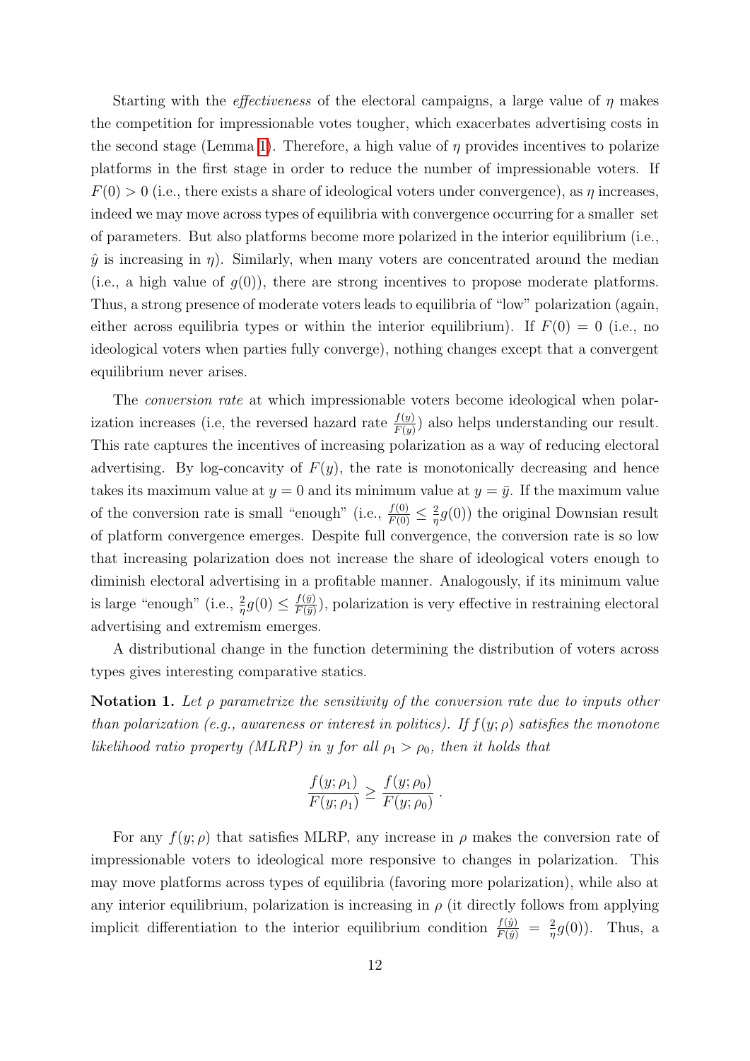Starting with the *effectiveness* of the electoral campaigns, a large value of $\eta$ makes the competition for impressionable votes tougher, which exacerbates advertising costs in the second stage (Lemma 1). Therefore, a high value of $\eta$ provides incentives to polarize platforms in the first stage in order to reduce the number of impressionable voters. If $F(0) > 0$ (i.e., there exists a share of ideological voters under convergence), as $\eta$ increases, indeed we may move across types of equilibria with convergence occurring for a smaller set of parameters. But also platforms become more polarized in the interior equilibrium (i.e., $\hat{y}$ is increasing in $\eta$). Similarly, when many voters are concentrated around the median (i.e., a high value of $g(0)$), there are strong incentives to propose moderate platforms. Thus, a strong presence of moderate voters leads to equilibria of "low" polarization (again, either across equilibria types or within the interior equilibrium). If $F(0) = 0$ (i.e., no ideological voters when parties fully converge), nothing changes except that a convergent equilibrium never arises.

The *conversion rate* at which impressionable voters become ideological when polarization increases (i.e, the reversed hazard rate $\frac{f(y)}{F(y)}$) also helps understanding our result. This rate captures the incentives of increasing polarization as a way of reducing electoral advertising. By log-concavity of $F(y)$, the rate is monotonically decreasing and hence takes its maximum value at $y = 0$ and its minimum value at $y = \bar{y}$. If the maximum value of the conversion rate is small "enough" (i.e., $\frac{f(0)}{F(0)} \leq \frac{2}{\eta} g(0)$) the original Downsian result of platform convergence emerges. Despite full convergence, the conversion rate is so low that increasing polarization does not increase the share of ideological voters enough to diminish electoral advertising in a profitable manner. Analogously, if its minimum value is large "enough" (i.e., $\frac{2}{\eta} g(0) \leq \frac{f(\bar{y})}{F(\bar{y})}$), polarization is very effective in restraining electoral advertising and extremism emerges.

A distributional change in the function determining the distribution of voters across types gives interesting comparative statics.

**Notation 1.** *Let $\rho$ parametrize the sensitivity of the conversion rate due to inputs other than polarization (e.g., awareness or interest in politics). If $f(y; \rho)$ satisfies the monotone likelihood ratio property (MLRP) in $y$ for all $\rho_1 > \rho_0$, then it holds that*

$$\frac{f(y; \rho_1)}{F(y; \rho_1)} \geq \frac{f(y; \rho_0)}{F(y; \rho_0)} .$$

For any $f(y; \rho)$ that satisfies MLRP, any increase in $\rho$ makes the conversion rate of impressionable voters to ideological more responsive to changes in polarization. This may move platforms across types of equilibria (favoring more polarization), while also at any interior equilibrium, polarization is increasing in $\rho$ (it directly follows from applying implicit differentiation to the interior equilibrium condition $\frac{f(\hat{y})}{F(\hat{y})} = \frac{2}{\eta} g(0)$). Thus, a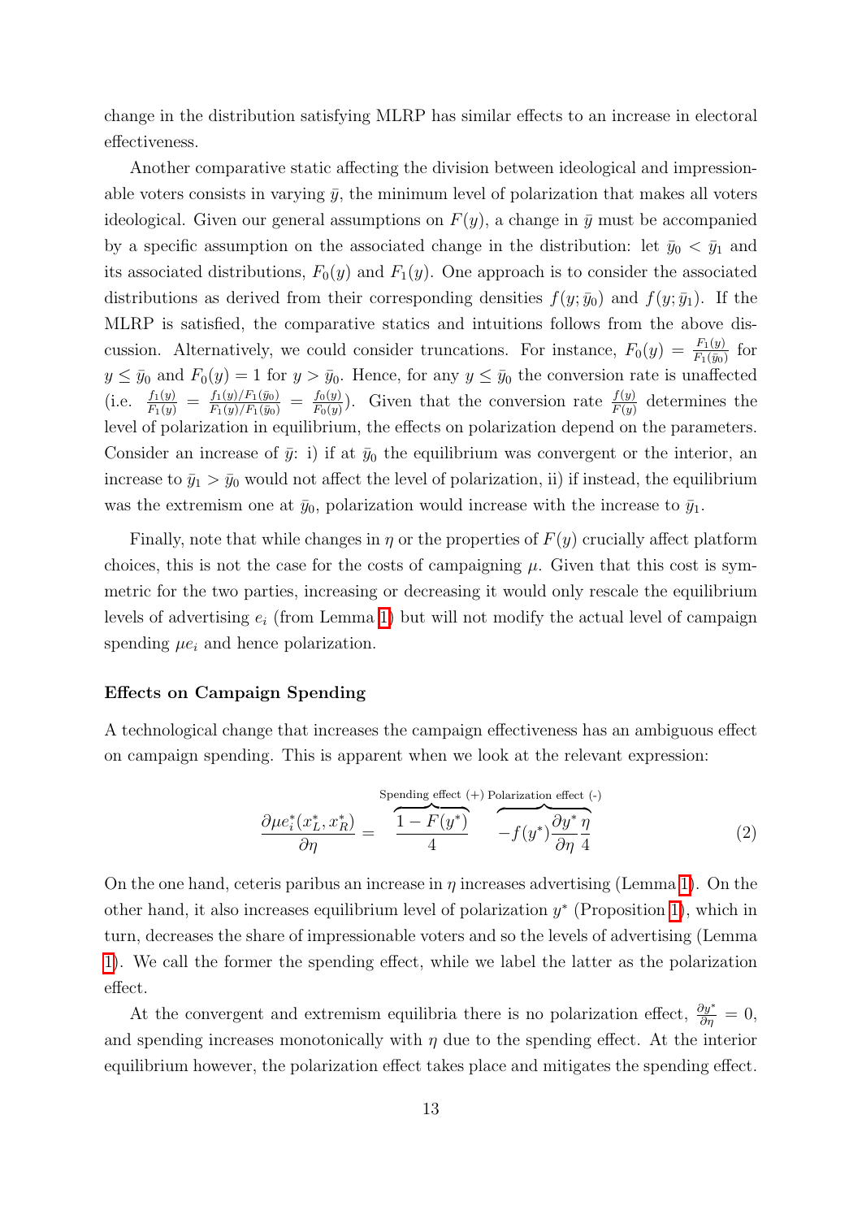change in the distribution satisfying MLRP has similar effects to an increase in electoral effectiveness.

Another comparative static affecting the division between ideological and impressionable voters consists in varying $\bar{y}$, the minimum level of polarization that makes all voters ideological. Given our general assumptions on $F(y)$, a change in $\bar{y}$ must be accompanied by a specific assumption on the associated change in the distribution: let $\bar{y}_0 < \bar{y}_1$ and its associated distributions, $F_0(y)$ and $F_1(y)$. One approach is to consider the associated distributions as derived from their corresponding densities $f(y; \bar{y}_0)$ and $f(y; \bar{y}_1)$. If the MLRP is satisfied, the comparative statics and intuitions follows from the above discussion. Alternatively, we could consider truncations. For instance, $F_0(y) = \frac{F_1(y)}{F_1(\bar{y}_0)}$ for $y \leq \bar{y}_0$ and $F_0(y) = 1$ for $y > \bar{y}_0$. Hence, for any $y \leq \bar{y}_0$ the conversion rate is unaffected (i.e. $\frac{f_1(y)}{F_1(y)} = \frac{f_1(y)/F_1(\bar{y}_0)}{F_1(y)/F_1(\bar{y}_0)} = \frac{f_0(y)}{F_0(y)}$). Given that the conversion rate $\frac{f(y)}{F(y)}$ determines the level of polarization in equilibrium, the effects on polarization depend on the parameters. Consider an increase of $\bar{y}$: i) if at $\bar{y}_0$ the equilibrium was convergent or the interior, an increase to $\bar{y}_1 > \bar{y}_0$ would not affect the level of polarization, ii) if instead, the equilibrium was the extremism one at $\bar{y}_0$, polarization would increase with the increase to $\bar{y}_1$.

Finally, note that while changes in $\eta$ or the properties of $F(y)$ crucially affect platform choices, this is not the case for the costs of campaigning $\mu$. Given that this cost is symmetric for the two parties, increasing or decreasing it would only rescale the equilibrium levels of advertising $e_i$ (from Lemma 1) but will not modify the actual level of campaign spending $\mu e_i$ and hence polarization.

**Effects on Campaign Spending**

A technological change that increases the campaign effectiveness has an ambiguous effect on campaign spending. This is apparent when we look at the relevant expression:

$$\frac{\partial \mu e_i^*(x_L^*, x_R^*)}{\partial \eta} = \overbrace{\frac{1 - F(y^*)}{4}}^{\text{Spending effect (+)}} \quad \overbrace{-f(y^*)\frac{\partial y^*}{\partial \eta}\frac{\eta}{4}}^{\text{Polarization effect (-)}} \tag{2}$$

On the one hand, ceteris paribus an increase in $\eta$ increases advertising (Lemma 1). On the other hand, it also increases equilibrium level of polarization $y^*$ (Proposition 1), which in turn, decreases the share of impressionable voters and so the levels of advertising (Lemma 1). We call the former the spending effect, while we label the latter as the polarization effect.

At the convergent and extremism equilibria there is no polarization effect, $\frac{\partial y^*}{\partial \eta} = 0$, and spending increases monotonically with $\eta$ due to the spending effect. At the interior equilibrium however, the polarization effect takes place and mitigates the spending effect.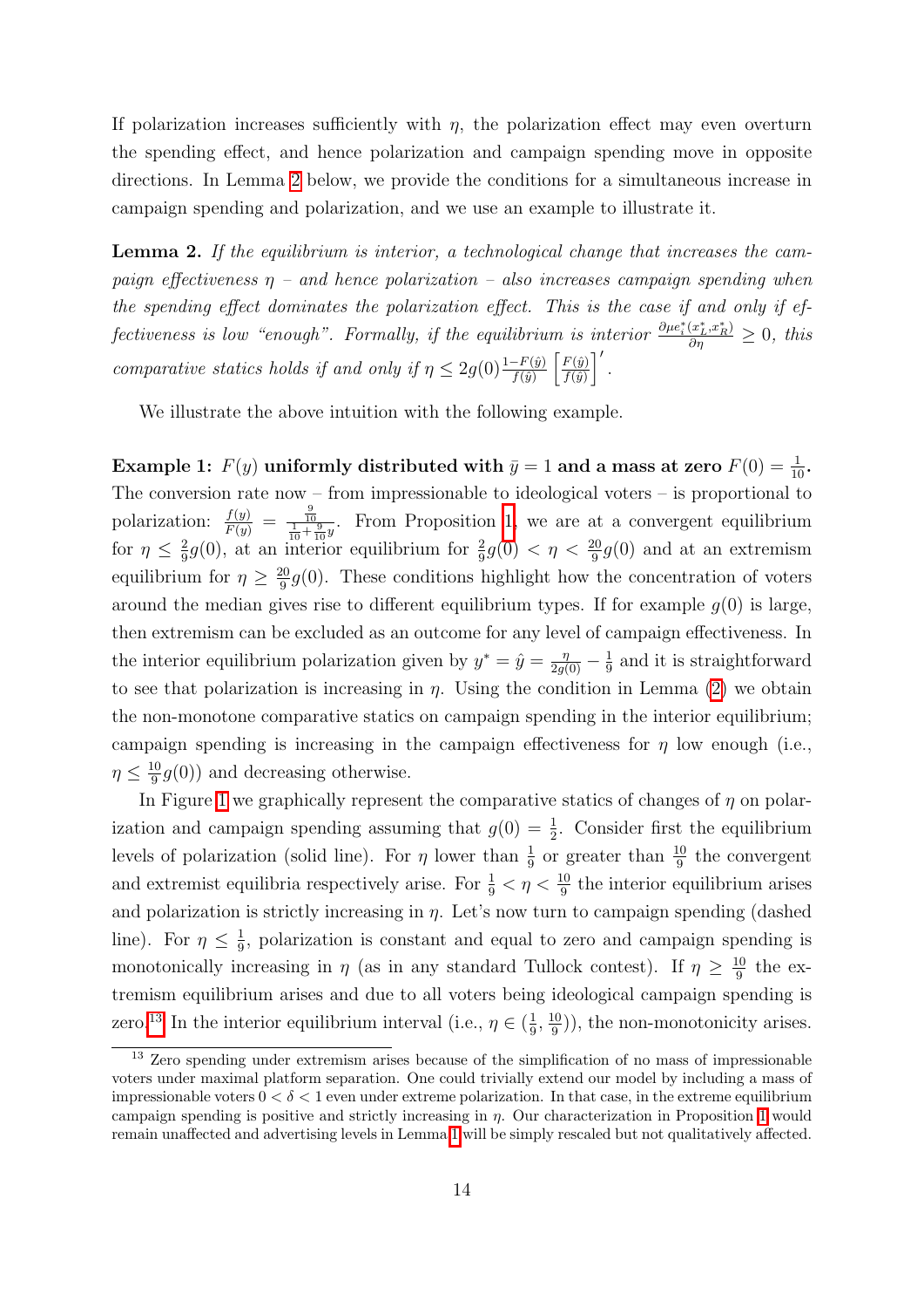If polarization increases sufficiently with $\eta$, the polarization effect may even overturn the spending effect, and hence polarization and campaign spending move in opposite directions. In Lemma 2 below, we provide the conditions for a simultaneous increase in campaign spending and polarization, and we use an example to illustrate it.

**Lemma 2.** *If the equilibrium is interior, a technological change that increases the campaign effectiveness $\eta$ – and hence polarization – also increases campaign spending when the spending effect dominates the polarization effect. This is the case if and only if effectiveness is low "enough". Formally, if the equilibrium is interior $\frac{\partial \mu e_i^*(x_L^*, x_R^*)}{\partial \eta} \geq 0$, this comparative statics holds if and only if $\eta \leq 2g(0)\frac{1-F(\hat{y})}{f(\hat{y})}\left[\frac{F(\hat{y})}{f(\hat{y})}\right]'$.*

We illustrate the above intuition with the following example.

**Example 1: $F(y)$ uniformly distributed with $\bar{y} = 1$ and a mass at zero $F(0) = \frac{1}{10}$.** The conversion rate now – from impressionable to ideological voters – is proportional to polarization: $\frac{f(y)}{F(y)} = \frac{\frac{9}{10}}{\frac{1}{10}+\frac{9}{10}y}$. From Proposition 1, we are at a convergent equilibrium for $\eta \leq \frac{2}{9}g(0)$, at an interior equilibrium for $\frac{2}{9}g(0) < \eta < \frac{20}{9}g(0)$ and at an extremism equilibrium for $\eta \geq \frac{20}{9}g(0)$. These conditions highlight how the concentration of voters around the median gives rise to different equilibrium types. If for example $g(0)$ is large, then extremism can be excluded as an outcome for any level of campaign effectiveness. In the interior equilibrium polarization given by $y^* = \hat{y} = \frac{\eta}{2g(0)} - \frac{1}{9}$ and it is straightforward to see that polarization is increasing in $\eta$. Using the condition in Lemma (2) we obtain the non-monotone comparative statics on campaign spending in the interior equilibrium; campaign spending is increasing in the campaign effectiveness for $\eta$ low enough (i.e., $\eta \leq \frac{10}{9}g(0)$) and decreasing otherwise.

In Figure 1 we graphically represent the comparative statics of changes of $\eta$ on polarization and campaign spending assuming that $g(0) = \frac{1}{2}$. Consider first the equilibrium levels of polarization (solid line). For $\eta$ lower than $\frac{1}{9}$ or greater than $\frac{10}{9}$ the convergent and extremist equilibria respectively arise. For $\frac{1}{9} < \eta < \frac{10}{9}$ the interior equilibrium arises and polarization is strictly increasing in $\eta$. Let's now turn to campaign spending (dashed line). For $\eta \leq \frac{1}{9}$, polarization is constant and equal to zero and campaign spending is monotonically increasing in $\eta$ (as in any standard Tullock contest). If $\eta \geq \frac{10}{9}$ the extremism equilibrium arises and due to all voters being ideological campaign spending is zero.[13] In the interior equilibrium interval (i.e., $\eta \in (\frac{1}{9}, \frac{10}{9})$), the non-monotonicity arises.

[13] Zero spending under extremism arises because of the simplification of no mass of impressionable voters under maximal platform separation. One could trivially extend our model by including a mass of impressionable voters $0 < \delta < 1$ even under extreme polarization. In that case, in the extreme equilibrium campaign spending is positive and strictly increasing in $\eta$. Our characterization in Proposition 1 would remain unaffected and advertising levels in Lemma 1 will be simply rescaled but not qualitatively affected.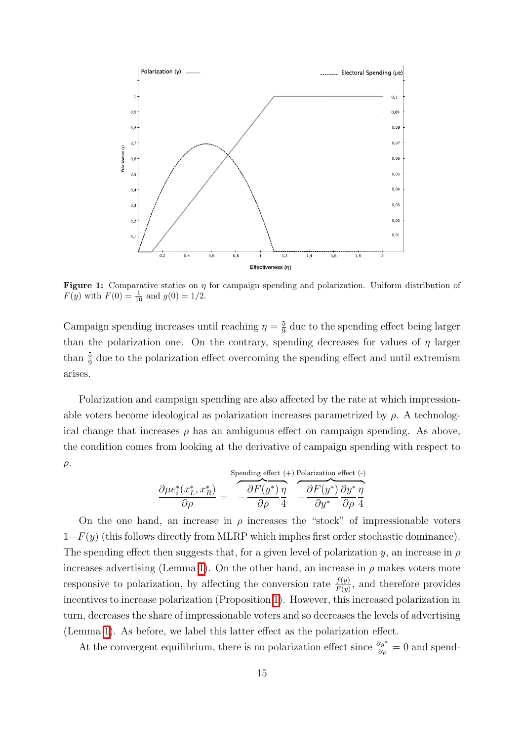**Figure 1:** Comparative statics on $\eta$ for campaign spending and polarization. Uniform distribution of $F(y)$ with $F(0) = \frac{1}{10}$ and $g(0) = 1/2$.

Campaign spending increases until reaching $\eta = \frac{5}{9}$ due to the spending effect being larger than the polarization one. On the contrary, spending decreases for values of $\eta$ larger than $\frac{5}{9}$ due to the polarization effect overcoming the spending effect and until extremism arises.

Polarization and campaign spending are also affected by the rate at which impressionable voters become ideological as polarization increases parametrized by $\rho$. A technological change that increases $\rho$ has an ambiguous effect on campaign spending. As above, the condition comes from looking at the derivative of campaign spending with respect to $\rho$.

$$\frac{\partial \mu e_i^*(x_L^*, x_R^*)}{\partial \rho} = \overbrace{-\frac{\partial F(y^*)}{\partial \rho}\frac{\eta}{4}}^{\text{Spending effect (+)}} \overbrace{-\frac{\partial F(y^*)}{\partial y^*}\frac{\partial y^*}{\partial \rho}\frac{\eta}{4}}^{\text{Polarization effect (-)}}$$

On the one hand, an increase in $\rho$ increases the "stock" of impressionable voters $1-F(y)$ (this follows directly from MLRP which implies first order stochastic dominance). The spending effect then suggests that, for a given level of polarization $y$, an increase in $\rho$ increases advertising (Lemma 1). On the other hand, an increase in $\rho$ makes voters more responsive to polarization, by affecting the conversion rate $\frac{f(y)}{F(y)}$, and therefore provides incentives to increase polarization (Proposition 1). However, this increased polarization in turn, decreases the share of impressionable voters and so decreases the levels of advertising (Lemma 1). As before, we label this latter effect as the polarization effect.

At the convergent equilibrium, there is no polarization effect since $\frac{\partial y^*}{\partial \rho} = 0$ and spend-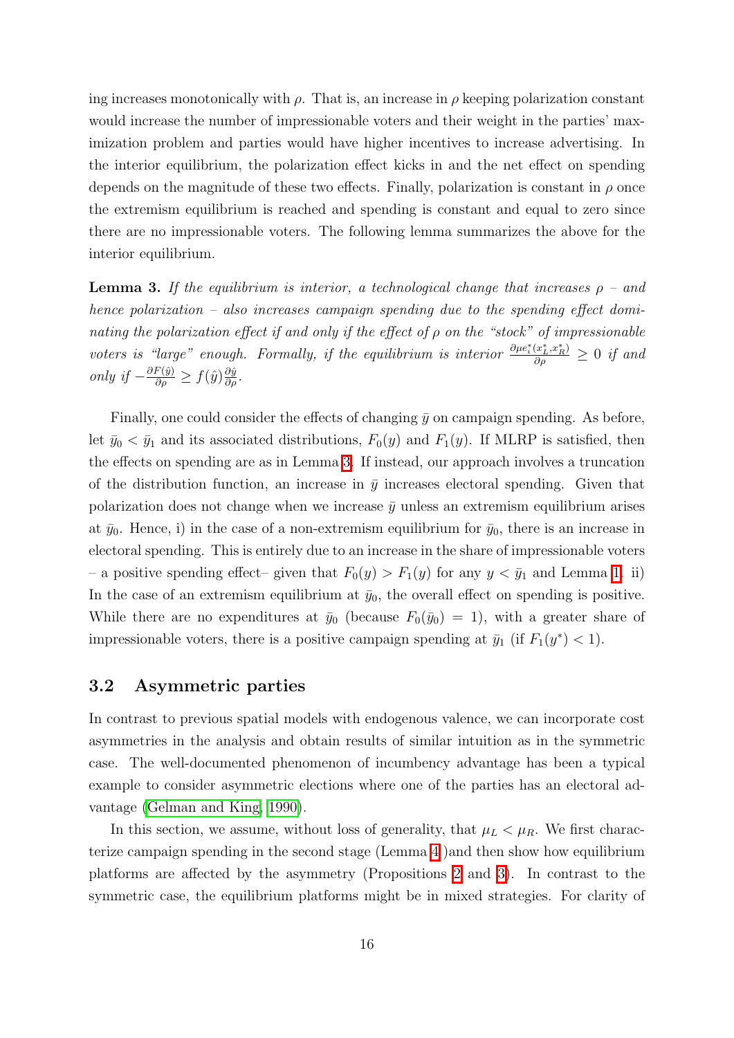ing increases monotonically with $\rho$. That is, an increase in $\rho$ keeping polarization constant would increase the number of impressionable voters and their weight in the parties' maximization problem and parties would have higher incentives to increase advertising. In the interior equilibrium, the polarization effect kicks in and the net effect on spending depends on the magnitude of these two effects. Finally, polarization is constant in $\rho$ once the extremism equilibrium is reached and spending is constant and equal to zero since there are no impressionable voters. The following lemma summarizes the above for the interior equilibrium.

**Lemma 3.** *If the equilibrium is interior, a technological change that increases $\rho$ – and hence polarization – also increases campaign spending due to the spending effect dominating the polarization effect if and only if the effect of $\rho$ on the "stock" of impressionable voters is "large" enough. Formally, if the equilibrium is interior $\frac{\partial \mu e_i^*(x_L^*, x_R^*)}{\partial \rho} \geq 0$ if and only if $-\frac{\partial F(\hat{y})}{\partial \rho} \geq f(\hat{y})\frac{\partial \hat{y}}{\partial \rho}$.*

Finally, one could consider the effects of changing $\bar{y}$ on campaign spending. As before, let $\bar{y}_0 < \bar{y}_1$ and its associated distributions, $F_0(y)$ and $F_1(y)$. If MLRP is satisfied, then the effects on spending are as in Lemma 3. If instead, our approach involves a truncation of the distribution function, an increase in $\bar{y}$ increases electoral spending. Given that polarization does not change when we increase $\bar{y}$ unless an extremism equilibrium arises at $\bar{y}_0$. Hence, i) in the case of a non-extremism equilibrium for $\bar{y}_0$, there is an increase in electoral spending. This is entirely due to an increase in the share of impressionable voters – a positive spending effect– given that $F_0(y) > F_1(y)$ for any $y < \bar{y}_1$ and Lemma 1. ii) In the case of an extremism equilibrium at $\bar{y}_0$, the overall effect on spending is positive. While there are no expenditures at $\bar{y}_0$ (because $F_0(\bar{y}_0) = 1$), with a greater share of impressionable voters, there is a positive campaign spending at $\bar{y}_1$ (if $F_1(y^*) < 1$).

## 3.2 Asymmetric parties

In contrast to previous spatial models with endogenous valence, we can incorporate cost asymmetries in the analysis and obtain results of similar intuition as in the symmetric case. The well-documented phenomenon of incumbency advantage has been a typical example to consider asymmetric elections where one of the parties has an electoral advantage (Gelman and King, 1990).

In this section, we assume, without loss of generality, that $\mu_L < \mu_R$. We first characterize campaign spending in the second stage (Lemma 4 )and then show how equilibrium platforms are affected by the asymmetry (Propositions 2 and 3). In contrast to the symmetric case, the equilibrium platforms might be in mixed strategies. For clarity of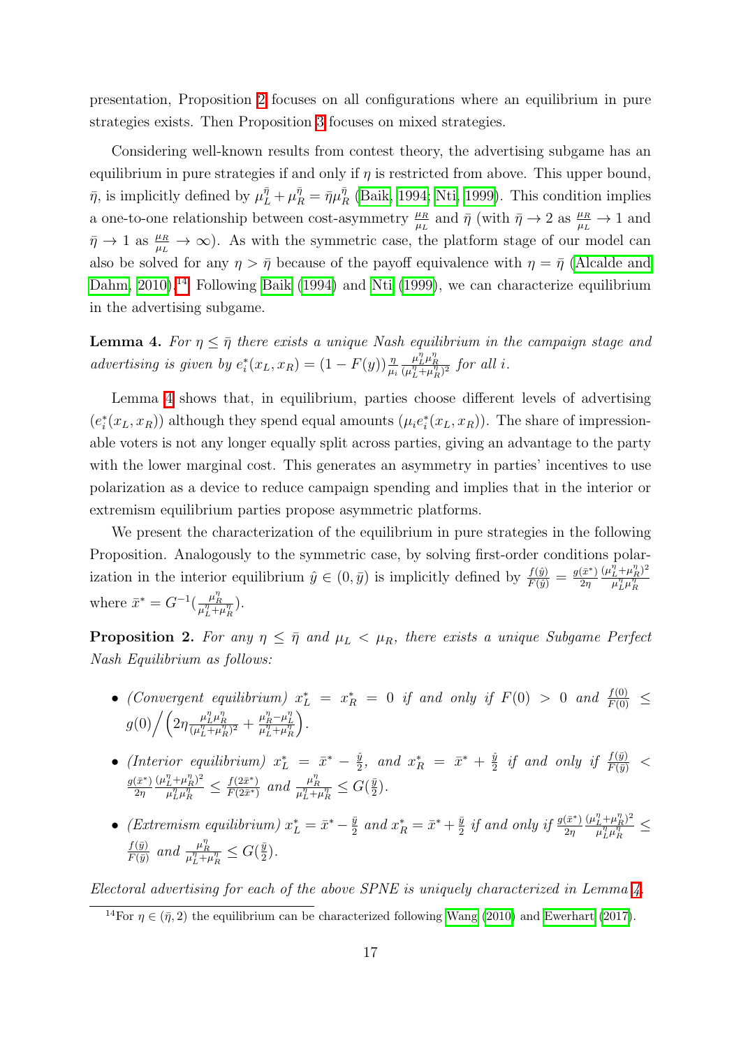presentation, Proposition 2 focuses on all configurations where an equilibrium in pure strategies exists. Then Proposition 3 focuses on mixed strategies.

Considering well-known results from contest theory, the advertising subgame has an equilibrium in pure strategies if and only if $\eta$ is restricted from above. This upper bound, $\bar{\eta}$, is implicitly defined by $\mu_L^{\bar{\eta}} + \mu_R^{\bar{\eta}} = \bar{\eta}\mu_R^{\bar{\eta}}$ (Baik, 1994; Nti, 1999). This condition implies a one-to-one relationship between cost-asymmetry $\frac{\mu_R}{\mu_L}$ and $\bar{\eta}$ (with $\bar{\eta} \to 2$ as $\frac{\mu_R}{\mu_L} \to 1$ and $\bar{\eta} \to 1$ as $\frac{\mu_R}{\mu_L} \to \infty$). As with the symmetric case, the platform stage of our model can also be solved for any $\eta > \bar{\eta}$ because of the payoff equivalence with $\eta = \bar{\eta}$ (Alcalde and Dahm, 2010).[14] Following Baik (1994) and Nti (1999), we can characterize equilibrium in the advertising subgame.

**Lemma 4.** *For $\eta \leq \bar{\eta}$ there exists a unique Nash equilibrium in the campaign stage and advertising is given by $e_i^*(x_L, x_R) = (1 - F(y))\frac{\eta}{\mu_i}\frac{\mu_L^\eta \mu_R^\eta}{(\mu_L^\eta + \mu_R^\eta)^2}$ for all $i$.*

Lemma 4 shows that, in equilibrium, parties choose different levels of advertising ($e_i^*(x_L, x_R)$) although they spend equal amounts ($\mu_i e_i^*(x_L, x_R)$). The share of impressionable voters is not any longer equally split across parties, giving an advantage to the party with the lower marginal cost. This generates an asymmetry in parties' incentives to use polarization as a device to reduce campaign spending and implies that in the interior or extremism equilibrium parties propose asymmetric platforms.

We present the characterization of the equilibrium in pure strategies in the following Proposition. Analogously to the symmetric case, by solving first-order conditions polarization in the interior equilibrium $\hat{y} \in (0, \bar{y})$ is implicitly defined by $\frac{f(\hat{y})}{F(\hat{y})} = \frac{g(\bar{x}^*)}{2\eta}\frac{(\mu_L^\eta + \mu_R^\eta)^2}{\mu_L^\eta \mu_R^\eta}$ where $\bar{x}^* = G^{-1}(\frac{\mu_R^\eta}{\mu_L^\eta + \mu_R^\eta})$.

**Proposition 2.** *For any $\eta \leq \bar{\eta}$ and $\mu_L < \mu_R$, there exists a unique Subgame Perfect Nash Equilibrium as follows:*

- *(Convergent equilibrium) $x_L^* = x_R^* = 0$ if and only if $F(0) > 0$ and $\frac{f(0)}{F(0)} \leq g(0)\Big/\left(2\eta\frac{\mu_L^\eta \mu_R^\eta}{(\mu_L^\eta + \mu_R^\eta)^2} + \frac{\mu_R^\eta - \mu_L^\eta}{\mu_L^\eta + \mu_R^\eta}\right)$.*
- *(Interior equilibrium) $x_L^* = \bar{x}^* - \frac{\hat{y}}{2}$, and $x_R^* = \bar{x}^* + \frac{\hat{y}}{2}$ if and only if $\frac{f(\bar{y})}{F(\bar{y})} < \frac{g(\bar{x}^*)}{2\eta}\frac{(\mu_L^\eta + \mu_R^\eta)^2}{\mu_L^\eta \mu_R^\eta} \leq \frac{f(2\bar{x}^*)}{F(2\bar{x}^*)}$ and $\frac{\mu_R^\eta}{\mu_L^\eta + \mu_R^\eta} \leq G(\frac{\bar{y}}{2})$.*
- *(Extremism equilibrium) $x_L^* = \bar{x}^* - \frac{\bar{y}}{2}$ and $x_R^* = \bar{x}^* + \frac{\bar{y}}{2}$ if and only if $\frac{g(\bar{x}^*)}{2\eta}\frac{(\mu_L^\eta + \mu_R^\eta)^2}{\mu_L^\eta \mu_R^\eta} \leq \frac{f(\bar{y})}{F(\bar{y})}$ and $\frac{\mu_R^\eta}{\mu_L^\eta + \mu_R^\eta} \leq G(\frac{\bar{y}}{2})$.*

*Electoral advertising for each of the above SPNE is uniquely characterized in Lemma 4.*

[14] For $\eta \in (\bar{\eta}, 2)$ the equilibrium can be characterized following Wang (2010) and Ewerhart (2017).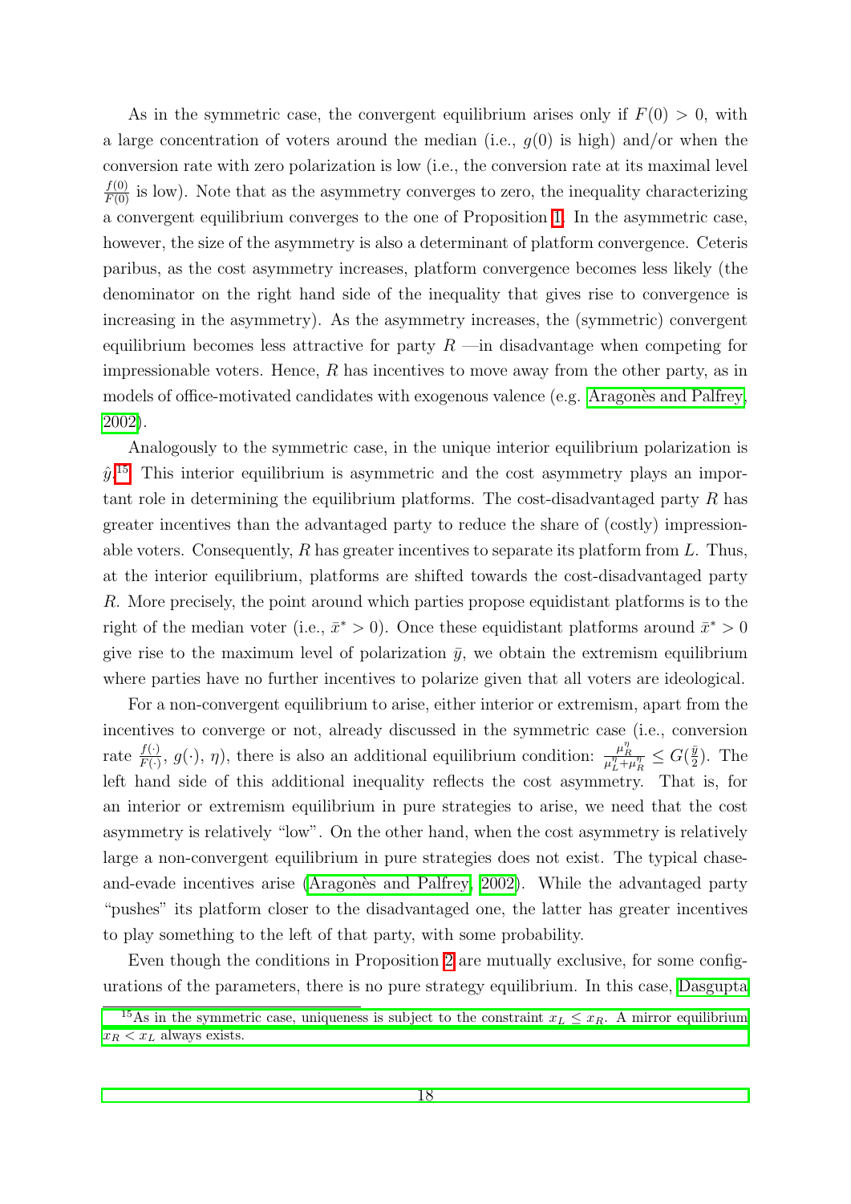As in the symmetric case, the convergent equilibrium arises only if $F(0) > 0$, with a large concentration of voters around the median (i.e., $g(0)$ is high) and/or when the conversion rate with zero polarization is low (i.e., the conversion rate at its maximal level $\frac{f(0)}{F(0)}$ is low). Note that as the asymmetry converges to zero, the inequality characterizing a convergent equilibrium converges to the one of Proposition 1. In the asymmetric case, however, the size of the asymmetry is also a determinant of platform convergence. Ceteris paribus, as the cost asymmetry increases, platform convergence becomes less likely (the denominator on the right hand side of the inequality that gives rise to convergence is increasing in the asymmetry). As the asymmetry increases, the (symmetric) convergent equilibrium becomes less attractive for party $R$ —in disadvantage when competing for impressionable voters. Hence, $R$ has incentives to move away from the other party, as in models of office-motivated candidates with exogenous valence (e.g. Aragonès and Palfrey, 2002).

Analogously to the symmetric case, in the unique interior equilibrium polarization is $\hat{y}$.[15] This interior equilibrium is asymmetric and the cost asymmetry plays an important role in determining the equilibrium platforms. The cost-disadvantaged party $R$ has greater incentives than the advantaged party to reduce the share of (costly) impressionable voters. Consequently, $R$ has greater incentives to separate its platform from $L$. Thus, at the interior equilibrium, platforms are shifted towards the cost-disadvantaged party $R$. More precisely, the point around which parties propose equidistant platforms is to the right of the median voter (i.e., $\bar{x}^* > 0$). Once these equidistant platforms around $\bar{x}^* > 0$ give rise to the maximum level of polarization $\bar{y}$, we obtain the extremism equilibrium where parties have no further incentives to polarize given that all voters are ideological.

For a non-convergent equilibrium to arise, either interior or extremism, apart from the incentives to converge or not, already discussed in the symmetric case (i.e., conversion rate $\frac{f(\cdot)}{F(\cdot)}$, $g(\cdot)$, $\eta$), there is also an additional equilibrium condition: $\frac{\mu_R^\eta}{\mu_L^\eta + \mu_R^\eta} \leq G(\frac{\bar{y}}{2})$. The left hand side of this additional inequality reflects the cost asymmetry. That is, for an interior or extremism equilibrium in pure strategies to arise, we need that the cost asymmetry is relatively "low". On the other hand, when the cost asymmetry is relatively large a non-convergent equilibrium in pure strategies does not exist. The typical chase-and-evade incentives arise (Aragonès and Palfrey, 2002). While the advantaged party "pushes" its platform closer to the disadvantaged one, the latter has greater incentives to play something to the left of that party, with some probability.

Even though the conditions in Proposition 2 are mutually exclusive, for some configurations of the parameters, there is no pure strategy equilibrium. In this case, Dasgupta

[15] As in the symmetric case, uniqueness is subject to the constraint $x_L \leq x_R$. A mirror equilibrium $x_R < x_L$ always exists.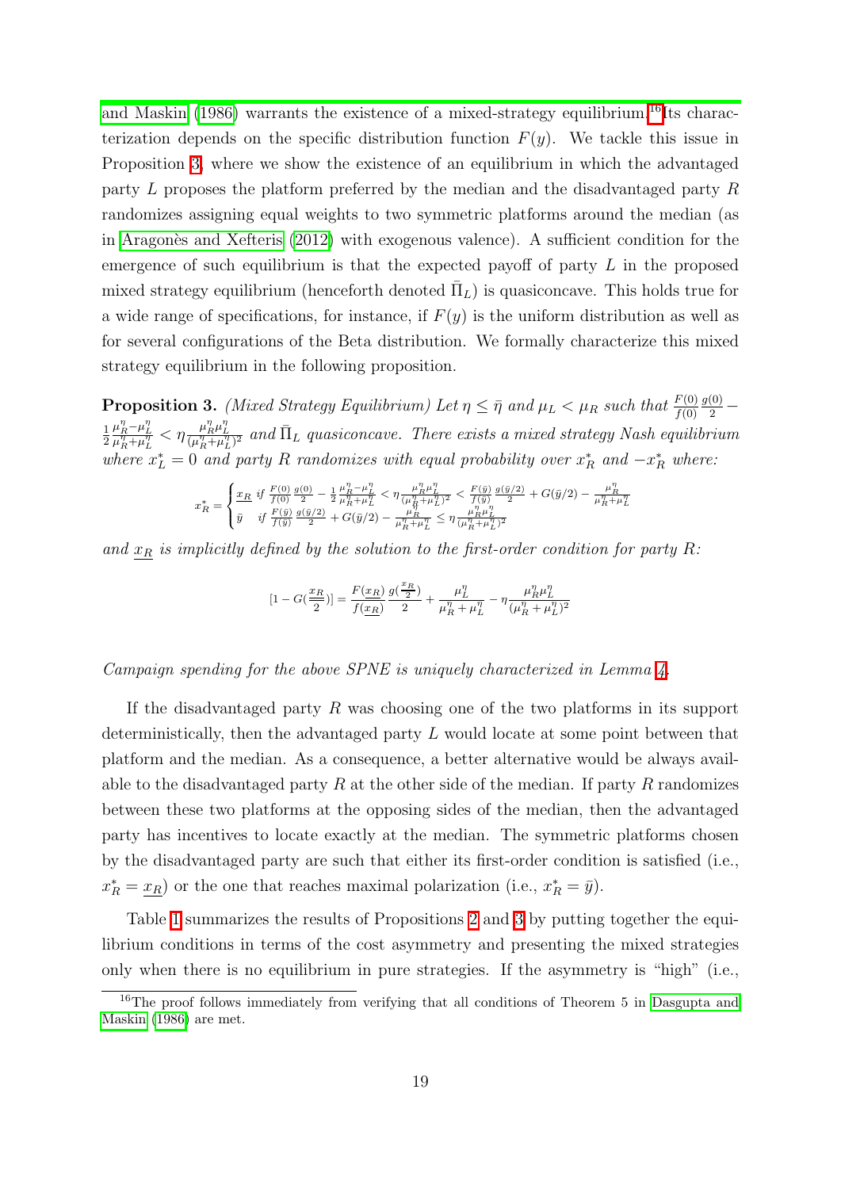and Maskin (1986) warrants the existence of a mixed-strategy equilibrium.[16] Its characterization depends on the specific distribution function $F(y)$. We tackle this issue in Proposition 3, where we show the existence of an equilibrium in which the advantaged party $L$ proposes the platform preferred by the median and the disadvantaged party $R$ randomizes assigning equal weights to two symmetric platforms around the median (as in Aragonès and Xefteris (2012) with exogenous valence). A sufficient condition for the emergence of such equilibrium is that the expected payoff of party $L$ in the proposed mixed strategy equilibrium (henceforth denoted $\bar{\Pi}_L$) is quasiconcave. This holds true for a wide range of specifications, for instance, if $F(y)$ is the uniform distribution as well as for several configurations of the Beta distribution. We formally characterize this mixed strategy equilibrium in the following proposition.

**Proposition 3.** *(Mixed Strategy Equilibrium) Let $\eta \leq \bar{\eta}$ and $\mu_L < \mu_R$ such that $\frac{F(0)}{f(0)}\frac{g(0)}{2} - \frac{1}{2}\frac{\mu_R^\eta - \mu_L^\eta}{\mu_R^\eta + \mu_L^\eta} < \eta \frac{\mu_R^\eta \mu_L^\eta}{(\mu_R^\eta + \mu_L^\eta)^2}$ and $\bar{\Pi}_L$ quasiconcave. There exists a mixed strategy Nash equilibrium where $x_L^* = 0$ and party $R$ randomizes with equal probability over $x_R^*$ and $-x_R^*$ where:*

$$
x_R^* = \begin{cases} \underline{x_R} & \text{if } \frac{F(0)}{f(0)}\frac{g(0)}{2} - \frac{1}{2}\frac{\mu_R^\eta - \mu_L^\eta}{\mu_R^\eta + \mu_L^\eta} < \eta \frac{\mu_R^\eta \mu_L^\eta}{(\mu_R^\eta + \mu_L^\eta)^2} < \frac{F(\bar{y})}{f(\bar{y})}\frac{g(\bar{y}/2)}{2} + G(\bar{y}/2) - \frac{\mu_R^\eta}{\mu_R^\eta + \mu_L^\eta} \\ \bar{y} & \text{if } \frac{F(\bar{y})}{f(\bar{y})}\frac{g(\bar{y}/2)}{2} + G(\bar{y}/2) - \frac{\mu_R^\eta}{\mu_R^\eta + \mu_L^\eta} \leq \eta \frac{\mu_R^\eta \mu_L^\eta}{(\mu_R^\eta + \mu_L^\eta)^2} \end{cases}
$$

*and $\underline{x_R}$ is implicitly defined by the solution to the first-order condition for party $R$:*

$$
[1 - G(\frac{\underline{x_R}}{2})] = \frac{F(\underline{x_R})}{f(\underline{x_R})}\frac{g(\frac{\underline{x_R}}{2})}{2} + \frac{\mu_L^\eta}{\mu_R^\eta + \mu_L^\eta} - \eta \frac{\mu_R^\eta \mu_L^\eta}{(\mu_R^\eta + \mu_L^\eta)^2}
$$

*Campaign spending for the above SPNE is uniquely characterized in Lemma 4.*

If the disadvantaged party $R$ was choosing one of the two platforms in its support deterministically, then the advantaged party $L$ would locate at some point between that platform and the median. As a consequence, a better alternative would be always available to the disadvantaged party $R$ at the other side of the median. If party $R$ randomizes between these two platforms at the opposing sides of the median, then the advantaged party has incentives to locate exactly at the median. The symmetric platforms chosen by the disadvantaged party are such that either its first-order condition is satisfied (i.e., $x_R^* = \underline{x_R}$) or the one that reaches maximal polarization (i.e., $x_R^* = \bar{y}$).

Table 1 summarizes the results of Propositions 2 and 3 by putting together the equilibrium conditions in terms of the cost asymmetry and presenting the mixed strategies only when there is no equilibrium in pure strategies. If the asymmetry is "high" (i.e.,

[16] The proof follows immediately from verifying that all conditions of Theorem 5 in Dasgupta and Maskin (1986) are met.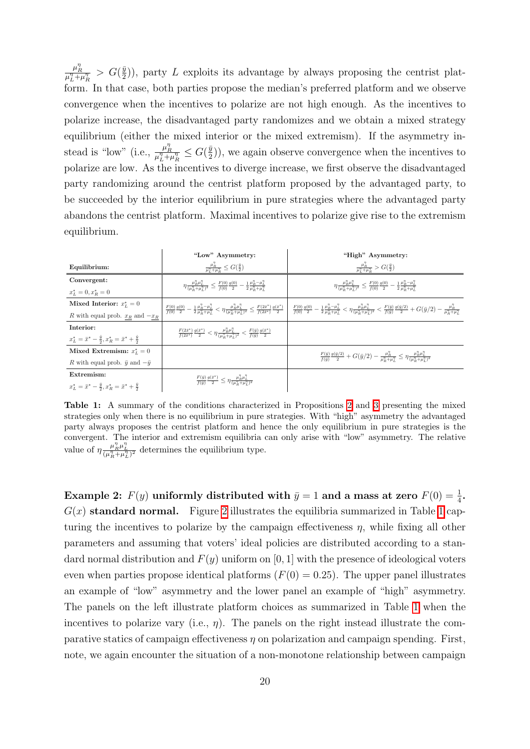$\frac{\mu_R^\eta}{\mu_L^\eta+\mu_R^\eta} > G(\frac{\bar{y}}{2})$), party $L$ exploits its advantage by always proposing the centrist platform. In that case, both parties propose the median's preferred platform and we observe convergence when the incentives to polarize are not high enough. As the incentives to polarize increase, the disadvantaged party randomizes and we obtain a mixed strategy equilibrium (either the mixed interior or the mixed extremism). If the asymmetry instead is "low" (i.e., $\frac{\mu_R^\eta}{\mu_L^\eta+\mu_R^\eta} \leq G(\frac{\bar{y}}{2})$), we again observe convergence when the incentives to polarize are low. As the incentives to diverge increase, we first observe the disadvantaged party randomizing around the centrist platform proposed by the advantaged party, to be succeeded by the interior equilibrium in pure strategies where the advantaged party abandons the centrist platform. Maximal incentives to polarize give rise to the extremism equilibrium.

| Equilibrium: | "Low" Asymmetry: $\frac{\mu_R^\eta}{\mu_L^\eta+\mu_R^\eta} \leq G(\frac{\bar{y}}{2})$ | "High" Asymmetry: $\frac{\mu_R^\eta}{\mu_L^\eta+\mu_R^\eta} > G(\frac{\bar{y}}{2})$ |
|---|---|---|
| **Convergent:** $x_L^* = 0, x_R^* = 0$ | $\eta\frac{\mu_R^\eta\mu_L^\eta}{(\mu_R^\eta+\mu_L^\eta)^2} \leq \frac{F(0)}{f(0)}\frac{g(0)}{2} - \frac{1}{2}\frac{\mu_R^\eta-\mu_L^\eta}{\mu_R^\eta+\mu_L^\eta}$ | $\eta\frac{\mu_R^\eta\mu_L^\eta}{(\mu_R^\eta+\mu_L^\eta)^2} \leq \frac{F(0)}{f(0)}\frac{g(0)}{2} - \frac{1}{2}\frac{\mu_R^\eta-\mu_L^\eta}{\mu_R^\eta+\mu_L^\eta}$ |
| **Mixed Interior:** $x_L^* = 0$; $R$ with equal prob. $\underline{x_R}$ and $-\underline{x_R}$ | $\frac{F(0)}{f(0)}\frac{g(0)}{2} - \frac{1}{2}\frac{\mu_R^\eta-\mu_L^\eta}{\mu_R^\eta+\mu_L^\eta} < \eta\frac{\mu_R^\eta\mu_L^\eta}{(\mu_R^\eta+\mu_L^\eta)^2} \leq \frac{F(2\bar{x}^*)}{f(2\bar{x}^*)}\frac{g(\bar{x}^*)}{2}$ | $\frac{F(0)}{f(0)}\frac{g(0)}{2} - \frac{1}{2}\frac{\mu_R^\eta-\mu_L^\eta}{\mu_R^\eta+\mu_L^\eta} < \eta\frac{\mu_R^\eta\mu_L^\eta}{(\mu_R^\eta+\mu_L^\eta)^2} < \frac{F(\bar{y})}{f(\bar{y})}\frac{g(\bar{y}/2)}{2} + G(\bar{y}/2) - \frac{\mu_R^\eta}{\mu_R^\eta+\mu_L^\eta}$ |
| **Interior:** $x_L^* = \bar{x}^* - \frac{\hat{y}}{2}, x_R^* = \bar{x}^* + \frac{\hat{y}}{2}$ | $\frac{F(2\bar{x}^*)}{f(2\bar{x}^*)}\frac{g(\bar{x}^*)}{2} < \eta\frac{\mu_R^\eta\mu_L^\eta}{(\mu_R^\eta+\mu_L^\eta)^2} < \frac{F(\bar{y})}{f(\bar{y})}\frac{g(\bar{x}^*)}{2}$ | |
| **Mixed Extremism:** $x_L^* = 0$; $R$ with equal prob. $\bar{y}$ and $-\bar{y}$ | | $\frac{F(\bar{y})}{f(\bar{y})}\frac{g(\bar{y}/2)}{2} + G(\bar{y}/2) - \frac{\mu_R^\eta}{\mu_R^\eta+\mu_L^\eta} \leq \eta\frac{\mu_R^\eta\mu_L^\eta}{(\mu_R^\eta+\mu_L^\eta)^2}$ |
| **Extremism:** $x_L^* = \bar{x}^* - \frac{\bar{y}}{2}, x_R^* = \bar{x}^* + \frac{\bar{y}}{2}$ | $\frac{F(\bar{y})}{f(\bar{y})}\frac{g(\bar{x}^*)}{2} \leq \eta\frac{\mu_R^\eta\mu_L^\eta}{(\mu_R^\eta+\mu_L^\eta)^2}$ | |

**Table 1:** A summary of the conditions characterized in Propositions 2 and 3 presenting the mixed strategies only when there is no equilibrium in pure strategies. With "high" asymmetry the advantaged party always proposes the centrist platform and hence the only equilibrium in pure strategies is the convergent. The interior and extremism equilibria can only arise with "low" asymmetry. The relative value of $\eta\frac{\mu_R^\eta\mu_L^\eta}{(\mu_R^\eta+\mu_L^\eta)^2}$ determines the equilibrium type.

**Example 2: $F(y)$ uniformly distributed with $\bar{y} = 1$ and a mass at zero $F(0) = \frac{1}{4}$. $G(x)$ standard normal.** Figure 2 illustrates the equilibria summarized in Table 1 capturing the incentives to polarize by the campaign effectiveness $\eta$, while fixing all other parameters and assuming that voters' ideal policies are distributed according to a standard normal distribution and $F(y)$ uniform on $[0, 1]$ with the presence of ideological voters even when parties propose identical platforms ($F(0) = 0.25$). The upper panel illustrates an example of "low" asymmetry and the lower panel an example of "high" asymmetry. The panels on the left illustrate platform choices as summarized in Table 1 when the incentives to polarize vary (i.e., $\eta$). The panels on the right instead illustrate the comparative statics of campaign effectiveness $\eta$ on polarization and campaign spending. First, note, we again encounter the situation of a non-monotone relationship between campaign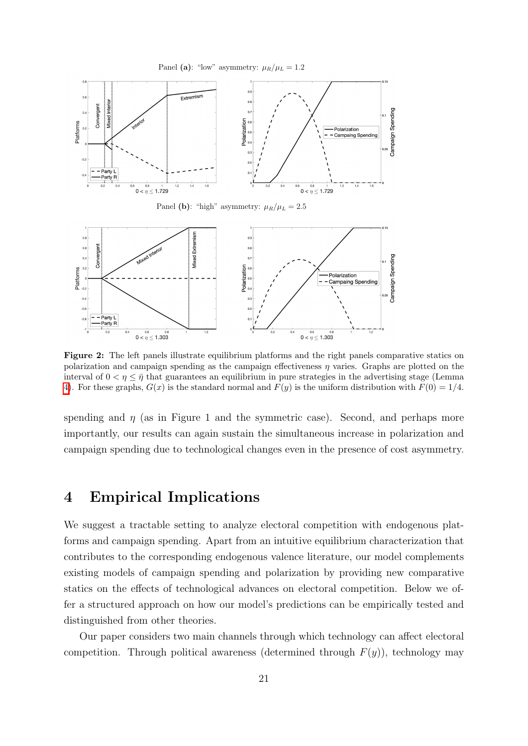Panel **(a)**: "low" asymmetry: $\mu_R/\mu_L = 1.2$

Panel **(b)**: "high" asymmetry: $\mu_R/\mu_L = 2.5$

**Figure 2:** The left panels illustrate equilibrium platforms and the right panels comparative statics on polarization and campaign spending as the campaign effectiveness $\eta$ varies. Graphs are plotted on the interval of $0 < \eta \leq \bar{\eta}$ that guarantees an equilibrium in pure strategies in the advertising stage (Lemma 4). For these graphs, $G(x)$ is the standard normal and $F(y)$ is the uniform distribution with $F(0) = 1/4$.

spending and $\eta$ (as in Figure 1 and the symmetric case). Second, and perhaps more importantly, our results can again sustain the simultaneous increase in polarization and campaign spending due to technological changes even in the presence of cost asymmetry.

# 4 Empirical Implications

We suggest a tractable setting to analyze electoral competition with endogenous platforms and campaign spending. Apart from an intuitive equilibrium characterization that contributes to the corresponding endogenous valence literature, our model complements existing models of campaign spending and polarization by providing new comparative statics on the effects of technological advances on electoral competition. Below we offer a structured approach on how our model's predictions can be empirically tested and distinguished from other theories.

Our paper considers two main channels through which technology can affect electoral competition. Through political awareness (determined through $F(y)$), technology may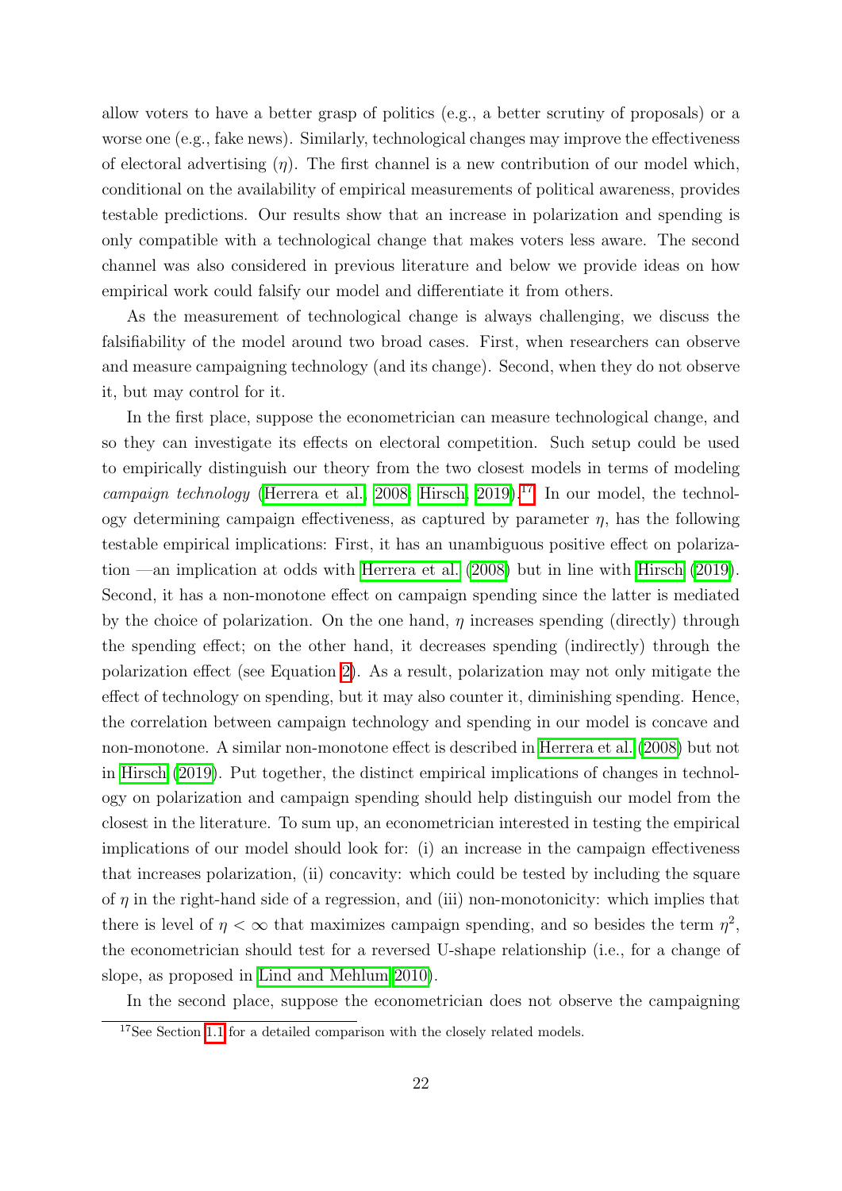allow voters to have a better grasp of politics (e.g., a better scrutiny of proposals) or a worse one (e.g., fake news). Similarly, technological changes may improve the effectiveness of electoral advertising ($\eta$). The first channel is a new contribution of our model which, conditional on the availability of empirical measurements of political awareness, provides testable predictions. Our results show that an increase in polarization and spending is only compatible with a technological change that makes voters less aware. The second channel was also considered in previous literature and below we provide ideas on how empirical work could falsify our model and differentiate it from others.

As the measurement of technological change is always challenging, we discuss the falsifiability of the model around two broad cases. First, when researchers can observe and measure campaigning technology (and its change). Second, when they do not observe it, but may control for it.

In the first place, suppose the econometrician can measure technological change, and so they can investigate its effects on electoral competition. Such setup could be used to empirically distinguish our theory from the two closest models in terms of modeling *campaign technology* (Herrera et al., 2008; Hirsch, 2019).[17] In our model, the technology determining campaign effectiveness, as captured by parameter $\eta$, has the following testable empirical implications: First, it has an unambiguous positive effect on polarization —an implication at odds with Herrera et al. (2008) but in line with Hirsch (2019). Second, it has a non-monotone effect on campaign spending since the latter is mediated by the choice of polarization. On the one hand, $\eta$ increases spending (directly) through the spending effect; on the other hand, it decreases spending (indirectly) through the polarization effect (see Equation 2). As a result, polarization may not only mitigate the effect of technology on spending, but it may also counter it, diminishing spending. Hence, the correlation between campaign technology and spending in our model is concave and non-monotone. A similar non-monotone effect is described in Herrera et al. (2008) but not in Hirsch (2019). Put together, the distinct empirical implications of changes in technology on polarization and campaign spending should help distinguish our model from the closest in the literature. To sum up, an econometrician interested in testing the empirical implications of our model should look for: (i) an increase in the campaign effectiveness that increases polarization, (ii) concavity: which could be tested by including the square of $\eta$ in the right-hand side of a regression, and (iii) non-monotonicity: which implies that there is level of $\eta < \infty$ that maximizes campaign spending, and so besides the term $\eta^2$, the econometrician should test for a reversed U-shape relationship (i.e., for a change of slope, as proposed in Lind and Mehlum 2010).

In the second place, suppose the econometrician does not observe the campaigning

[17] See Section 1.1 for a detailed comparison with the closely related models.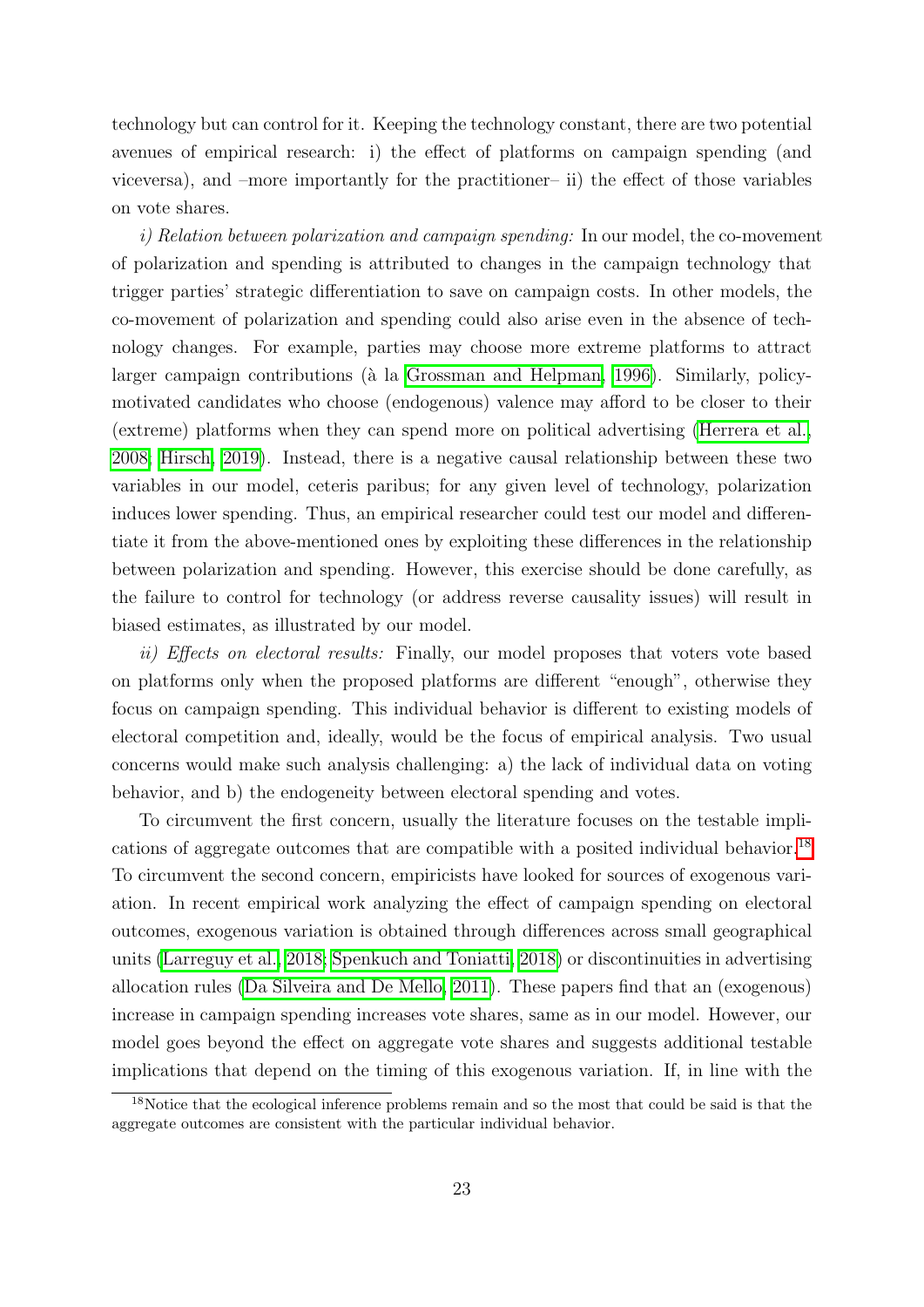technology but can control for it. Keeping the technology constant, there are two potential avenues of empirical research: i) the effect of platforms on campaign spending (and viceversa), and –more importantly for the practitioner– ii) the effect of those variables on vote shares.

*i) Relation between polarization and campaign spending:* In our model, the co-movement of polarization and spending is attributed to changes in the campaign technology that trigger parties' strategic differentiation to save on campaign costs. In other models, the co-movement of polarization and spending could also arise even in the absence of technology changes. For example, parties may choose more extreme platforms to attract larger campaign contributions (à la Grossman and Helpman, 1996). Similarly, policy-motivated candidates who choose (endogenous) valence may afford to be closer to their (extreme) platforms when they can spend more on political advertising (Herrera et al., 2008; Hirsch, 2019). Instead, there is a negative causal relationship between these two variables in our model, ceteris paribus; for any given level of technology, polarization induces lower spending. Thus, an empirical researcher could test our model and differentiate it from the above-mentioned ones by exploiting these differences in the relationship between polarization and spending. However, this exercise should be done carefully, as the failure to control for technology (or address reverse causality issues) will result in biased estimates, as illustrated by our model.

*ii) Effects on electoral results:* Finally, our model proposes that voters vote based on platforms only when the proposed platforms are different "enough", otherwise they focus on campaign spending. This individual behavior is different to existing models of electoral competition and, ideally, would be the focus of empirical analysis. Two usual concerns would make such analysis challenging: a) the lack of individual data on voting behavior, and b) the endogeneity between electoral spending and votes.

To circumvent the first concern, usually the literature focuses on the testable implications of aggregate outcomes that are compatible with a posited individual behavior.[18] To circumvent the second concern, empiricists have looked for sources of exogenous variation. In recent empirical work analyzing the effect of campaign spending on electoral outcomes, exogenous variation is obtained through differences across small geographical units (Larreguy et al., 2018; Spenkuch and Toniatti, 2018) or discontinuities in advertising allocation rules (Da Silveira and De Mello, 2011). These papers find that an (exogenous) increase in campaign spending increases vote shares, same as in our model. However, our model goes beyond the effect on aggregate vote shares and suggests additional testable implications that depend on the timing of this exogenous variation. If, in line with the

[18] Notice that the ecological inference problems remain and so the most that could be said is that the aggregate outcomes are consistent with the particular individual behavior.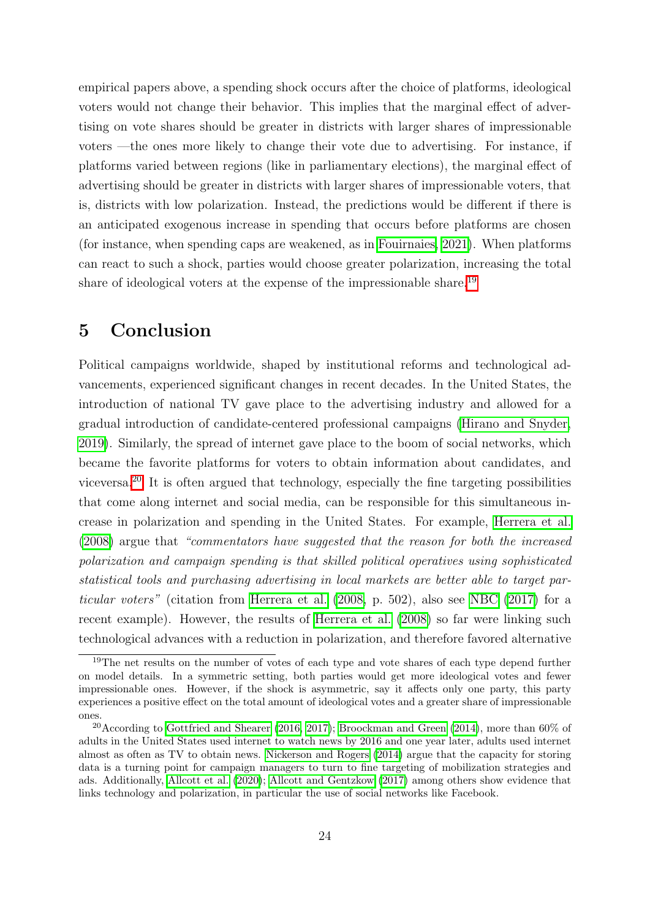empirical papers above, a spending shock occurs after the choice of platforms, ideological voters would not change their behavior. This implies that the marginal effect of advertising on vote shares should be greater in districts with larger shares of impressionable voters —the ones more likely to change their vote due to advertising. For instance, if platforms varied between regions (like in parliamentary elections), the marginal effect of advertising should be greater in districts with larger shares of impressionable voters, that is, districts with low polarization. Instead, the predictions would be different if there is an anticipated exogenous increase in spending that occurs before platforms are chosen (for instance, when spending caps are weakened, as in Fouirnaies, 2021). When platforms can react to such a shock, parties would choose greater polarization, increasing the total share of ideological voters at the expense of the impressionable share.[19]

# 5 Conclusion

Political campaigns worldwide, shaped by institutional reforms and technological advancements, experienced significant changes in recent decades. In the United States, the introduction of national TV gave place to the advertising industry and allowed for a gradual introduction of candidate-centered professional campaigns (Hirano and Snyder, 2019). Similarly, the spread of internet gave place to the boom of social networks, which became the favorite platforms for voters to obtain information about candidates, and viceversa.[20] It is often argued that technology, especially the fine targeting possibilities that come along internet and social media, can be responsible for this simultaneous increase in polarization and spending in the United States. For example, Herrera et al. (2008) argue that *"commentators have suggested that the reason for both the increased polarization and campaign spending is that skilled political operatives using sophisticated statistical tools and purchasing advertising in local markets are better able to target particular voters"* (citation from Herrera et al. (2008, p. 502), also see NBC (2017) for a recent example). However, the results of Herrera et al. (2008) so far were linking such technological advances with a reduction in polarization, and therefore favored alternative

[19] The net results on the number of votes of each type and vote shares of each type depend further on model details. In a symmetric setting, both parties would get more ideological votes and fewer impressionable ones. However, if the shock is asymmetric, say it affects only one party, this party experiences a positive effect on the total amount of ideological votes and a greater share of impressionable ones.

[20] According to Gottfried and Shearer (2016, 2017); Broockman and Green (2014), more than 60% of adults in the United States used internet to watch news by 2016 and one year later, adults used internet almost as often as TV to obtain news. Nickerson and Rogers (2014) argue that the capacity for storing data is a turning point for campaign managers to turn to fine targeting of mobilization strategies and ads. Additionally, Allcott et al. (2020); Allcott and Gentzkow (2017) among others show evidence that links technology and polarization, in particular the use of social networks like Facebook.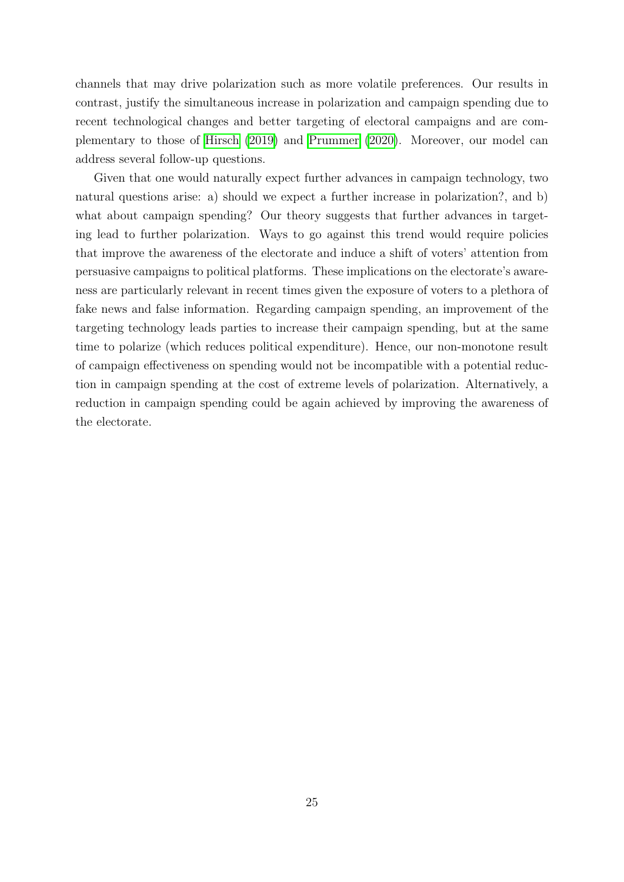channels that may drive polarization such as more volatile preferences. Our results in contrast, justify the simultaneous increase in polarization and campaign spending due to recent technological changes and better targeting of electoral campaigns and are complementary to those of Hirsch (2019) and Prummer (2020). Moreover, our model can address several follow-up questions.

Given that one would naturally expect further advances in campaign technology, two natural questions arise: a) should we expect a further increase in polarization?, and b) what about campaign spending? Our theory suggests that further advances in targeting lead to further polarization. Ways to go against this trend would require policies that improve the awareness of the electorate and induce a shift of voters' attention from persuasive campaigns to political platforms. These implications on the electorate's awareness are particularly relevant in recent times given the exposure of voters to a plethora of fake news and false information. Regarding campaign spending, an improvement of the targeting technology leads parties to increase their campaign spending, but at the same time to polarize (which reduces political expenditure). Hence, our non-monotone result of campaign effectiveness on spending would not be incompatible with a potential reduction in campaign spending at the cost of extreme levels of polarization. Alternatively, a reduction in campaign spending could be again achieved by improving the awareness of the electorate.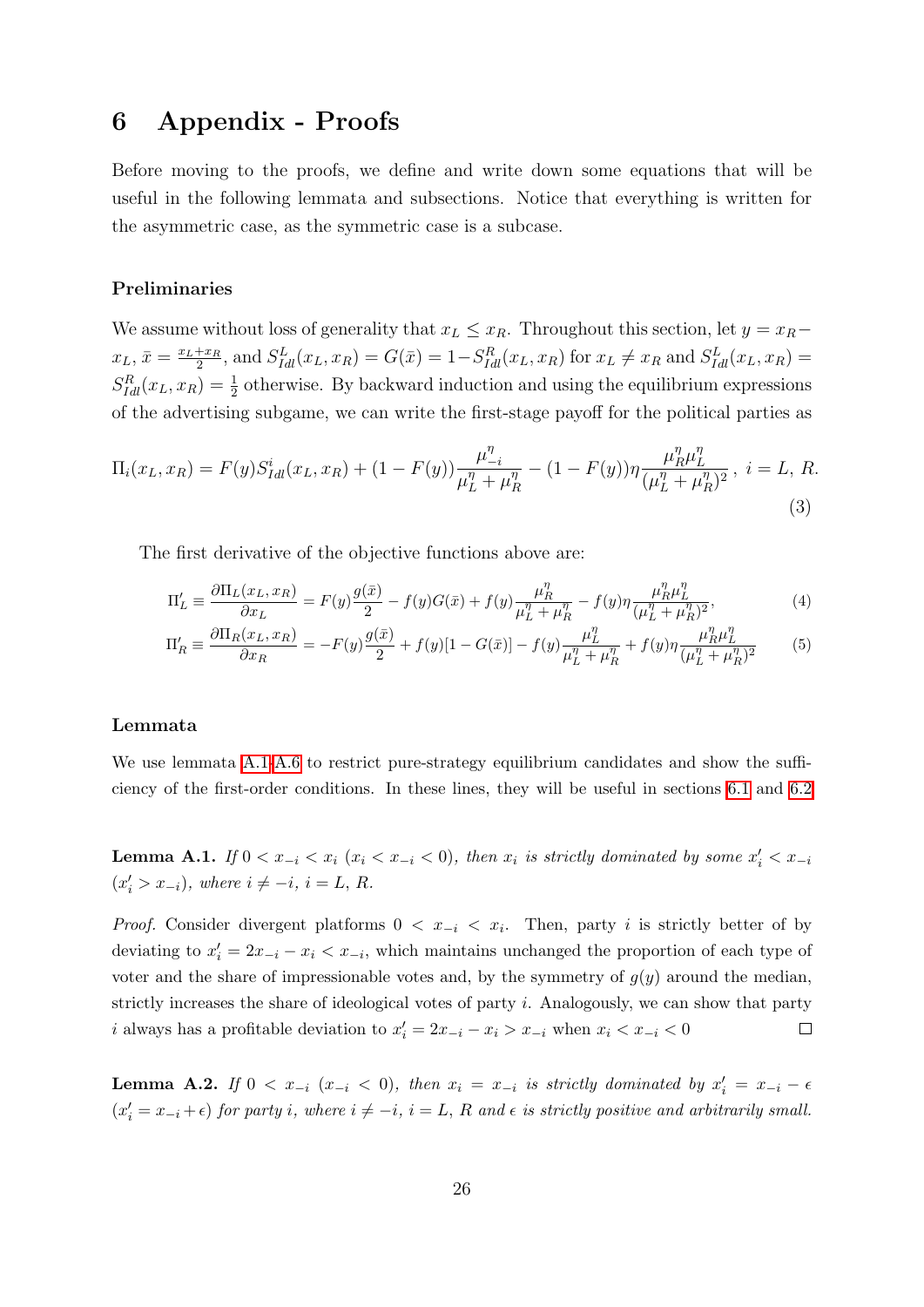# 6 Appendix - Proofs

Before moving to the proofs, we define and write down some equations that will be useful in the following lemmata and subsections. Notice that everything is written for the asymmetric case, as the symmetric case is a subcase.

### Preliminaries

We assume without loss of generality that $x_L \leq x_R$. Throughout this section, let $y = x_R - x_L$, $\bar{x} = \frac{x_L + x_R}{2}$, and $S^L_{Idl}(x_L, x_R) = G(\bar{x}) = 1 - S^R_{Idl}(x_L, x_R)$ for $x_L \neq x_R$ and $S^L_{Idl}(x_L, x_R) = S^R_{Idl}(x_L, x_R) = \frac{1}{2}$ otherwise. By backward induction and using the equilibrium expressions of the advertising subgame, we can write the first-stage payoff for the political parties as

$$\Pi_i(x_L, x_R) = F(y) S^i_{Idl}(x_L, x_R) + (1 - F(y)) \frac{\mu^\eta_{-i}}{\mu^\eta_L + \mu^\eta_R} - (1 - F(y)) \eta \frac{\mu^\eta_R \mu^\eta_L}{(\mu^\eta_L + \mu^\eta_R)^2}, \ i = L, \ R. \tag{3}$$

The first derivative of the objective functions above are:

$$\Pi'_L \equiv \frac{\partial \Pi_L(x_L, x_R)}{\partial x_L} = F(y) \frac{g(\bar{x})}{2} - f(y) G(\bar{x}) + f(y) \frac{\mu^\eta_R}{\mu^\eta_L + \mu^\eta_R} - f(y) \eta \frac{\mu^\eta_R \mu^\eta_L}{(\mu^\eta_L + \mu^\eta_R)^2}, \tag{4}$$

$$\Pi'_R \equiv \frac{\partial \Pi_R(x_L, x_R)}{\partial x_R} = -F(y) \frac{g(\bar{x})}{2} + f(y)[1 - G(\bar{x})] - f(y) \frac{\mu^\eta_L}{\mu^\eta_L + \mu^\eta_R} + f(y) \eta \frac{\mu^\eta_R \mu^\eta_L}{(\mu^\eta_L + \mu^\eta_R)^2} \tag{5}$$

### Lemmata

We use lemmata A.1-A.6 to restrict pure-strategy equilibrium candidates and show the sufficiency of the first-order conditions. In these lines, they will be useful in sections 6.1 and 6.2.

**Lemma A.1.** *If $0 < x_{-i} < x_i$ ($x_i < x_{-i} < 0$), then $x_i$ is strictly dominated by some $x'_i < x_{-i}$ ($x'_i > x_{-i}$), where $i \neq -i$, $i = L$, $R$.*

*Proof.* Consider divergent platforms $0 < x_{-i} < x_i$. Then, party $i$ is strictly better of by deviating to $x'_i = 2x_{-i} - x_i < x_{-i}$, which maintains unchanged the proportion of each type of voter and the share of impressionable votes and, by the symmetry of $g(y)$ around the median, strictly increases the share of ideological votes of party $i$. Analogously, we can show that party $i$ always has a profitable deviation to $x'_i = 2x_{-i} - x_i > x_{-i}$ when $x_i < x_{-i} < 0$ □

**Lemma A.2.** *If $0 < x_{-i}$ ($x_{-i} < 0$), then $x_i = x_{-i}$ is strictly dominated by $x'_i = x_{-i} - \epsilon$ ($x'_i = x_{-i} + \epsilon$) for party $i$, where $i \neq -i$, $i = L$, $R$ and $\epsilon$ is strictly positive and arbitrarily small.*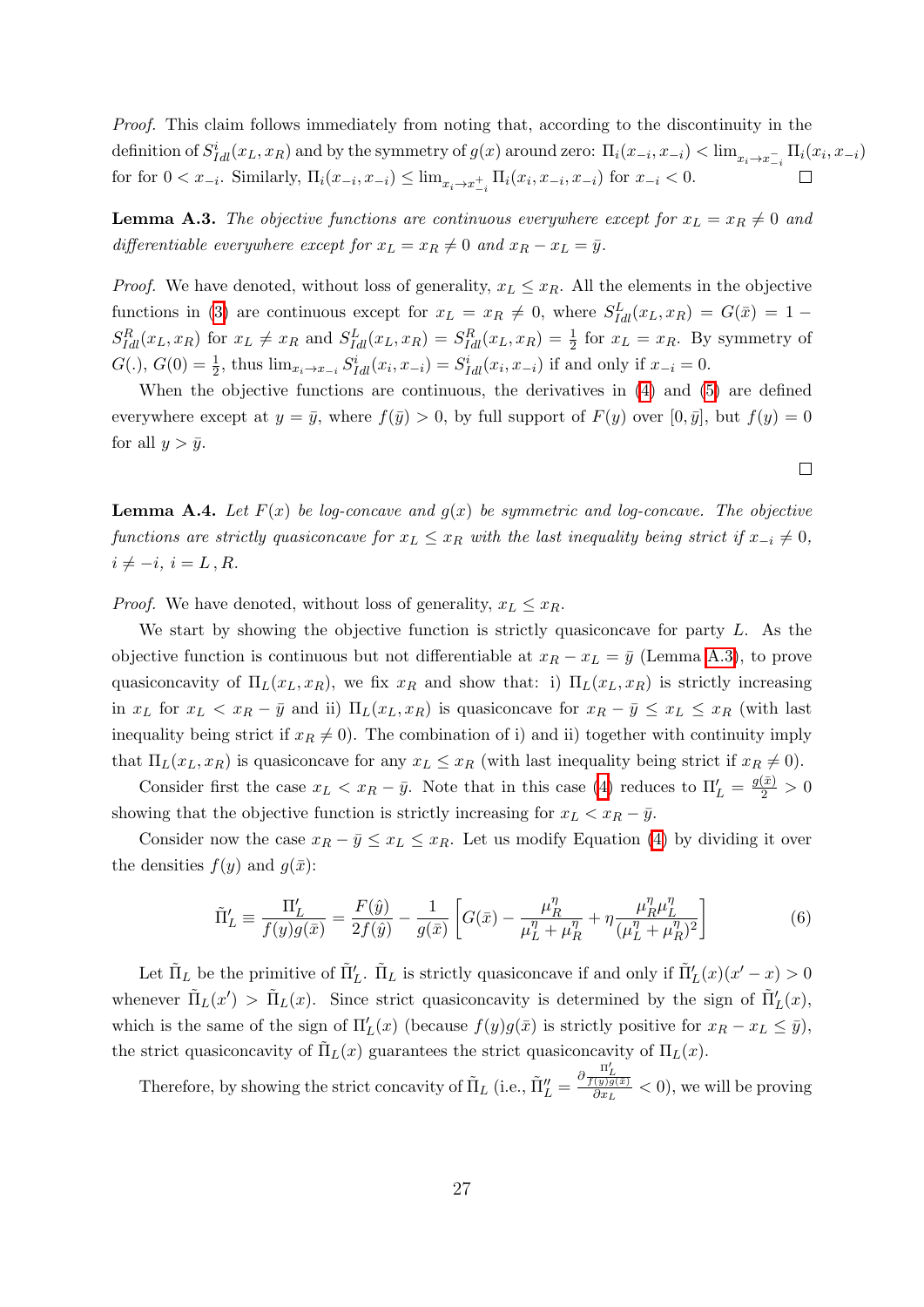*Proof.* This claim follows immediately from noting that, according to the discontinuity in the definition of $S^i_{Idl}(x_L, x_R)$ and by the symmetry of $g(x)$ around zero: $\Pi_i(x_{-i}, x_{-i}) < \lim_{x_i \to x^-_{-i}} \Pi_i(x_i, x_{-i})$ for for $0 < x_{-i}$. Similarly, $\Pi_i(x_{-i}, x_{-i}) \leq \lim_{x_i \to x^+_{-i}} \Pi_i(x_i, x_{-i}, x_{-i})$ for $x_{-i} < 0$. $\square$

**Lemma A.3.** *The objective functions are continuous everywhere except for $x_L = x_R \neq 0$ and differentiable everywhere except for $x_L = x_R \neq 0$ and $x_R - x_L = \bar{y}$.*

*Proof.* We have denoted, without loss of generality, $x_L \leq x_R$. All the elements in the objective functions in (3) are continuous except for $x_L = x_R \neq 0$, where $S^L_{Idl}(x_L, x_R) = G(\bar{x}) = 1 - S^R_{Idl}(x_L, x_R)$ for $x_L \neq x_R$ and $S^L_{Idl}(x_L, x_R) = S^R_{Idl}(x_L, x_R) = \frac{1}{2}$ for $x_L = x_R$. By symmetry of $G(.)$, $G(0) = \frac{1}{2}$, thus $\lim_{x_i \to x_{-i}} S^i_{Idl}(x_i, x_{-i}) = S^i_{Idl}(x_i, x_{-i})$ if and only if $x_{-i} = 0$.

When the objective functions are continuous, the derivatives in (4) and (5) are defined everywhere except at $y = \bar{y}$, where $f(\bar{y}) > 0$, by full support of $F(y)$ over $[0, \bar{y}]$, but $f(y) = 0$ for all $y > \bar{y}$.

$\square$

**Lemma A.4.** *Let $F(x)$ be log-concave and $g(x)$ be symmetric and log-concave. The objective functions are strictly quasiconcave for $x_L \leq x_R$ with the last inequality being strict if $x_{-i} \neq 0$, $i \neq -i$, $i = L, R$.*

*Proof.* We have denoted, without loss of generality, $x_L \leq x_R$.

We start by showing the objective function is strictly quasiconcave for party $L$. As the objective function is continuous but not differentiable at $x_R - x_L = \bar{y}$ (Lemma A.3), to prove quasiconcavity of $\Pi_L(x_L, x_R)$, we fix $x_R$ and show that: i) $\Pi_L(x_L, x_R)$ is strictly increasing in $x_L$ for $x_L < x_R - \bar{y}$ and ii) $\Pi_L(x_L, x_R)$ is quasiconcave for $x_R - \bar{y} \leq x_L \leq x_R$ (with last inequality being strict if $x_R \neq 0$). The combination of i) and ii) together with continuity imply that $\Pi_L(x_L, x_R)$ is quasiconcave for any $x_L \leq x_R$ (with last inequality being strict if $x_R \neq 0$).

Consider first the case $x_L < x_R - \bar{y}$. Note that in this case (4) reduces to $\Pi'_L = \frac{g(\bar{x})}{2} > 0$ showing that the objective function is strictly increasing for $x_L < x_R - \bar{y}$.

Consider now the case $x_R - \bar{y} \leq x_L \leq x_R$. Let us modify Equation (4) by dividing it over the densities $f(y)$ and $g(\bar{x})$:

$$\tilde{\Pi}'_L \equiv \frac{\Pi'_L}{f(y)g(\bar{x})} = \frac{F(\hat{y})}{2f(\hat{y})} - \frac{1}{g(\bar{x})}\left[G(\bar{x}) - \frac{\mu^\eta_R}{\mu^\eta_L + \mu^\eta_R} + \eta\frac{\mu^\eta_R \mu^\eta_L}{(\mu^\eta_L + \mu^\eta_R)^2}\right] \tag{6}$$

Let $\tilde{\Pi}_L$ be the primitive of $\tilde{\Pi}'_L$. $\tilde{\Pi}_L$ is strictly quasiconcave if and only if $\tilde{\Pi}'_L(x)(x' - x) > 0$ whenever $\tilde{\Pi}_L(x') > \tilde{\Pi}_L(x)$. Since strict quasiconcavity is determined by the sign of $\tilde{\Pi}'_L(x)$, which is the same of the sign of $\Pi'_L(x)$ (because $f(y)g(\bar{x})$ is strictly positive for $x_R - x_L \leq \bar{y}$), the strict quasiconcavity of $\tilde{\Pi}_L(x)$ guarantees the strict quasiconcavity of $\Pi_L(x)$.

Therefore, by showing the strict concavity of $\tilde{\Pi}_L$ (i.e., $\tilde{\Pi}''_L = \frac{\partial \frac{\Pi'_L}{f(y)g(\bar{x})}}{\partial x_L} < 0$), we will be proving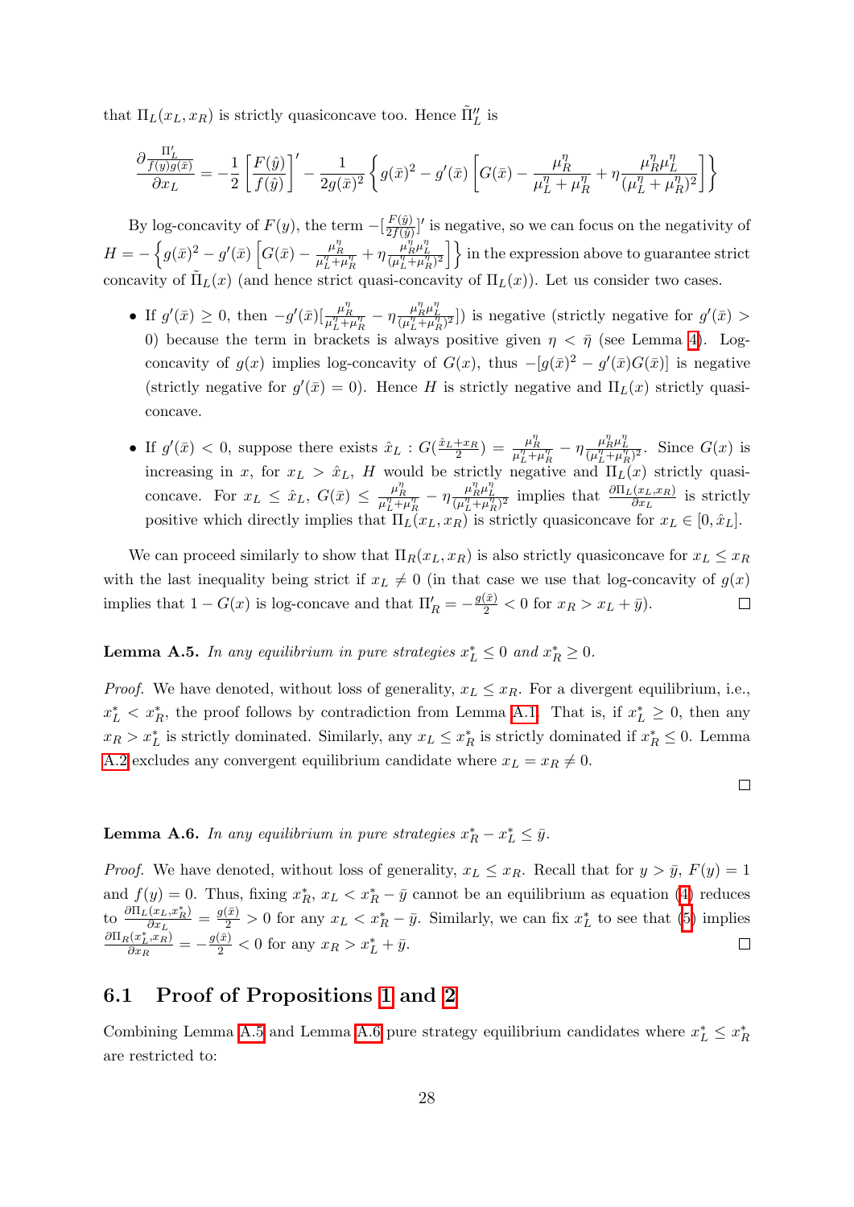that $\Pi_L(x_L, x_R)$ is strictly quasiconcave too. Hence $\tilde{\Pi}_L''$ is

$$\frac{\partial \frac{\Pi_L'}{f(y)g(\bar{x})}}{\partial x_L} = -\frac{1}{2}\left[\frac{F(\hat{y})}{f(\hat{y})}\right]' - \frac{1}{2g(\bar{x})^2}\left\{g(\bar{x})^2 - g'(\bar{x})\left[G(\bar{x}) - \frac{\mu_R^\eta}{\mu_L^\eta + \mu_R^\eta} + \eta\frac{\mu_R^\eta \mu_L^\eta}{(\mu_L^\eta + \mu_R^\eta)^2}\right]\right\}$$

By log-concavity of $F(y)$, the term $-[\frac{F(\hat{y})}{2f(\hat{y})}]'$ is negative, so we can focus on the negativity of $H = -\left\{g(\bar{x})^2 - g'(\bar{x})\left[G(\bar{x}) - \frac{\mu_R^\eta}{\mu_L^\eta + \mu_R^\eta} + \eta\frac{\mu_R^\eta \mu_L^\eta}{(\mu_L^\eta + \mu_R^\eta)^2}\right]\right\}$ in the expression above to guarantee strict concavity of $\tilde{\Pi}_L(x)$ (and hence strict quasi-concavity of $\Pi_L(x)$). Let us consider two cases.

- If $g'(\bar{x}) \geq 0$, then $-g'(\bar{x})[\frac{\mu_R^\eta}{\mu_L^\eta + \mu_R^\eta} - \eta\frac{\mu_R^\eta \mu_L^\eta}{(\mu_L^\eta + \mu_R^\eta)^2}]$) is negative (strictly negative for $g'(\bar{x}) > 0$) because the term in brackets is always positive given $\eta < \bar{\eta}$ (see Lemma 4). Log-concavity of $g(x)$ implies log-concavity of $G(x)$, thus $-[g(\bar{x})^2 - g'(\bar{x})G(\bar{x})]$ is negative (strictly negative for $g'(\bar{x}) = 0$). Hence $H$ is strictly negative and $\Pi_L(x)$ strictly quasi-concave.
- If $g'(\bar{x}) < 0$, suppose there exists $\hat{x}_L : G(\frac{\hat{x}_L + x_R}{2}) = \frac{\mu_R^\eta}{\mu_L^\eta + \mu_R^\eta} - \eta\frac{\mu_R^\eta \mu_L^\eta}{(\mu_L^\eta + \mu_R^\eta)^2}$. Since $G(x)$ is increasing in $x$, for $x_L > \hat{x}_L$, $H$ would be strictly negative and $\Pi_L(x)$ strictly quasi-concave. For $x_L \leq \hat{x}_L$, $G(\bar{x}) \leq \frac{\mu_R^\eta}{\mu_L^\eta + \mu_R^\eta} - \eta\frac{\mu_R^\eta \mu_L^\eta}{(\mu_L^\eta + \mu_R^\eta)^2}$ implies that $\frac{\partial \Pi_L(x_L, x_R)}{\partial x_L}$ is strictly positive which directly implies that $\Pi_L(x_L, x_R)$ is strictly quasiconcave for $x_L \in [0, \hat{x}_L]$.

We can proceed similarly to show that $\Pi_R(x_L, x_R)$ is also strictly quasiconcave for $x_L \leq x_R$ with the last inequality being strict if $x_L \neq 0$ (in that case we use that log-concavity of $g(x)$ implies that $1 - G(x)$ is log-concave and that $\Pi_R' = -\frac{g(\bar{x})}{2} < 0$ for $x_R > x_L + \bar{y}$). $\square$

**Lemma A.5.** *In any equilibrium in pure strategies $x_L^* \leq 0$ and $x_R^* \geq 0$.*

*Proof.* We have denoted, without loss of generality, $x_L \leq x_R$. For a divergent equilibrium, i.e., $x_L^* < x_R^*$, the proof follows by contradiction from Lemma A.1. That is, if $x_L^* \geq 0$, then any $x_R > x_L^*$ is strictly dominated. Similarly, any $x_L \leq x_R^*$ is strictly dominated if $x_R^* \leq 0$. Lemma A.2 excludes any convergent equilibrium candidate where $x_L = x_R \neq 0$.

$\square$

**Lemma A.6.** *In any equilibrium in pure strategies $x_R^* - x_L^* \leq \bar{y}$.*

*Proof.* We have denoted, without loss of generality, $x_L \leq x_R$. Recall that for $y > \bar{y}$, $F(y) = 1$ and $f(y) = 0$. Thus, fixing $x_R^*$, $x_L < x_R^* - \bar{y}$ cannot be an equilibrium as equation (4) reduces to $\frac{\partial \Pi_L(x_L, x_R^*)}{\partial x_L} = \frac{g(\bar{x})}{2} > 0$ for any $x_L < x_R^* - \bar{y}$. Similarly, we can fix $x_L^*$ to see that (5) implies $\frac{\partial \Pi_R(x_L^*, x_R)}{\partial x_R} = -\frac{g(\bar{x})}{2} < 0$ for any $x_R > x_L^* + \bar{y}$. $\square$

## 6.1 Proof of Propositions 1 and 2

Combining Lemma A.5 and Lemma A.6 pure strategy equilibrium candidates where $x_L^* \leq x_R^*$ are restricted to: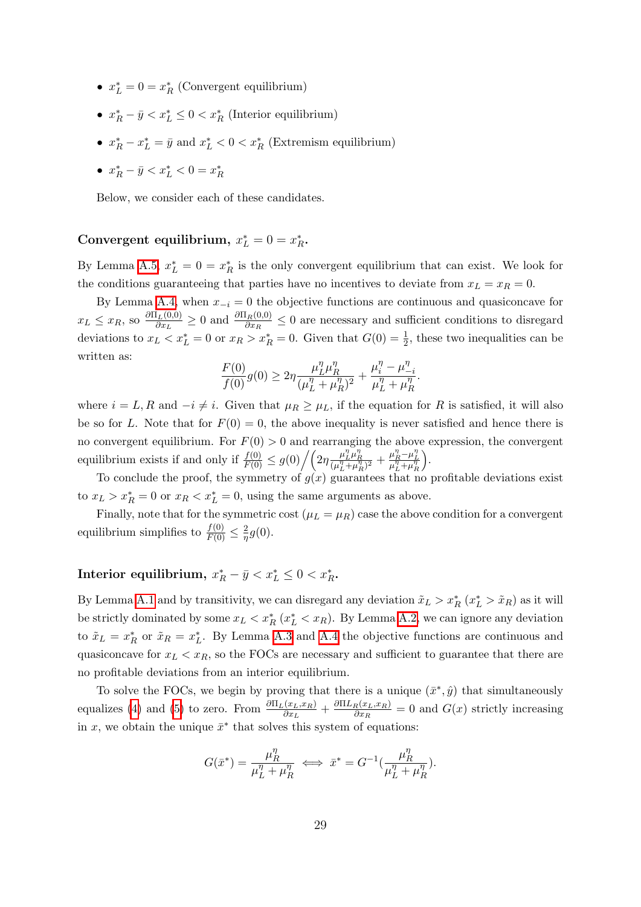- $x_L^* = 0 = x_R^*$ (Convergent equilibrium)
- $x_R^* - \bar{y} < x_L^* \leq 0 < x_R^*$ (Interior equilibrium)
- $x_R^* - x_L^* = \bar{y}$ and $x_L^* < 0 < x_R^*$ (Extremism equilibrium)
- $x_R^* - \bar{y} < x_L^* < 0 = x_R^*$

Below, we consider each of these candidates.

### Convergent equilibrium, $x_L^* = 0 = x_R^*$.

By Lemma A.5, $x_L^* = 0 = x_R^*$ is the only convergent equilibrium that can exist. We look for the conditions guaranteeing that parties have no incentives to deviate from $x_L = x_R = 0$.

By Lemma A.4, when $x_{-i} = 0$ the objective functions are continuous and quasiconcave for $x_L \leq x_R$, so $\frac{\partial \Pi_L(0,0)}{\partial x_L} \geq 0$ and $\frac{\partial \Pi_R(0,0)}{\partial x_R} \leq 0$ are necessary and sufficient conditions to disregard deviations to $x_L < x_L^* = 0$ or $x_R > x_R^* = 0$. Given that $G(0) = \frac{1}{2}$, these two inequalities can be written as:

$$\frac{F(0)}{f(0)} g(0) \geq 2\eta \frac{\mu_L^\eta \mu_R^\eta}{(\mu_L^\eta + \mu_R^\eta)^2} + \frac{\mu_i^\eta - \mu_{-i}^\eta}{\mu_L^\eta + \mu_R^\eta}.$$

where $i = L, R$ and $-i \neq i$. Given that $\mu_R \geq \mu_L$, if the equation for $R$ is satisfied, it will also be so for $L$. Note that for $F(0) = 0$, the above inequality is never satisfied and hence there is no convergent equilibrium. For $F(0) > 0$ and rearranging the above expression, the convergent equilibrium exists if and only if $\frac{f(0)}{F(0)} \leq g(0) \Big/ \Big( 2\eta \frac{\mu_L^\eta \mu_R^\eta}{(\mu_L^\eta + \mu_R^\eta)^2} + \frac{\mu_R^\eta - \mu_L^\eta}{\mu_L^\eta + \mu_R^\eta} \Big)$.

To conclude the proof, the symmetry of $g(x)$ guarantees that no profitable deviations exist to $x_L > x_R^* = 0$ or $x_R < x_L^* = 0$, using the same arguments as above.

Finally, note that for the symmetric cost ($\mu_L = \mu_R$) case the above condition for a convergent equilibrium simplifies to $\frac{f(0)}{F(0)} \leq \frac{2}{\eta} g(0)$.

### Interior equilibrium, $x_R^* - \bar{y} < x_L^* \leq 0 < x_R^*$.

By Lemma A.1 and by transitivity, we can disregard any deviation $\tilde{x}_L > x_R^*$ ($x_L^* > \tilde{x}_R$) as it will be strictly dominated by some $x_L < x_R^*$ ($x_L^* < x_R$). By Lemma A.2, we can ignore any deviation to $\tilde{x}_L = x_R^*$ or $\tilde{x}_R = x_L^*$. By Lemma A.3 and A.4 the objective functions are continuous and quasiconcave for $x_L < x_R$, so the FOCs are necessary and sufficient to guarantee that there are no profitable deviations from an interior equilibrium.

To solve the FOCs, we begin by proving that there is a unique $(\bar{x}^*, \hat{y})$ that simultaneously equalizes (4) and (5) to zero. From $\frac{\partial \Pi_L(x_L,x_R)}{\partial x_L} + \frac{\partial \Pi L_R(x_L,x_R)}{\partial x_R} = 0$ and $G(x)$ strictly increasing in $x$, we obtain the unique $\bar{x}^*$ that solves this system of equations:

$$G(\bar{x}^*) = \frac{\mu_R^\eta}{\mu_L^\eta + \mu_R^\eta} \iff \bar{x}^* = G^{-1}\left(\frac{\mu_R^\eta}{\mu_L^\eta + \mu_R^\eta}\right).$$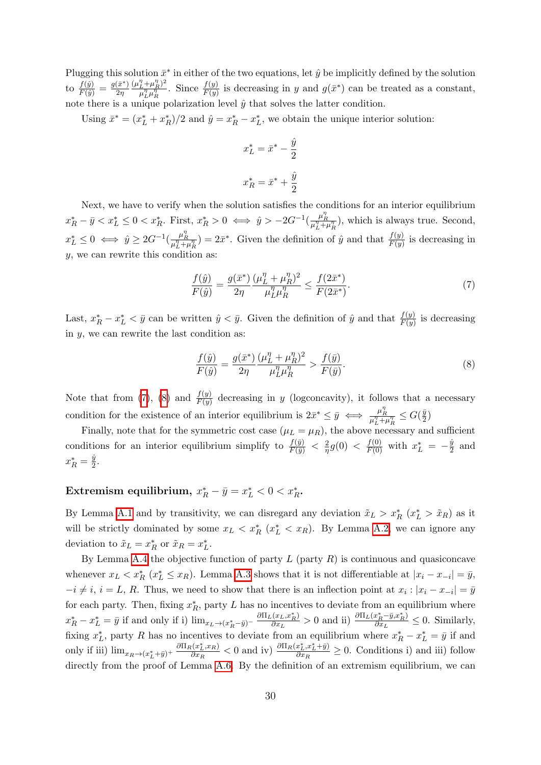Plugging this solution $\bar{x}^*$ in either of the two equations, let $\hat{y}$ be implicitly defined by the solution to $\frac{f(\hat{y})}{F(\hat{y})} = \frac{g(\bar{x}^*)}{2\eta} \frac{(\mu_L^\eta + \mu_R^\eta)^2}{\mu_L^\eta \mu_R^\eta}$. Since $\frac{f(y)}{F(y)}$ is decreasing in $y$ and $g(\bar{x}^*)$ can be treated as a constant, note there is a unique polarization level $\hat{y}$ that solves the latter condition.

Using $\bar{x}^* = (x_L^* + x_R^*)/2$ and $\hat{y} = x_R^* - x_L^*$, we obtain the unique interior solution:

$$x_L^* = \bar{x}^* - \frac{\hat{y}}{2}$$

$$x_R^* = \bar{x}^* + \frac{\hat{y}}{2}$$

Next, we have to verify when the solution satisfies the conditions for an interior equilibrium $x_R^* - \bar{y} < x_L^* \leq 0 < x_R^*$. First, $x_R^* > 0 \iff \hat{y} > -2G^{-1}(\frac{\mu_R^\eta}{\mu_L^\eta + \mu_R^\eta})$, which is always true. Second, $x_L^* \leq 0 \iff \hat{y} \geq 2G^{-1}(\frac{\mu_R^\eta}{\mu_L^\eta + \mu_R^\eta}) = 2\bar{x}^*$. Given the definition of $\hat{y}$ and that $\frac{f(y)}{F(y)}$ is decreasing in $y$, we can rewrite this condition as:

$$\frac{f(\hat{y})}{F(\hat{y})} = \frac{g(\bar{x}^*)}{2\eta} \frac{(\mu_L^\eta + \mu_R^\eta)^2}{\mu_L^\eta \mu_R^\eta} \leq \frac{f(2\bar{x}^*)}{F(2\bar{x}^*)}. \tag{7}$$

Last, $x_R^* - x_L^* < \bar{y}$ can be written $\hat{y} < \bar{y}$. Given the definition of $\hat{y}$ and that $\frac{f(y)}{F(y)}$ is decreasing in $y$, we can rewrite the last condition as:

$$\frac{f(\hat{y})}{F(\hat{y})} = \frac{g(\bar{x}^*)}{2\eta} \frac{(\mu_L^\eta + \mu_R^\eta)^2}{\mu_L^\eta \mu_R^\eta} > \frac{f(\bar{y})}{F(\bar{y})}. \tag{8}$$

Note that from (7), (8) and $\frac{f(y)}{F(y)}$ decreasing in $y$ (logconcavity), it follows that a necessary condition for the existence of an interior equilibrium is $2\bar{x}^* \leq \bar{y} \iff \frac{\mu_R^\eta}{\mu_L^\eta + \mu_R^\eta} \leq G(\frac{\bar{y}}{2})$

Finally, note that for the symmetric cost case ($\mu_L = \mu_R$), the above necessary and sufficient conditions for an interior equilibrium simplify to $\frac{f(\bar{y})}{F(\bar{y})} < \frac{2}{\eta} g(0) < \frac{f(0)}{F(0)}$ with $x_L^* = -\frac{\hat{y}}{2}$ and $x_R^* = \frac{\hat{y}}{2}$.

### Extremism equilibrium, $x_R^* - \bar{y} = x_L^* < 0 < x_R^*$.

By Lemma A.1 and by transitivity, we can disregard any deviation $\tilde{x}_L > x_R^*$ ($x_L^* > \tilde{x}_R$) as it will be strictly dominated by some $x_L < x_R^*$ ($x_L^* < x_R$). By Lemma A.2, we can ignore any deviation to $\tilde{x}_L = x_R^*$ or $\tilde{x}_R = x_L^*$.

By Lemma A.4 the objective function of party $L$ (party $R$) is continuous and quasiconcave whenever $x_L < x_R^*$ ($x_L^* \leq x_R$). Lemma A.3 shows that it is not differentiable at $|x_i - x_{-i}| = \bar{y}$, $-i \neq i$, $i = L$, $R$. Thus, we need to show that there is an inflection point at $x_i : |x_i - x_{-i}| = \bar{y}$ for each party. Then, fixing $x_R^*$, party $L$ has no incentives to deviate from an equilibrium where $x_R^* - x_L^* = \bar{y}$ if and only if i) $\lim_{x_L \to (x_R^* - \bar{y})^-} \frac{\partial \Pi_L(x_L, x_R^*)}{\partial x_L} > 0$ and ii) $\frac{\partial \Pi_L(x_R^* - \bar{y}, x_R^*)}{\partial x_L} \leq 0$. Similarly, fixing $x_L^*$, party $R$ has no incentives to deviate from an equilibrium where $x_R^* - x_L^* = \bar{y}$ if and only if iii) $\lim_{x_R \to (x_L^* + \bar{y})^+} \frac{\partial \Pi_R(x_L^*, x_R)}{\partial x_R} < 0$ and iv) $\frac{\partial \Pi_R(x_L^*, x_L^* + \bar{y})}{\partial x_R} \geq 0$. Conditions i) and iii) follow directly from the proof of Lemma A.6. By the definition of an extremism equilibrium, we can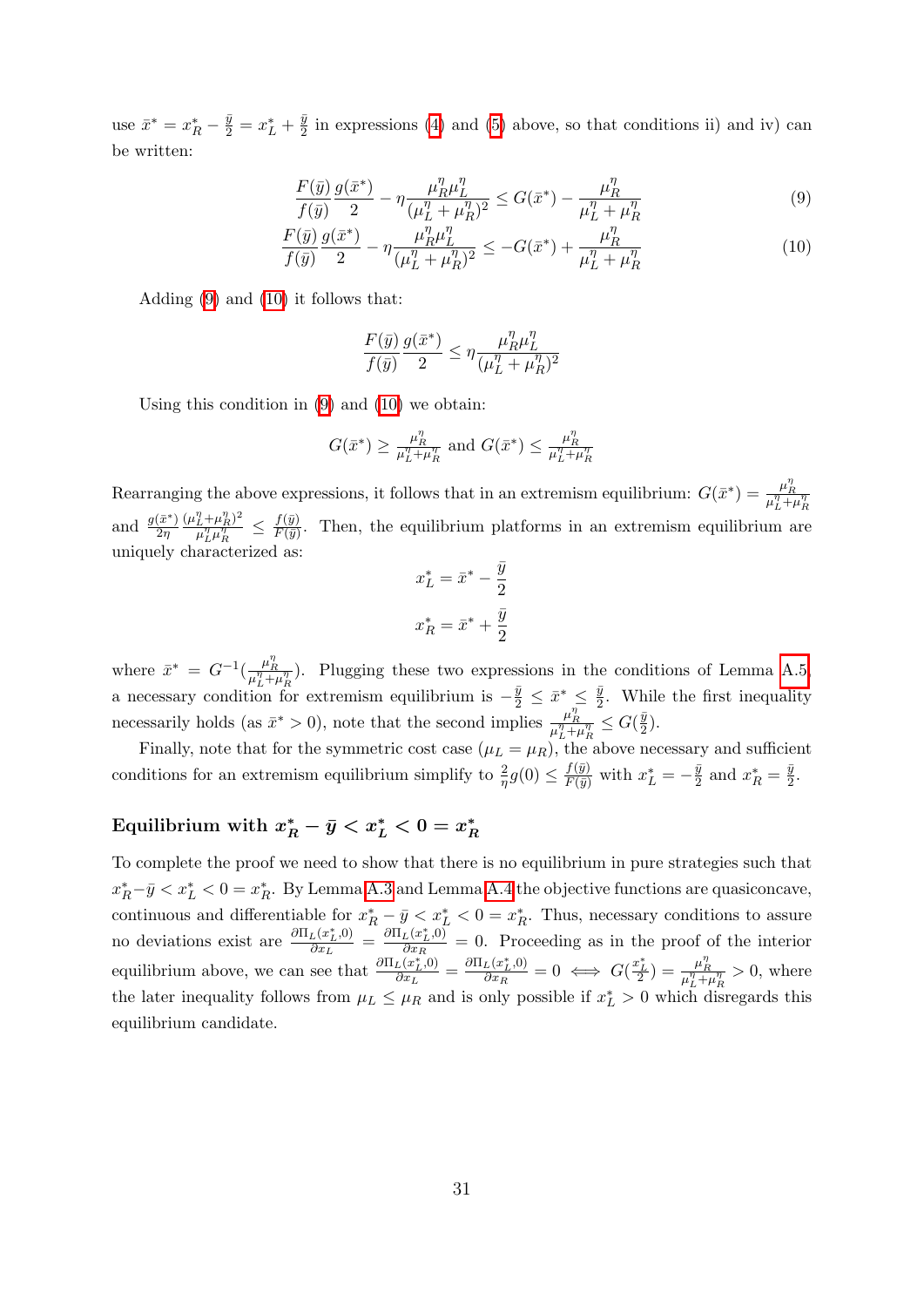use $\bar{x}^* = x_R^* - \frac{\bar{y}}{2} = x_L^* + \frac{\bar{y}}{2}$ in expressions (4) and (5) above, so that conditions ii) and iv) can be written:

$$\frac{F(\bar{y})}{f(\bar{y})}\frac{g(\bar{x}^*)}{2} - \eta\frac{\mu_R^\eta \mu_L^\eta}{(\mu_L^\eta + \mu_R^\eta)^2} \leq G(\bar{x}^*) - \frac{\mu_R^\eta}{\mu_L^\eta + \mu_R^\eta} \tag{9}$$

$$\frac{F(\bar{y})}{f(\bar{y})}\frac{g(\bar{x}^*)}{2} - \eta\frac{\mu_R^\eta \mu_L^\eta}{(\mu_L^\eta + \mu_R^\eta)^2} \leq -G(\bar{x}^*) + \frac{\mu_R^\eta}{\mu_L^\eta + \mu_R^\eta} \tag{10}$$

Adding (9) and (10) it follows that:

$$\frac{F(\bar{y})}{f(\bar{y})}\frac{g(\bar{x}^*)}{2} \leq \eta\frac{\mu_R^\eta \mu_L^\eta}{(\mu_L^\eta + \mu_R^\eta)^2}$$

Using this condition in (9) and (10) we obtain:

$$G(\bar{x}^*) \geq \frac{\mu_R^\eta}{\mu_L^\eta + \mu_R^\eta} \text{ and } G(\bar{x}^*) \leq \frac{\mu_R^\eta}{\mu_L^\eta + \mu_R^\eta}$$

Rearranging the above expressions, it follows that in an extremism equilibrium: $G(\bar{x}^*) = \frac{\mu_R^\eta}{\mu_L^\eta + \mu_R^\eta}$ and $\frac{g(\bar{x}^*)}{2\eta}\frac{(\mu_L^\eta + \mu_R^\eta)^2}{\mu_L^\eta \mu_R^\eta} \leq \frac{f(\bar{y})}{F(\bar{y})}$. Then, the equilibrium platforms in an extremism equilibrium are uniquely characterized as:

$$x_L^* = \bar{x}^* - \frac{\bar{y}}{2}$$

$$x_R^* = \bar{x}^* + \frac{\bar{y}}{2}$$

where $\bar{x}^* = G^{-1}(\frac{\mu_R^\eta}{\mu_L^\eta + \mu_R^\eta})$. Plugging these two expressions in the conditions of Lemma A.5, a necessary condition for extremism equilibrium is $-\frac{\bar{y}}{2} \leq \bar{x}^* \leq \frac{\bar{y}}{2}$. While the first inequality necessarily holds (as $\bar{x}^* > 0$), note that the second implies $\frac{\mu_R^\eta}{\mu_L^\eta + \mu_R^\eta} \leq G(\frac{\bar{y}}{2})$.

Finally, note that for the symmetric cost case ($\mu_L = \mu_R$), the above necessary and sufficient conditions for an extremism equilibrium simplify to $\frac{2}{\eta}g(0) \leq \frac{f(\bar{y})}{F(\bar{y})}$ with $x_L^* = -\frac{\bar{y}}{2}$ and $x_R^* = \frac{\bar{y}}{2}$.

### Equilibrium with $x_R^* - \bar{y} < x_L^* < 0 = x_R^*$

To complete the proof we need to show that there is no equilibrium in pure strategies such that $x_R^* - \bar{y} < x_L^* < 0 = x_R^*$. By Lemma A.3 and Lemma A.4 the objective functions are quasiconcave, continuous and differentiable for $x_R^* - \bar{y} < x_L^* < 0 = x_R^*$. Thus, necessary conditions to assure no deviations exist are $\frac{\partial \Pi_L(x_L^*, 0)}{\partial x_L} = \frac{\partial \Pi_L(x_L^*, 0)}{\partial x_R} = 0$. Proceeding as in the proof of the interior equilibrium above, we can see that $\frac{\partial \Pi_L(x_L^*, 0)}{\partial x_L} = \frac{\partial \Pi_L(x_L^*, 0)}{\partial x_R} = 0 \iff G(\frac{x_L^*}{2}) = \frac{\mu_R^\eta}{\mu_L^\eta + \mu_R^\eta} > 0$, where the later inequality follows from $\mu_L \leq \mu_R$ and is only possible if $x_L^* > 0$ which disregards this equilibrium candidate.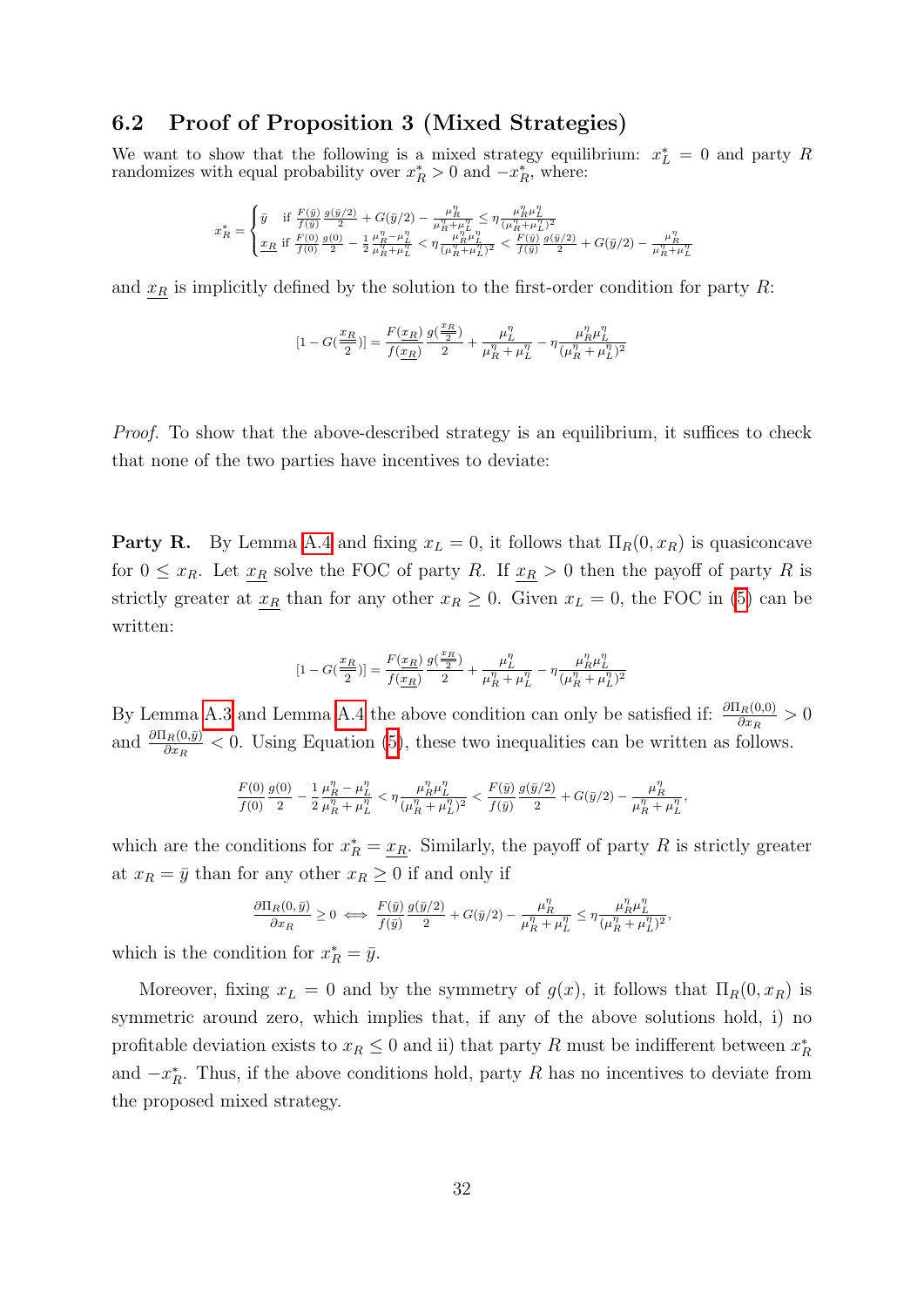## 6.2 Proof of Proposition 3 (Mixed Strategies)

We want to show that the following is a mixed strategy equilibrium: $x_L^* = 0$ and party $R$ randomizes with equal probability over $x_R^* > 0$ and $-x_R^*$, where:

$$
x_R^* = \begin{cases} \bar{y} & \text{if } \frac{F(\bar{y})}{f(\bar{y})}\frac{g(\bar{y}/2)}{2} + G(\bar{y}/2) - \frac{\mu_R^\eta}{\mu_R^\eta + \mu_L^\eta} \leq \eta \frac{\mu_R^\eta \mu_L^\eta}{(\mu_R^\eta + \mu_L^\eta)^2} \\ \underline{x_R} & \text{if } \frac{F(0)}{f(0)}\frac{g(0)}{2} - \frac{1}{2}\frac{\mu_R^\eta - \mu_L^\eta}{\mu_R^\eta + \mu_L^\eta} < \eta \frac{\mu_R^\eta \mu_L^\eta}{(\mu_R^\eta + \mu_L^\eta)^2} < \frac{F(\bar{y})}{f(\bar{y})}\frac{g(\bar{y}/2)}{2} + G(\bar{y}/2) - \frac{\mu_R^\eta}{\mu_R^\eta + \mu_L^\eta} \end{cases}
$$

and $\underline{x_R}$ is implicitly defined by the solution to the first-order condition for party $R$:

$$
[1 - G(\tfrac{\underline{x_R}}{2})] = \frac{F(\underline{x_R})}{f(\underline{x_R})}\frac{g(\frac{\underline{x_R}}{2})}{2} + \frac{\mu_L^\eta}{\mu_R^\eta + \mu_L^\eta} - \eta \frac{\mu_R^\eta \mu_L^\eta}{(\mu_R^\eta + \mu_L^\eta)^2}
$$

*Proof.* To show that the above-described strategy is an equilibrium, it suffices to check that none of the two parties have incentives to deviate:

**Party R.** By Lemma A.4 and fixing $x_L = 0$, it follows that $\Pi_R(0, x_R)$ is quasiconcave for $0 \leq x_R$. Let $\underline{x_R}$ solve the FOC of party $R$. If $\underline{x_R} > 0$ then the payoff of party $R$ is strictly greater at $\underline{x_R}$ than for any other $x_R \geq 0$. Given $x_L = 0$, the FOC in (5) can be written:

$$
[1 - G(\tfrac{\underline{x_R}}{2})] = \frac{F(\underline{x_R})}{f(\underline{x_R})}\frac{g(\frac{\underline{x_R}}{2})}{2} + \frac{\mu_L^\eta}{\mu_R^\eta + \mu_L^\eta} - \eta \frac{\mu_R^\eta \mu_L^\eta}{(\mu_R^\eta + \mu_L^\eta)^2}
$$

By Lemma A.3 and Lemma A.4 the above condition can only be satisfied if: $\frac{\partial \Pi_R(0,0)}{\partial x_R} > 0$ and $\frac{\partial \Pi_R(0,\bar{y})}{\partial x_R} < 0$. Using Equation (5), these two inequalities can be written as follows.

$$
\frac{F(0)}{f(0)}\frac{g(0)}{2} - \frac{1}{2}\frac{\mu_R^\eta - \mu_L^\eta}{\mu_R^\eta + \mu_L^\eta} < \eta \frac{\mu_R^\eta \mu_L^\eta}{(\mu_R^\eta + \mu_L^\eta)^2} < \frac{F(\bar{y})}{f(\bar{y})}\frac{g(\bar{y}/2)}{2} + G(\bar{y}/2) - \frac{\mu_R^\eta}{\mu_R^\eta + \mu_L^\eta},
$$

which are the conditions for $x_R^* = \underline{x_R}$. Similarly, the payoff of party $R$ is strictly greater at $x_R = \bar{y}$ than for any other $x_R \geq 0$ if and only if

$$
\frac{\partial \Pi_R(0,\bar{y})}{\partial x_R} \geq 0 \iff \frac{F(\bar{y})}{f(\bar{y})}\frac{g(\bar{y}/2)}{2} + G(\bar{y}/2) - \frac{\mu_R^\eta}{\mu_R^\eta + \mu_L^\eta} \leq \eta \frac{\mu_R^\eta \mu_L^\eta}{(\mu_R^\eta + \mu_L^\eta)^2},
$$

which is the condition for $x_R^* = \bar{y}$.

Moreover, fixing $x_L = 0$ and by the symmetry of $g(x)$, it follows that $\Pi_R(0, x_R)$ is symmetric around zero, which implies that, if any of the above solutions hold, i) no profitable deviation exists to $x_R \leq 0$ and ii) that party $R$ must be indifferent between $x_R^*$ and $-x_R^*$. Thus, if the above conditions hold, party $R$ has no incentives to deviate from the proposed mixed strategy.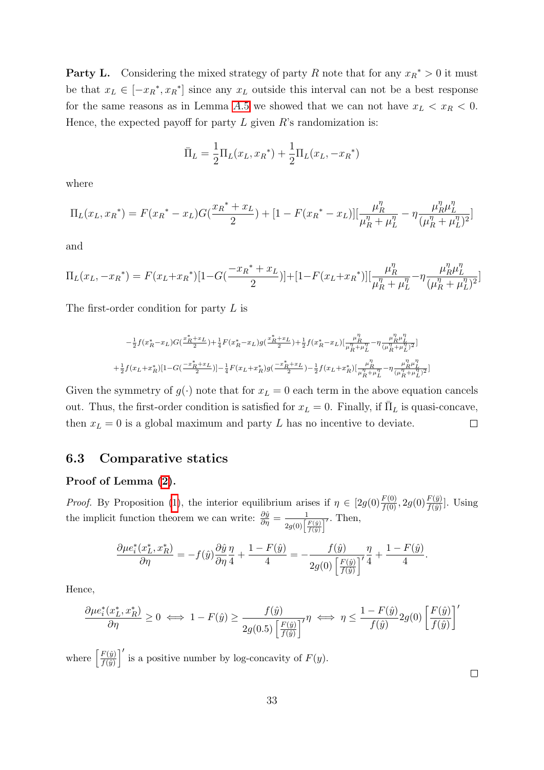**Party L.** Considering the mixed strategy of party $R$ note that for any ${x_R}^* > 0$ it must be that $x_L \in [-{x_R}^*, {x_R}^*]$ since any $x_L$ outside this interval can not be a best response for the same reasons as in Lemma A.5 we showed that we can not have $x_L < x_R < 0$. Hence, the expected payoff for party $L$ given $R$'s randomization is:

$$\bar{\Pi}_L = \frac{1}{2}\Pi_L(x_L, {x_R}^*) + \frac{1}{2}\Pi_L(x_L, -{x_R}^*)$$

where

$$\Pi_L(x_L, {x_R}^*) = F({x_R}^* - x_L)G(\frac{{x_R}^* + x_L}{2}) + [1 - F({x_R}^* - x_L)][\frac{\mu_R^\eta}{\mu_R^\eta + \mu_L^\eta} - \eta\frac{\mu_R^\eta \mu_L^\eta}{(\mu_R^\eta + \mu_L^\eta)^2}]$$

and

$$\Pi_L(x_L, -{x_R}^*) = F(x_L + {x_R}^*)[1 - G(\frac{-{x_R}^* + x_L}{2})] + [1 - F(x_L + {x_R}^*)][\frac{\mu_R^\eta}{\mu_R^\eta + \mu_L^\eta} - \eta\frac{\mu_R^\eta \mu_L^\eta}{(\mu_R^\eta + \mu_L^\eta)^2}]$$

The first-order condition for party $L$ is

$$-\tfrac{1}{2}f(x_R^* - x_L)G(\tfrac{x_R^* + x_L}{2}) + \tfrac{1}{4}F(x_R^* - x_L)g(\tfrac{x_R^* + x_L}{2}) + \tfrac{1}{2}f(x_R^* - x_L)[\tfrac{\mu_R^\eta}{\mu_R^\eta + \mu_L^\eta} - \eta\tfrac{\mu_R^\eta \mu_L^\eta}{(\mu_R^\eta + \mu_L^\eta)^2}]$$

$$+\tfrac{1}{2}f(x_L + x_R^*)[1 - G(\tfrac{-x_R^* + x_L}{2})] - \tfrac{1}{4}F(x_L + x_R^*)g(\tfrac{-x_R^* + x_L}{2}) - \tfrac{1}{2}f(x_L + x_R^*)[\tfrac{\mu_R^\eta}{\mu_R^\eta + \mu_L^\eta} - \eta\tfrac{\mu_R^\eta \mu_L^\eta}{(\mu_R^\eta + \mu_L^\eta)^2}]$$

Given the symmetry of $g(\cdot)$ note that for $x_L = 0$ each term in the above equation cancels out. Thus, the first-order condition is satisfied for $x_L = 0$. Finally, if $\bar{\Pi}_L$ is quasi-concave, then $x_L = 0$ is a global maximum and party $L$ has no incentive to deviate. $\square$

## 6.3 Comparative statics

**Proof of Lemma (2).**

*Proof.* By Proposition (1), the interior equilibrium arises if $\eta \in [2g(0)\frac{F(0)}{f(0)}, 2g(0)\frac{F(\bar{y})}{f(\bar{y})}]$. Using the implicit function theorem we can write: $\frac{\partial \hat{y}}{\partial \eta} = \frac{1}{2g(0)\left[\frac{F(\hat{y})}{f(\hat{y})}\right]'}$. Then,

$$\frac{\partial \mu e_i^*(x_L^*, x_R^*)}{\partial \eta} = -f(\hat{y})\frac{\partial \hat{y}}{\partial \eta}\frac{\eta}{4} + \frac{1 - F(\hat{y})}{4} = -\frac{f(\hat{y})}{2g(0)\left[\frac{F(\hat{y})}{f(\hat{y})}\right]'}\frac{\eta}{4} + \frac{1 - F(\hat{y})}{4}.$$

Hence,

$$\frac{\partial \mu e_i^*(x_L^*, x_R^*)}{\partial \eta} \geq 0 \iff 1 - F(\hat{y}) \geq \frac{f(\hat{y})}{2g(0.5)\left[\frac{F(\hat{y})}{f(\hat{y})}\right]'}\eta \iff \eta \leq \frac{1 - F(\hat{y})}{f(\hat{y})}2g(0)\left[\frac{F(\hat{y})}{f(\hat{y})}\right]'$$

where $\left[\frac{F(\hat{y})}{f(\hat{y})}\right]'$ is a positive number by log-concavity of $F(y)$.

$\square$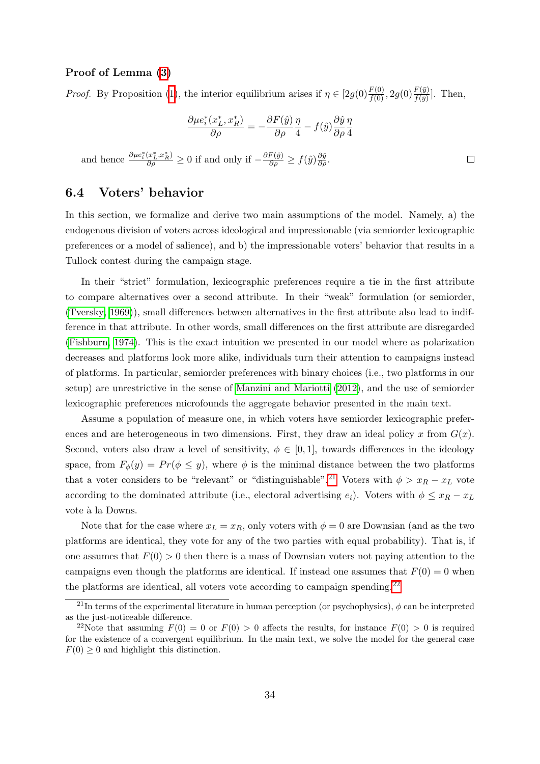**Proof of Lemma (3)**

*Proof.* By Proposition (1), the interior equilibrium arises if $\eta \in [2g(0)\frac{F(0)}{f(0)}, 2g(0)\frac{F(\bar{y})}{f(\bar{y})}]$. Then,

$$\frac{\partial \mu e_i^*(x_L^*, x_R^*)}{\partial \rho} = -\frac{\partial F(\hat{y})}{\partial \rho}\frac{\eta}{4} - f(\hat{y})\frac{\partial \hat{y}}{\partial \rho}\frac{\eta}{4}$$

and hence $\frac{\partial \mu e_i^*(x_L^*, x_R^*)}{\partial \rho} \geq 0$ if and only if $-\frac{\partial F(\hat{y})}{\partial \rho} \geq f(\hat{y})\frac{\partial \hat{y}}{\partial \rho}$. □

## 6.4 Voters' behavior

In this section, we formalize and derive two main assumptions of the model. Namely, a) the endogenous division of voters across ideological and impressionable (via semiorder lexicographic preferences or a model of salience), and b) the impressionable voters' behavior that results in a Tullock contest during the campaign stage.

In their "strict" formulation, lexicographic preferences require a tie in the first attribute to compare alternatives over a second attribute. In their "weak" formulation (or semiorder, (Tversky, 1969)), small differences between alternatives in the first attribute also lead to indifference in that attribute. In other words, small differences on the first attribute are disregarded (Fishburn, 1974). This is the exact intuition we presented in our model where as polarization decreases and platforms look more alike, individuals turn their attention to campaigns instead of platforms. In particular, semiorder preferences with binary choices (i.e., two platforms in our setup) are unrestrictive in the sense of Manzini and Mariotti (2012), and the use of semiorder lexicographic preferences microfounds the aggregate behavior presented in the main text.

Assume a population of measure one, in which voters have semiorder lexicographic preferences and are heterogeneous in two dimensions. First, they draw an ideal policy $x$ from $G(x)$. Second, voters also draw a level of sensitivity, $\phi \in [0, 1]$, towards differences in the ideology space, from $F_\phi(y) = Pr(\phi \leq y)$, where $\phi$ is the minimal distance between the two platforms that a voter considers to be "relevant" or "distinguishable".[21] Voters with $\phi > x_R - x_L$ vote according to the dominated attribute (i.e., electoral advertising $e_i$). Voters with $\phi \leq x_R - x_L$ vote à la Downs.

Note that for the case where $x_L = x_R$, only voters with $\phi = 0$ are Downsian (and as the two platforms are identical, they vote for any of the two parties with equal probability). That is, if one assumes that $F(0) > 0$ then there is a mass of Downsian voters not paying attention to the campaigns even though the platforms are identical. If instead one assumes that $F(0) = 0$ when the platforms are identical, all voters vote according to campaign spending.[22]

[21] In terms of the experimental literature in human perception (or psychophysics), $\phi$ can be interpreted as the just-noticeable difference.

[22] Note that assuming $F(0) = 0$ or $F(0) > 0$ affects the results, for instance $F(0) > 0$ is required for the existence of a convergent equilibrium. In the main text, we solve the model for the general case $F(0) \geq 0$ and highlight this distinction.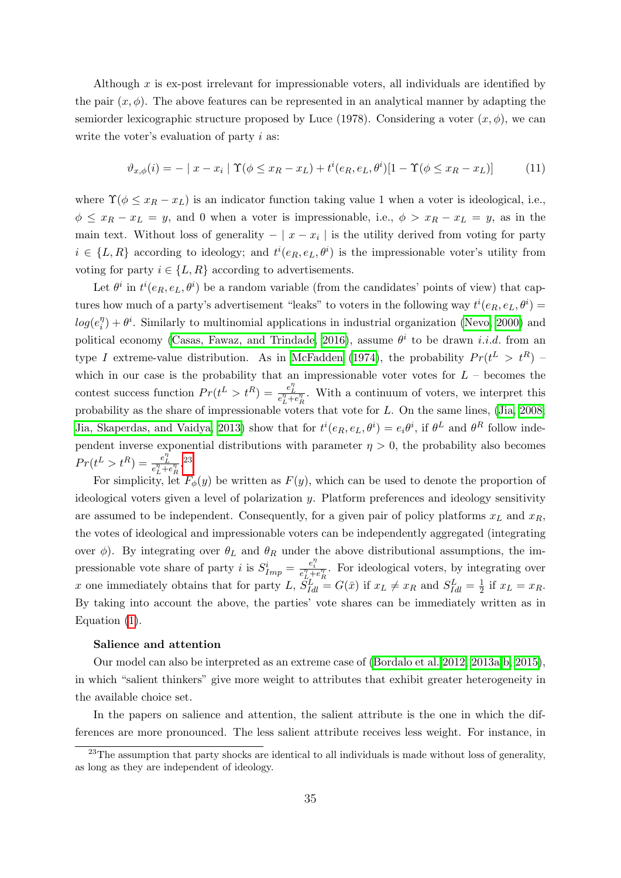Although $x$ is ex-post irrelevant for impressionable voters, all individuals are identified by the pair $(x, \phi)$. The above features can be represented in an analytical manner by adapting the semiorder lexicographic structure proposed by Luce (1978). Considering a voter $(x, \phi)$, we can write the voter's evaluation of party $i$ as:

$$\vartheta_{x,\phi}(i) = - \mid x - x_i \mid \Upsilon(\phi \leq x_R - x_L) + t^i(e_R, e_L, \theta^i)[1 - \Upsilon(\phi \leq x_R - x_L)] \tag{11}$$

where $\Upsilon(\phi \leq x_R - x_L)$ is an indicator function taking value 1 when a voter is ideological, i.e., $\phi \leq x_R - x_L = y$, and 0 when a voter is impressionable, i.e., $\phi > x_R - x_L = y$, as in the main text. Without loss of generality $- \mid x - x_i \mid$ is the utility derived from voting for party $i \in \{L, R\}$ according to ideology; and $t^i(e_R, e_L, \theta^i)$ is the impressionable voter's utility from voting for party $i \in \{L, R\}$ according to advertisements.

Let $\theta^i$ in $t^i(e_R, e_L, \theta^i)$ be a random variable (from the candidates' points of view) that captures how much of a party's advertisement "leaks" to voters in the following way $t^i(e_R, e_L, \theta^i) = log(e_i^{\eta}) + \theta^i$. Similarly to multinomial applications in industrial organization (Nevo, 2000) and political economy (Casas, Fawaz, and Trindade, 2016), assume $\theta^i$ to be drawn *i.i.d.* from an type *I* extreme-value distribution. As in McFadden (1974), the probability $Pr(t^L > t^R)$ – which in our case is the probability that an impressionable voter votes for $L$ – becomes the contest success function $Pr(t^L > t^R) = \frac{e_L^{\eta}}{e_L^{\eta} + e_R^{\eta}}$. With a continuum of voters, we interpret this probability as the share of impressionable voters that vote for $L$. On the same lines, (Jia, 2008; Jia, Skaperdas, and Vaidya, 2013) show that for $t^i(e_R, e_L, \theta^i) = e_i\theta^i$, if $\theta^L$ and $\theta^R$ follow independent inverse exponential distributions with parameter $\eta > 0$, the probability also becomes $Pr(t^L > t^R) = \frac{e_L^{\eta}}{e_L^{\eta} + e_R^{\eta}}$.[23]

For simplicity, let $F_{\phi}(y)$ be written as $F(y)$, which can be used to denote the proportion of ideological voters given a level of polarization $y$. Platform preferences and ideology sensitivity are assumed to be independent. Consequently, for a given pair of policy platforms $x_L$ and $x_R$, the votes of ideological and impressionable voters can be independently aggregated (integrating over $\phi$). By integrating over $\theta_L$ and $\theta_R$ under the above distributional assumptions, the impressionable vote share of party $i$ is $S^i_{Imp} = \frac{e_i^{\eta}}{e_L^{\eta} + e_R^{\eta}}$. For ideological voters, by integrating over $x$ one immediately obtains that for party $L$, $S^L_{Idl} = G(\bar{x})$ if $x_L \neq x_R$ and $S^L_{Idl} = \frac{1}{2}$ if $x_L = x_R$. By taking into account the above, the parties' vote shares can be immediately written as in Equation (1).

**Salience and attention**

Our model can also be interpreted as an extreme case of (Bordalo et al. 2012, 2013a,b, 2015), in which "salient thinkers" give more weight to attributes that exhibit greater heterogeneity in the available choice set.

In the papers on salience and attention, the salient attribute is the one in which the differences are more pronounced. The less salient attribute receives less weight. For instance, in

[23] The assumption that party shocks are identical to all individuals is made without loss of generality, as long as they are independent of ideology.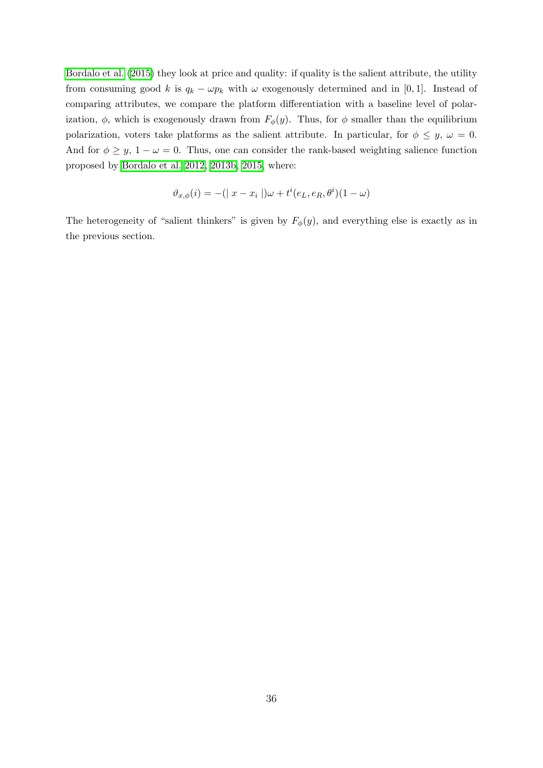Bordalo et al. (2015) they look at price and quality: if quality is the salient attribute, the utility from consuming good $k$ is $q_k - \omega p_k$ with $\omega$ exogenously determined and in $[0, 1]$. Instead of comparing attributes, we compare the platform differentiation with a baseline level of polarization, $\phi$, which is exogenously drawn from $F_\phi(y)$. Thus, for $\phi$ smaller than the equilibrium polarization, voters take platforms as the salient attribute. In particular, for $\phi \leq y$, $\omega = 0$. And for $\phi \geq y$, $1 - \omega = 0$. Thus, one can consider the rank-based weighting salience function proposed by Bordalo et al. 2012, 2013b, 2015 where:

$$\vartheta_{x,\phi}(i) = -(\mid x - x_i \mid)\omega + t^i(e_L, e_R, \theta^i)(1 - \omega)$$

The heterogeneity of "salient thinkers" is given by $F_\phi(y)$, and everything else is exactly as in the previous section.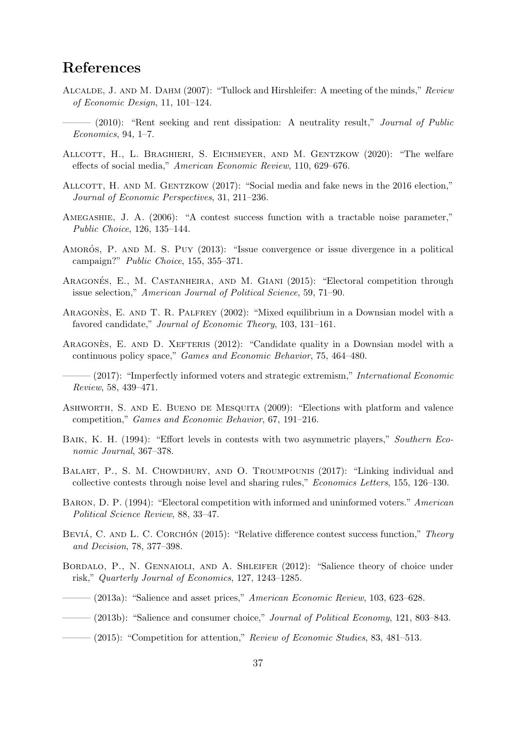# References

Alcalde, J. and M. Dahm (2007): "Tullock and Hirshleifer: A meeting of the minds," *Review of Economic Design*, 11, 101–124.

——— (2010): "Rent seeking and rent dissipation: A neutrality result," *Journal of Public Economics*, 94, 1–7.

Allcott, H., L. Braghieri, S. Eichmeyer, and M. Gentzkow (2020): "The welfare effects of social media," *American Economic Review*, 110, 629–676.

Allcott, H. and M. Gentzkow (2017): "Social media and fake news in the 2016 election," *Journal of Economic Perspectives*, 31, 211–236.

Amegashie, J. A. (2006): "A contest success function with a tractable noise parameter," *Public Choice*, 126, 135–144.

Amorós, P. and M. S. Puy (2013): "Issue convergence or issue divergence in a political campaign?" *Public Choice*, 155, 355–371.

Aragonés, E., M. Castanheira, and M. Giani (2015): "Electoral competition through issue selection," *American Journal of Political Science*, 59, 71–90.

Aragonès, E. and T. R. Palfrey (2002): "Mixed equilibrium in a Downsian model with a favored candidate," *Journal of Economic Theory*, 103, 131–161.

Aragonès, E. and D. Xefteris (2012): "Candidate quality in a Downsian model with a continuous policy space," *Games and Economic Behavior*, 75, 464–480.

——— (2017): "Imperfectly informed voters and strategic extremism," *International Economic Review*, 58, 439–471.

Ashworth, S. and E. Bueno de Mesquita (2009): "Elections with platform and valence competition," *Games and Economic Behavior*, 67, 191–216.

Baik, K. H. (1994): "Effort levels in contests with two asymmetric players," *Southern Economic Journal*, 367–378.

Balart, P., S. M. Chowdhury, and O. Troumpounis (2017): "Linking individual and collective contests through noise level and sharing rules," *Economics Letters*, 155, 126–130.

Baron, D. P. (1994): "Electoral competition with informed and uninformed voters." *American Political Science Review*, 88, 33–47.

Beviá, C. and L. C. Corchón (2015): "Relative difference contest success function," *Theory and Decision*, 78, 377–398.

Bordalo, P., N. Gennaioli, and A. Shleifer (2012): "Salience theory of choice under risk," *Quarterly Journal of Economics*, 127, 1243–1285.

——— (2013a): "Salience and asset prices," *American Economic Review*, 103, 623–628.

——— (2013b): "Salience and consumer choice," *Journal of Political Economy*, 121, 803–843.

——— (2015): "Competition for attention," *Review of Economic Studies*, 83, 481–513.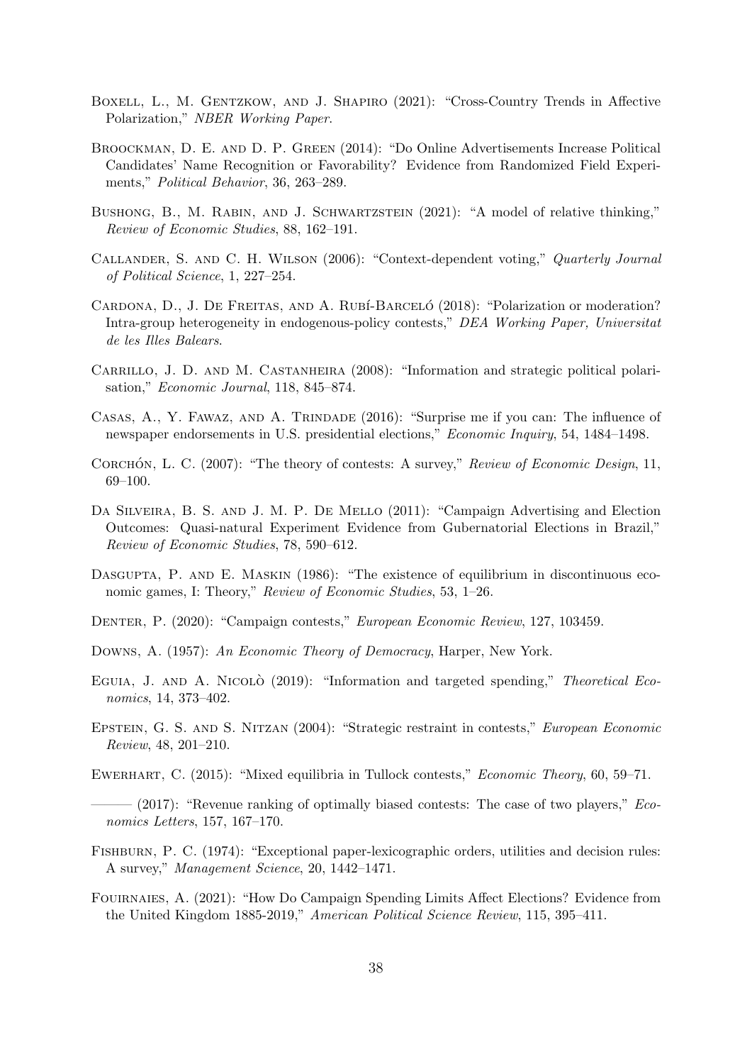Boxell, L., M. Gentzkow, and J. Shapiro (2021): "Cross-Country Trends in Affective Polarization," *NBER Working Paper*.

Broockman, D. E. and D. P. Green (2014): "Do Online Advertisements Increase Political Candidates' Name Recognition or Favorability? Evidence from Randomized Field Experiments," *Political Behavior*, 36, 263–289.

Bushong, B., M. Rabin, and J. Schwartzstein (2021): "A model of relative thinking," *Review of Economic Studies*, 88, 162–191.

Callander, S. and C. H. Wilson (2006): "Context-dependent voting," *Quarterly Journal of Political Science*, 1, 227–254.

Cardona, D., J. De Freitas, and A. Rubí-Barceló (2018): "Polarization or moderation? Intra-group heterogeneity in endogenous-policy contests," *DEA Working Paper, Universitat de les Illes Balears*.

Carrillo, J. D. and M. Castanheira (2008): "Information and strategic political polarisation," *Economic Journal*, 118, 845–874.

Casas, A., Y. Fawaz, and A. Trindade (2016): "Surprise me if you can: The influence of newspaper endorsements in U.S. presidential elections," *Economic Inquiry*, 54, 1484–1498.

Corchón, L. C. (2007): "The theory of contests: A survey," *Review of Economic Design*, 11, 69–100.

Da Silveira, B. S. and J. M. P. De Mello (2011): "Campaign Advertising and Election Outcomes: Quasi-natural Experiment Evidence from Gubernatorial Elections in Brazil," *Review of Economic Studies*, 78, 590–612.

Dasgupta, P. and E. Maskin (1986): "The existence of equilibrium in discontinuous economic games, I: Theory," *Review of Economic Studies*, 53, 1–26.

Denter, P. (2020): "Campaign contests," *European Economic Review*, 127, 103459.

Downs, A. (1957): *An Economic Theory of Democracy*, Harper, New York.

Eguia, J. and A. Nicolò (2019): "Information and targeted spending," *Theoretical Economics*, 14, 373–402.

Epstein, G. S. and S. Nitzan (2004): "Strategic restraint in contests," *European Economic Review*, 48, 201–210.

Ewerhart, C. (2015): "Mixed equilibria in Tullock contests," *Economic Theory*, 60, 59–71.

——— (2017): "Revenue ranking of optimally biased contests: The case of two players," *Economics Letters*, 157, 167–170.

Fishburn, P. C. (1974): "Exceptional paper-lexicographic orders, utilities and decision rules: A survey," *Management Science*, 20, 1442–1471.

Fouirnaies, A. (2021): "How Do Campaign Spending Limits Affect Elections? Evidence from the United Kingdom 1885-2019," *American Political Science Review*, 115, 395–411.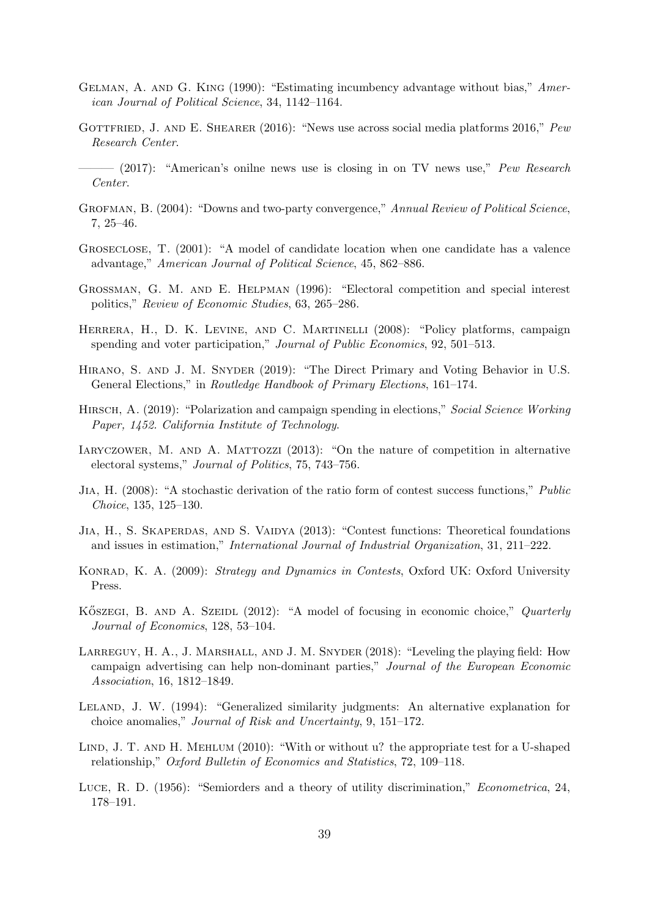Gelman, A. and G. King (1990): "Estimating incumbency advantage without bias," *American Journal of Political Science*, 34, 1142–1164.

Gottfried, J. and E. Shearer (2016): "News use across social media platforms 2016," *Pew Research Center*.

——— (2017): "American's onilne news use is closing in on TV news use," *Pew Research Center*.

Grofman, B. (2004): "Downs and two-party convergence," *Annual Review of Political Science*, 7, 25–46.

Groseclose, T. (2001): "A model of candidate location when one candidate has a valence advantage," *American Journal of Political Science*, 45, 862–886.

Grossman, G. M. and E. Helpman (1996): "Electoral competition and special interest politics," *Review of Economic Studies*, 63, 265–286.

Herrera, H., D. K. Levine, and C. Martinelli (2008): "Policy platforms, campaign spending and voter participation," *Journal of Public Economics*, 92, 501–513.

Hirano, S. and J. M. Snyder (2019): "The Direct Primary and Voting Behavior in U.S. General Elections," in *Routledge Handbook of Primary Elections*, 161–174.

Hirsch, A. (2019): "Polarization and campaign spending in elections," *Social Science Working Paper, 1452. California Institute of Technology.*

Iaryczower, M. and A. Mattozzi (2013): "On the nature of competition in alternative electoral systems," *Journal of Politics*, 75, 743–756.

Jia, H. (2008): "A stochastic derivation of the ratio form of contest success functions," *Public Choice*, 135, 125–130.

Jia, H., S. Skaperdas, and S. Vaidya (2013): "Contest functions: Theoretical foundations and issues in estimation," *International Journal of Industrial Organization*, 31, 211–222.

Konrad, K. A. (2009): *Strategy and Dynamics in Contests*, Oxford UK: Oxford University Press.

Kőszegi, B. and A. Szeidl (2012): "A model of focusing in economic choice," *Quarterly Journal of Economics*, 128, 53–104.

Larreguy, H. A., J. Marshall, and J. M. Snyder (2018): "Leveling the playing field: How campaign advertising can help non-dominant parties," *Journal of the European Economic Association*, 16, 1812–1849.

Leland, J. W. (1994): "Generalized similarity judgments: An alternative explanation for choice anomalies," *Journal of Risk and Uncertainty*, 9, 151–172.

Lind, J. T. and H. Mehlum (2010): "With or without u? the appropriate test for a U-shaped relationship," *Oxford Bulletin of Economics and Statistics*, 72, 109–118.

Luce, R. D. (1956): "Semiorders and a theory of utility discrimination," *Econometrica*, 24, 178–191.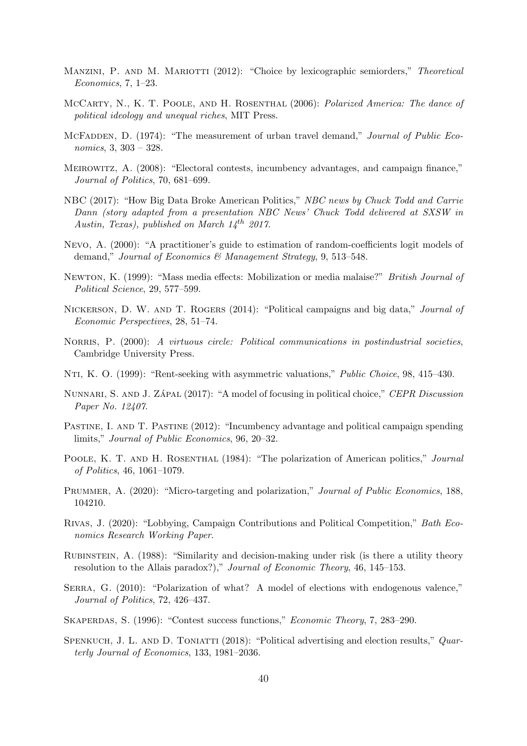Manzini, P. and M. Mariotti (2012): "Choice by lexicographic semiorders," *Theoretical Economics*, 7, 1–23.

McCarty, N., K. T. Poole, and H. Rosenthal (2006): *Polarized America: The dance of political ideology and unequal riches*, MIT Press.

McFadden, D. (1974): "The measurement of urban travel demand," *Journal of Public Economics*, 3, 303 – 328.

Meirowitz, A. (2008): "Electoral contests, incumbency advantages, and campaign finance," *Journal of Politics*, 70, 681–699.

NBC (2017): "How Big Data Broke American Politics," *NBC news by Chuck Todd and Carrie Dann (story adapted from a presentation NBC News' Chuck Todd delivered at SXSW in Austin, Texas), published on March $14^{th}$ 2017.*

Nevo, A. (2000): "A practitioner's guide to estimation of random-coefficients logit models of demand," *Journal of Economics & Management Strategy*, 9, 513–548.

Newton, K. (1999): "Mass media effects: Mobilization or media malaise?" *British Journal of Political Science*, 29, 577–599.

Nickerson, D. W. and T. Rogers (2014): "Political campaigns and big data," *Journal of Economic Perspectives*, 28, 51–74.

Norris, P. (2000): *A virtuous circle: Political communications in postindustrial societies*, Cambridge University Press.

Nti, K. O. (1999): "Rent-seeking with asymmetric valuations," *Public Choice*, 98, 415–430.

Nunnari, S. and J. Zápal (2017): "A model of focusing in political choice," *CEPR Discussion Paper No. 12407*.

Pastine, I. and T. Pastine (2012): "Incumbency advantage and political campaign spending limits," *Journal of Public Economics*, 96, 20–32.

Poole, K. T. and H. Rosenthal (1984): "The polarization of American politics," *Journal of Politics*, 46, 1061–1079.

Prummer, A. (2020): "Micro-targeting and polarization," *Journal of Public Economics*, 188, 104210.

Rivas, J. (2020): "Lobbying, Campaign Contributions and Political Competition," *Bath Economics Research Working Paper*.

Rubinstein, A. (1988): "Similarity and decision-making under risk (is there a utility theory resolution to the Allais paradox?)," *Journal of Economic Theory*, 46, 145–153.

Serra, G. (2010): "Polarization of what? A model of elections with endogenous valence," *Journal of Politics*, 72, 426–437.

Skaperdas, S. (1996): "Contest success functions," *Economic Theory*, 7, 283–290.

Spenkuch, J. L. and D. Toniatti (2018): "Political advertising and election results," *Quarterly Journal of Economics*, 133, 1981–2036.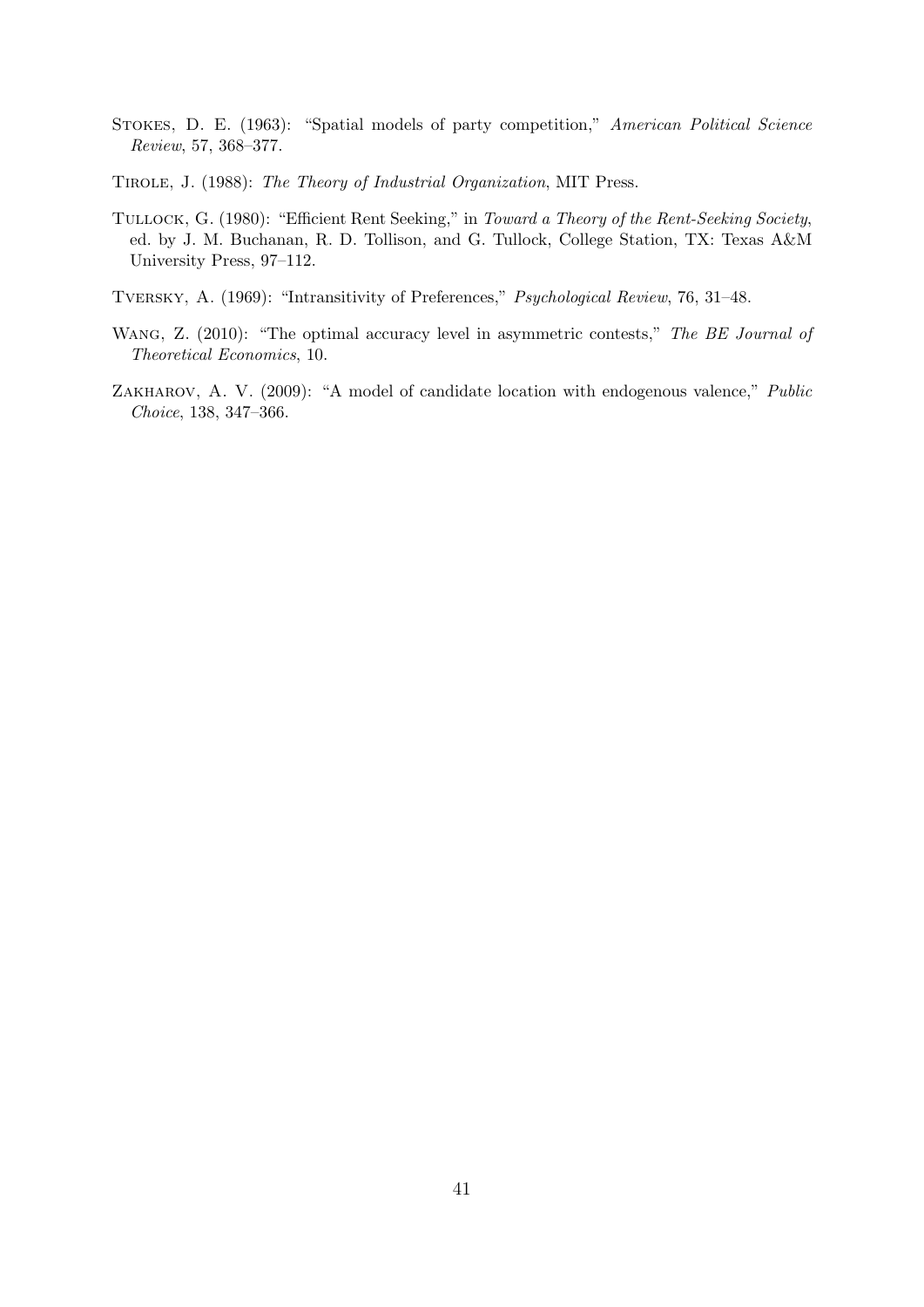Stokes, D. E. (1963): "Spatial models of party competition," *American Political Science Review*, 57, 368–377.

Tirole, J. (1988): *The Theory of Industrial Organization*, MIT Press.

Tullock, G. (1980): "Efficient Rent Seeking," in *Toward a Theory of the Rent-Seeking Society*, ed. by J. M. Buchanan, R. D. Tollison, and G. Tullock, College Station, TX: Texas A&M University Press, 97–112.

Tversky, A. (1969): "Intransitivity of Preferences," *Psychological Review*, 76, 31–48.

Wang, Z. (2010): "The optimal accuracy level in asymmetric contests," *The BE Journal of Theoretical Economics*, 10.

Zakharov, A. V. (2009): "A model of candidate location with endogenous valence," *Public Choice*, 138, 347–366.